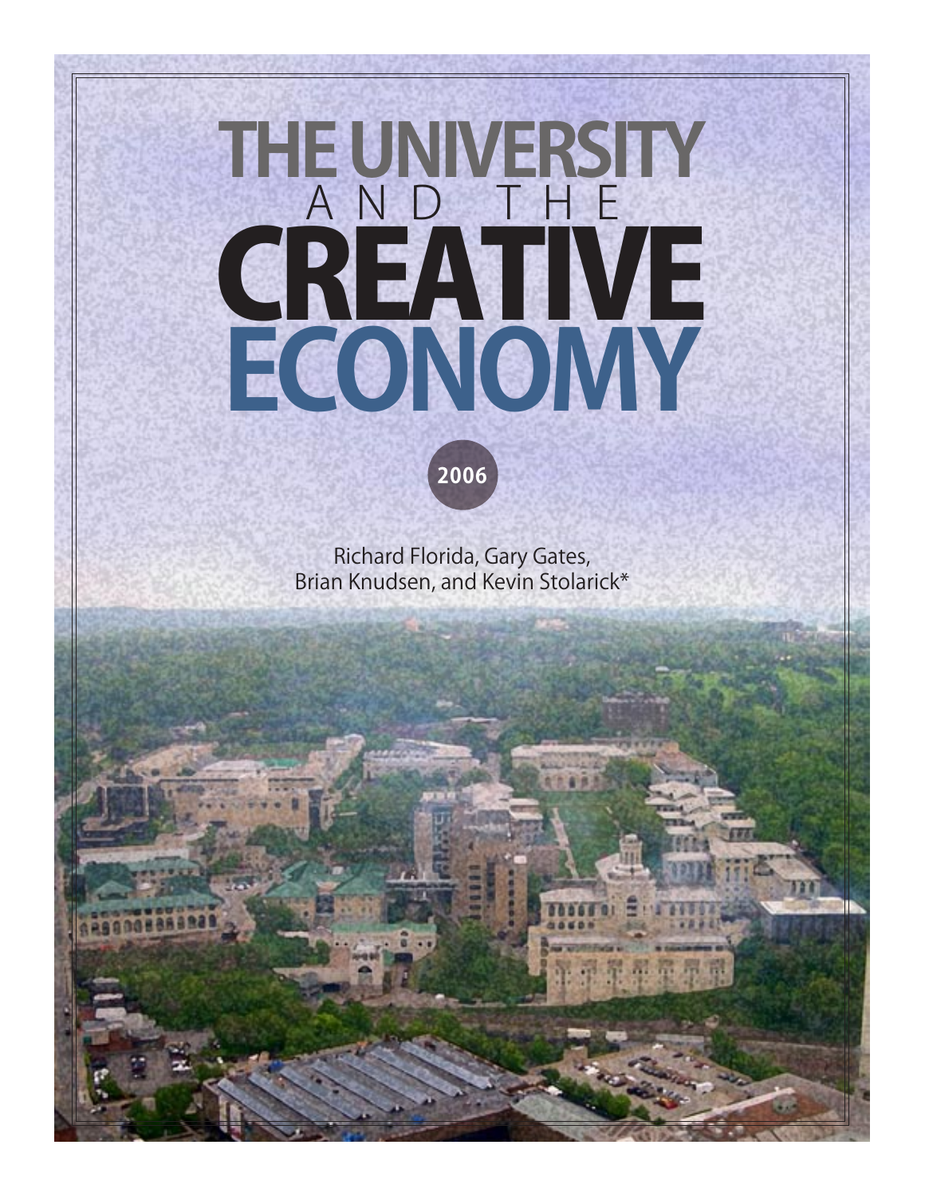# THE UNIVERSITY AND THE CREATIVE ECONOMY

2006

Richard Florida, Gary Gates,
Brian Knudsen, and Kevin Stolarick*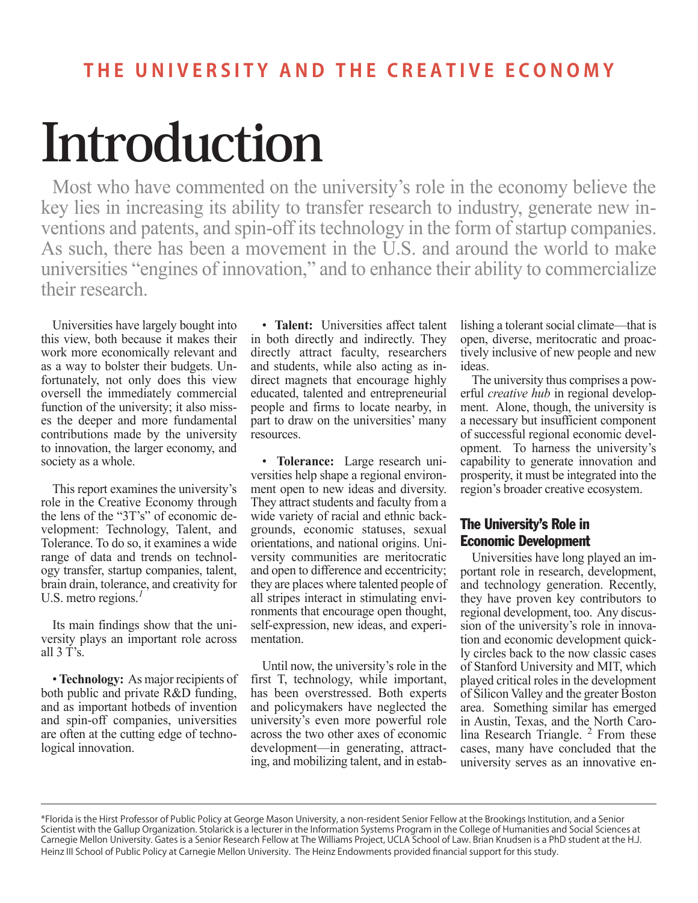# Introduction

Most who have commented on the university's role in the economy believe the key lies in increasing its ability to transfer research to industry, generate new inventions and patents, and spin-off its technology in the form of startup companies. As such, there has been a movement in the U.S. and around the world to make universities "engines of innovation," and to enhance their ability to commercialize their research.

Universities have largely bought into this view, both because it makes their work more economically relevant and as a way to bolster their budgets. Unfortunately, not only does this view oversell the immediately commercial function of the university; it also misses the deeper and more fundamental contributions made by the university to innovation, the larger economy, and society as a whole.

This report examines the university's role in the Creative Economy through the lens of the "3T's" of economic development: Technology, Talent, and Tolerance. To do so, it examines a wide range of data and trends on technology transfer, startup companies, talent, brain drain, tolerance, and creativity for U.S. metro regions.[1]

Its main findings show that the university plays an important role across all 3 T's.

- **Technology:** As major recipients of both public and private R&D funding, and as important hotbeds of invention and spin-off companies, universities are often at the cutting edge of technological innovation.

- **Talent:** Universities affect talent in both directly and indirectly. They directly attract faculty, researchers and students, while also acting as indirect magnets that encourage highly educated, talented and entrepreneurial people and firms to locate nearby, in part to draw on the universities' many resources.

- **Tolerance:** Large research universities help shape a regional environment open to new ideas and diversity. They attract students and faculty from a wide variety of racial and ethnic backgrounds, economic statuses, sexual orientations, and national origins. University communities are meritocratic and open to difference and eccentricity; they are places where talented people of all stripes interact in stimulating environments that encourage open thought, self-expression, new ideas, and experimentation.

Until now, the university's role in the first T, technology, while important, has been overstressed. Both experts and policymakers have neglected the university's even more powerful role across the two other axes of economic development—in generating, attracting, and mobilizing talent, and in establishing a tolerant social climate—that is open, diverse, meritocratic and proactively inclusive of new people and new ideas.

The university thus comprises a powerful *creative hub* in regional development. Alone, though, the university is a necessary but insufficient component of successful regional economic development. To harness the university's capability to generate innovation and prosperity, it must be integrated into the region's broader creative ecosystem.

## The University's Role in Economic Development

Universities have long played an important role in research, development, and technology generation. Recently, they have proven key contributors to regional development, too. Any discussion of the university's role in innovation and economic development quickly circles back to the now classic cases of Stanford University and MIT, which played critical roles in the development of Silicon Valley and the greater Boston area. Something similar has emerged in Austin, Texas, and the North Carolina Research Triangle.[2] From these cases, many have concluded that the university serves as an innovative en-

---

*Florida is the Hirst Professor of Public Policy at George Mason University, a non-resident Senior Fellow at the Brookings Institution, and a Senior Scientist with the Gallup Organization. Stolarick is a lecturer in the Information Systems Program in the College of Humanities and Social Sciences at Carnegie Mellon University. Gates is a Senior Research Fellow at The Williams Project, UCLA School of Law. Brian Knudsen is a PhD student at the H.J. Heinz III School of Public Policy at Carnegie Mellon University. The Heinz Endowments provided financial support for this study.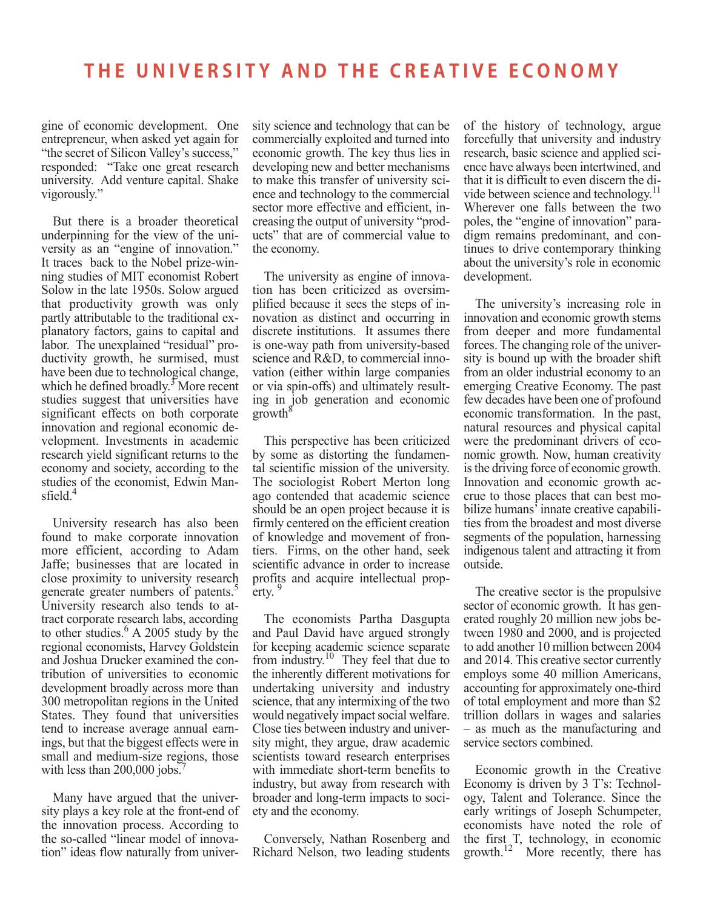gine of economic development. One entrepreneur, when asked yet again for "the secret of Silicon Valley's success," responded: "Take one great research university. Add venture capital. Shake vigorously."

But there is a broader theoretical underpinning for the view of the university as an "engine of innovation." It traces back to the Nobel prize-winning studies of MIT economist Robert Solow in the late 1950s. Solow argued that productivity growth was only partly attributable to the traditional explanatory factors, gains to capital and labor. The unexplained "residual" productivity growth, he surmised, must have been due to technological change, which he defined broadly.[3] More recent studies suggest that universities have significant effects on both corporate innovation and regional economic development. Investments in academic research yield significant returns to the economy and society, according to the studies of the economist, Edwin Mansfield.[4]

University research has also been found to make corporate innovation more efficient, according to Adam Jaffe; businesses that are located in close proximity to university research generate greater numbers of patents.[5] University research also tends to attract corporate research labs, according to other studies.[6] A 2005 study by the regional economists, Harvey Goldstein and Joshua Drucker examined the contribution of universities to economic development broadly across more than 300 metropolitan regions in the United States. They found that universities tend to increase average annual earnings, but that the biggest effects were in small and medium-size regions, those with less than 200,000 jobs.[7]

Many have argued that the university plays a key role at the front-end of the innovation process. According to the so-called "linear model of innovation" ideas flow naturally from university science and technology that can be commercially exploited and turned into economic growth. The key thus lies in developing new and better mechanisms to make this transfer of university science and technology to the commercial sector more effective and efficient, increasing the output of university "products" that are of commercial value to the economy.

The university as engine of innovation has been criticized as oversimplified because it sees the steps of innovation as distinct and occurring in discrete institutions. It assumes there is one-way path from university-based science and R&D, to commercial innovation (either within large companies or via spin-offs) and ultimately resulting in job generation and economic growth[8]

This perspective has been criticized by some as distorting the fundamental scientific mission of the university. The sociologist Robert Merton long ago contended that academic science should be an open project because it is firmly centered on the efficient creation of knowledge and movement of frontiers. Firms, on the other hand, seek scientific advance in order to increase profits and acquire intellectual property. [9]

The economists Partha Dasgupta and Paul David have argued strongly for keeping academic science separate from industry.[10] They feel that due to the inherently different motivations for undertaking university and industry science, that any intermixing of the two would negatively impact social welfare. Close ties between industry and university might, they argue, draw academic scientists toward research enterprises with immediate short-term benefits to industry, but away from research with broader and long-term impacts to society and the economy.

Conversely, Nathan Rosenberg and Richard Nelson, two leading students of the history of technology, argue forcefully that university and industry research, basic science and applied science have always been intertwined, and that it is difficult to even discern the divide between science and technology.[11] Wherever one falls between the two poles, the "engine of innovation" paradigm remains predominant, and continues to drive contemporary thinking about the university's role in economic development.

The university's increasing role in innovation and economic growth stems from deeper and more fundamental forces. The changing role of the university is bound up with the broader shift from an older industrial economy to an emerging Creative Economy. The past few decades have been one of profound economic transformation. In the past, natural resources and physical capital were the predominant drivers of economic growth. Now, human creativity is the driving force of economic growth. Innovation and economic growth accrue to those places that can best mobilize humans' innate creative capabilities from the broadest and most diverse segments of the population, harnessing indigenous talent and attracting it from outside.

The creative sector is the propulsive sector of economic growth. It has generated roughly 20 million new jobs between 1980 and 2000, and is projected to add another 10 million between 2004 and 2014. This creative sector currently employs some 40 million Americans, accounting for approximately one-third of total employment and more than $2 trillion dollars in wages and salaries – as much as the manufacturing and service sectors combined.

Economic growth in the Creative Economy is driven by 3 T's: Technology, Talent and Tolerance. Since the early writings of Joseph Schumpeter, economists have noted the role of the first T, technology, in economic growth.[12] More recently, there has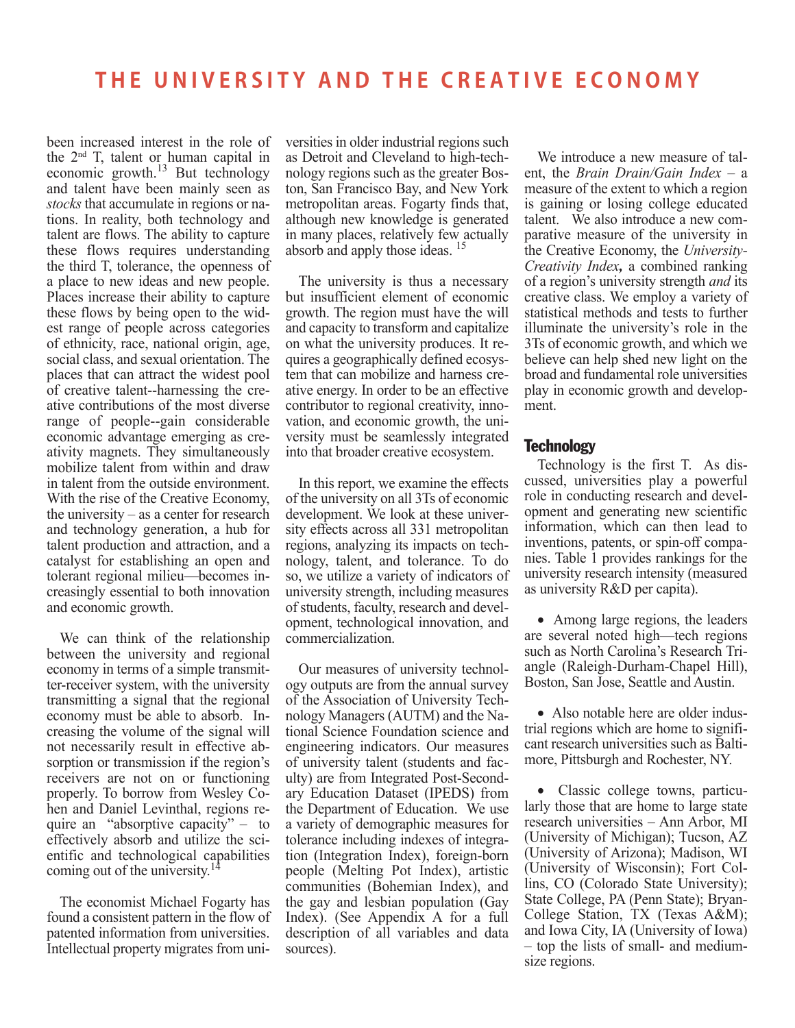been increased interest in the role of the 2nd T, talent or human capital in economic growth.[13] But technology and talent have been mainly seen as *stocks* that accumulate in regions or nations. In reality, both technology and talent are flows. The ability to capture these flows requires understanding the third T, tolerance, the openness of a place to new ideas and new people. Places increase their ability to capture these flows by being open to the widest range of people across categories of ethnicity, race, national origin, age, social class, and sexual orientation. The places that can attract the widest pool of creative talent--harnessing the creative contributions of the most diverse range of people--gain considerable economic advantage emerging as creativity magnets. They simultaneously mobilize talent from within and draw in talent from the outside environment. With the rise of the Creative Economy, the university – as a center for research and technology generation, a hub for talent production and attraction, and a catalyst for establishing an open and tolerant regional milieu—becomes increasingly essential to both innovation and economic growth.

We can think of the relationship between the university and regional economy in terms of a simple transmitter-receiver system, with the university transmitting a signal that the regional economy must be able to absorb. Increasing the volume of the signal will not necessarily result in effective absorption or transmission if the region's receivers are not on or functioning properly. To borrow from Wesley Cohen and Daniel Levinthal, regions require an "absorptive capacity" – to effectively absorb and utilize the scientific and technological capabilities coming out of the university.[14]

The economist Michael Fogarty has found a consistent pattern in the flow of patented information from universities. Intellectual property migrates from universities in older industrial regions such as Detroit and Cleveland to high-technology regions such as the greater Boston, San Francisco Bay, and New York metropolitan areas. Fogarty finds that, although new knowledge is generated in many places, relatively few actually absorb and apply those ideas.[15]

The university is thus a necessary but insufficient element of economic growth. The region must have the will and capacity to transform and capitalize on what the university produces. It requires a geographically defined ecosystem that can mobilize and harness creative energy. In order to be an effective contributor to regional creativity, innovation, and economic growth, the university must be seamlessly integrated into that broader creative ecosystem.

In this report, we examine the effects of the university on all 3Ts of economic development. We look at these university effects across all 331 metropolitan regions, analyzing its impacts on technology, talent, and tolerance. To do so, we utilize a variety of indicators of university strength, including measures of students, faculty, research and development, technological innovation, and commercialization.

Our measures of university technology outputs are from the annual survey of the Association of University Technology Managers (AUTM) and the National Science Foundation science and engineering indicators. Our measures of university talent (students and faculty) are from Integrated Post-Secondary Education Dataset (IPEDS) from the Department of Education. We use a variety of demographic measures for tolerance including indexes of integration (Integration Index), foreign-born people (Melting Pot Index), artistic communities (Bohemian Index), and the gay and lesbian population (Gay Index). (See Appendix A for a full description of all variables and data sources).

We introduce a new measure of talent, the *Brain Drain/Gain Index* – a measure of the extent to which a region is gaining or losing college educated talent. We also introduce a new comparative measure of the university in the Creative Economy, the *University-Creativity Index*, a combined ranking of a region's university strength *and* its creative class. We employ a variety of statistical methods and tests to further illuminate the university's role in the 3Ts of economic growth, and which we believe can help shed new light on the broad and fundamental role universities play in economic growth and development.

## Technology

Technology is the first T. As discussed, universities play a powerful role in conducting research and development and generating new scientific information, which can then lead to inventions, patents, or spin-off companies. Table 1 provides rankings for the university research intensity (measured as university R&D per capita).

- Among large regions, the leaders are several noted high—tech regions such as North Carolina's Research Triangle (Raleigh-Durham-Chapel Hill), Boston, San Jose, Seattle and Austin.

- Also notable here are older industrial regions which are home to significant research universities such as Baltimore, Pittsburgh and Rochester, NY.

- Classic college towns, particularly those that are home to large state research universities – Ann Arbor, MI (University of Michigan); Tucson, AZ (University of Arizona); Madison, WI (University of Wisconsin); Fort Collins, CO (Colorado State University); State College, PA (Penn State); Bryan-College Station, TX (Texas A&M); and Iowa City, IA (University of Iowa) – top the lists of small- and medium-size regions.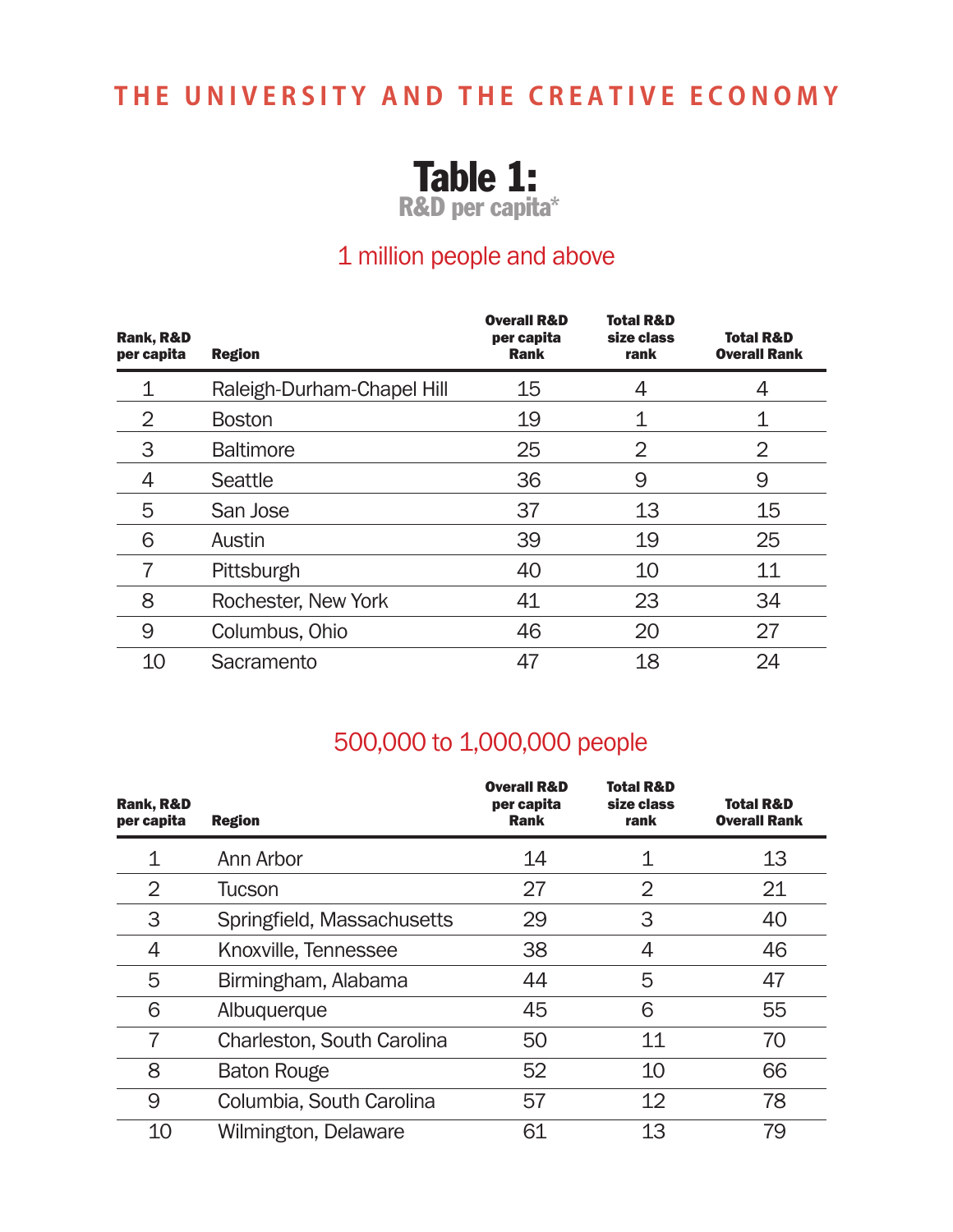# Table 1:

## R&D per capita*

### 1 million people and above

| Rank, R&D per capita | Region | Overall R&D per capita Rank | Total R&D size class rank | Total R&D Overall Rank |
|---|---|---|---|---|
| 1 | Raleigh-Durham-Chapel Hill | 15 | 4 | 4 |
| 2 | Boston | 19 | 1 | 1 |
| 3 | Baltimore | 25 | 2 | 2 |
| 4 | Seattle | 36 | 9 | 9 |
| 5 | San Jose | 37 | 13 | 15 |
| 6 | Austin | 39 | 19 | 25 |
| 7 | Pittsburgh | 40 | 10 | 11 |
| 8 | Rochester, New York | 41 | 23 | 34 |
| 9 | Columbus, Ohio | 46 | 20 | 27 |
| 10 | Sacramento | 47 | 18 | 24 |

### 500,000 to 1,000,000 people

| Rank, R&D per capita | Region | Overall R&D per capita Rank | Total R&D size class rank | Total R&D Overall Rank |
|---|---|---|---|---|
| 1 | Ann Arbor | 14 | 1 | 13 |
| 2 | Tucson | 27 | 2 | 21 |
| 3 | Springfield, Massachusetts | 29 | 3 | 40 |
| 4 | Knoxville, Tennessee | 38 | 4 | 46 |
| 5 | Birmingham, Alabama | 44 | 5 | 47 |
| 6 | Albuquerque | 45 | 6 | 55 |
| 7 | Charleston, South Carolina | 50 | 11 | 70 |
| 8 | Baton Rouge | 52 | 10 | 66 |
| 9 | Columbia, South Carolina | 57 | 12 | 78 |
| 10 | Wilmington, Delaware | 61 | 13 | 79 |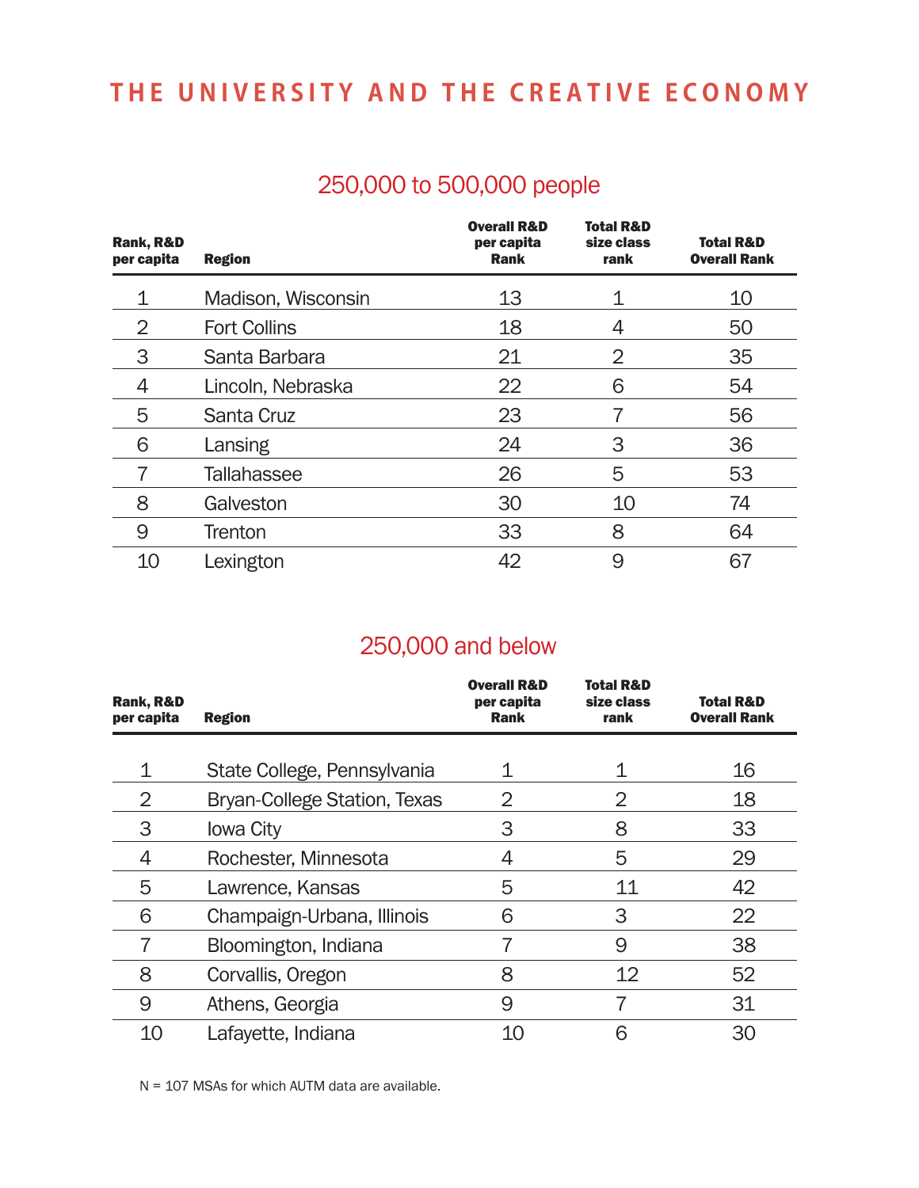## 250,000 to 500,000 people

| Rank, R&D per capita | Region | Overall R&D per capita Rank | Total R&D size class rank | Total R&D Overall Rank |
|---|---|---|---|---|
| 1 | Madison, Wisconsin | 13 | 1 | 10 |
| 2 | Fort Collins | 18 | 4 | 50 |
| 3 | Santa Barbara | 21 | 2 | 35 |
| 4 | Lincoln, Nebraska | 22 | 6 | 54 |
| 5 | Santa Cruz | 23 | 7 | 56 |
| 6 | Lansing | 24 | 3 | 36 |
| 7 | Tallahassee | 26 | 5 | 53 |
| 8 | Galveston | 30 | 10 | 74 |
| 9 | Trenton | 33 | 8 | 64 |
| 10 | Lexington | 42 | 9 | 67 |

## 250,000 and below

| Rank, R&D per capita | Region | Overall R&D per capita Rank | Total R&D size class rank | Total R&D Overall Rank |
|---|---|---|---|---|
| 1 | State College, Pennsylvania | 1 | 1 | 16 |
| 2 | Bryan-College Station, Texas | 2 | 2 | 18 |
| 3 | Iowa City | 3 | 8 | 33 |
| 4 | Rochester, Minnesota | 4 | 5 | 29 |
| 5 | Lawrence, Kansas | 5 | 11 | 42 |
| 6 | Champaign-Urbana, Illinois | 6 | 3 | 22 |
| 7 | Bloomington, Indiana | 7 | 9 | 38 |
| 8 | Corvallis, Oregon | 8 | 12 | 52 |
| 9 | Athens, Georgia | 9 | 7 | 31 |
| 10 | Lafayette, Indiana | 10 | 6 | 30 |

N = 107 MSAs for which AUTM data are available.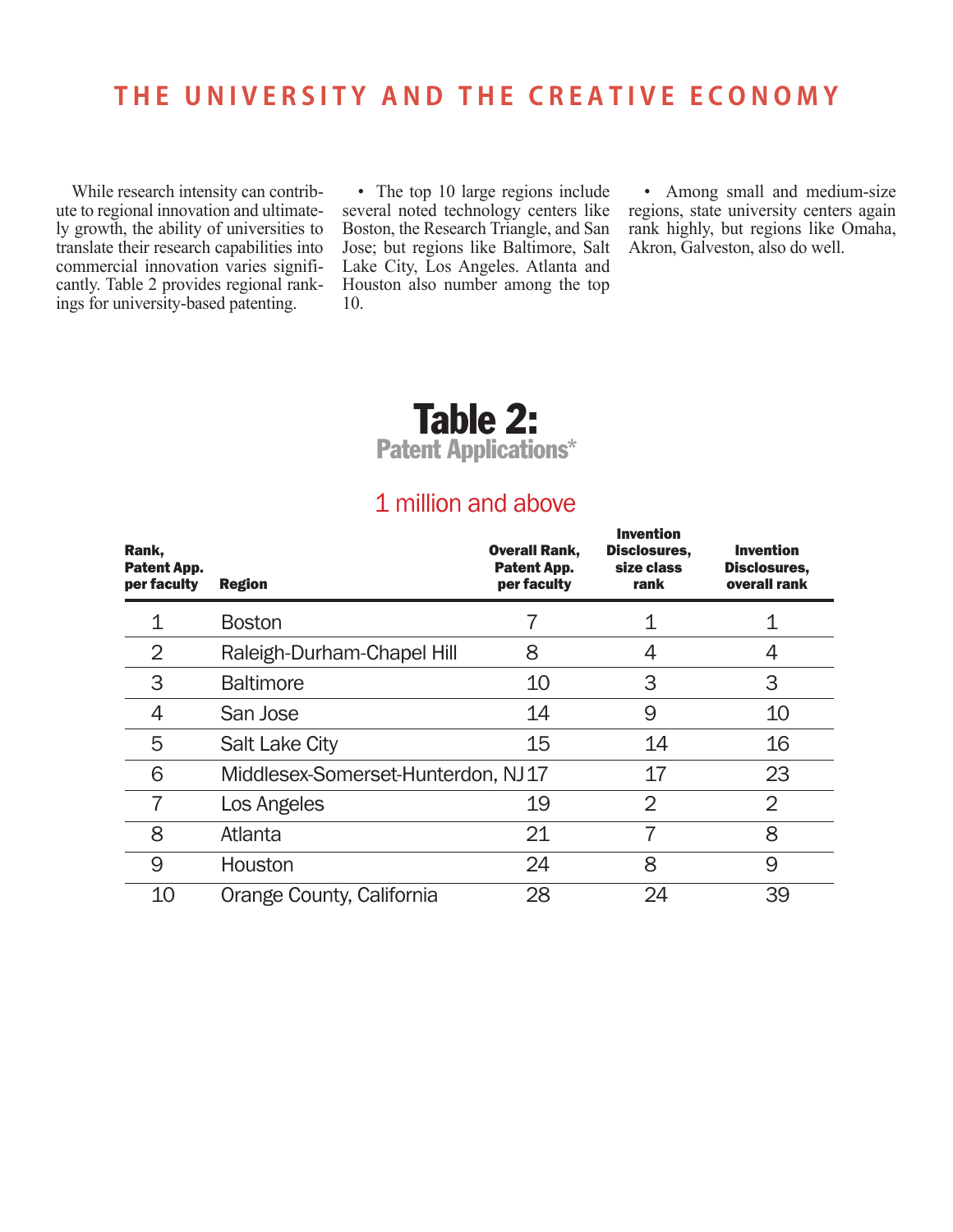# THE UNIVERSITY AND THE CREATIVE ECONOMY

While research intensity can contribute to regional innovation and ultimately growth, the ability of universities to translate their research capabilities into commercial innovation varies significantly. Table 2 provides regional rankings for university-based patenting.

- The top 10 large regions include several noted technology centers like Boston, the Research Triangle, and San Jose; but regions like Baltimore, Salt Lake City, Los Angeles. Atlanta and Houston also number among the top 10.

- Among small and medium-size regions, state university centers again rank highly, but regions like Omaha, Akron, Galveston, also do well.

## Table 2:
### Patent Applications*

### 1 million and above

| Rank, Patent App. per faculty | Region | Overall Rank, Patent App. per faculty | Invention Disclosures, size class rank | Invention Disclosures, overall rank |
|---|---|---|---|---|
| 1 | Boston | 7 | 1 | 1 |
| 2 | Raleigh-Durham-Chapel Hill | 8 | 4 | 4 |
| 3 | Baltimore | 10 | 3 | 3 |
| 4 | San Jose | 14 | 9 | 10 |
| 5 | Salt Lake City | 15 | 14 | 16 |
| 6 | Middlesex-Somerset-Hunterdon, NJ | 17 | 17 | 23 |
| 7 | Los Angeles | 19 | 2 | 2 |
| 8 | Atlanta | 21 | 7 | 8 |
| 9 | Houston | 24 | 8 | 9 |
| 10 | Orange County, California | 28 | 24 | 39 |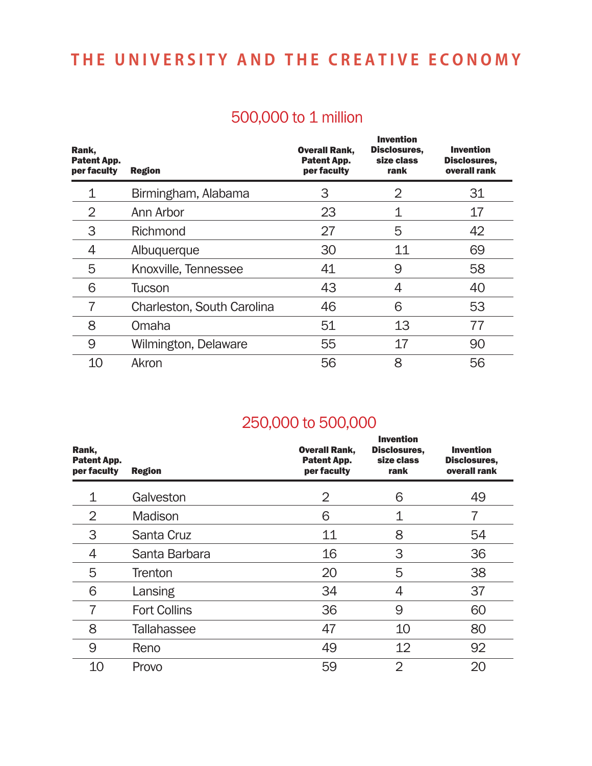## 500,000 to 1 million

| Rank, Patent App. per faculty | Region | Overall Rank, Patent App. per faculty | Invention Disclosures, size class rank | Invention Disclosures, overall rank |
|---|---|---|---|---|
| 1 | Birmingham, Alabama | 3 | 2 | 31 |
| 2 | Ann Arbor | 23 | 1 | 17 |
| 3 | Richmond | 27 | 5 | 42 |
| 4 | Albuquerque | 30 | 11 | 69 |
| 5 | Knoxville, Tennessee | 41 | 9 | 58 |
| 6 | Tucson | 43 | 4 | 40 |
| 7 | Charleston, South Carolina | 46 | 6 | 53 |
| 8 | Omaha | 51 | 13 | 77 |
| 9 | Wilmington, Delaware | 55 | 17 | 90 |
| 10 | Akron | 56 | 8 | 56 |

## 250,000 to 500,000

| Rank, Patent App. per faculty | Region | Overall Rank, Patent App. per faculty | Invention Disclosures, size class rank | Invention Disclosures, overall rank |
|---|---|---|---|---|
| 1 | Galveston | 2 | 6 | 49 |
| 2 | Madison | 6 | 1 | 7 |
| 3 | Santa Cruz | 11 | 8 | 54 |
| 4 | Santa Barbara | 16 | 3 | 36 |
| 5 | Trenton | 20 | 5 | 38 |
| 6 | Lansing | 34 | 4 | 37 |
| 7 | Fort Collins | 36 | 9 | 60 |
| 8 | Tallahassee | 47 | 10 | 80 |
| 9 | Reno | 49 | 12 | 92 |
| 10 | Provo | 59 | 2 | 20 |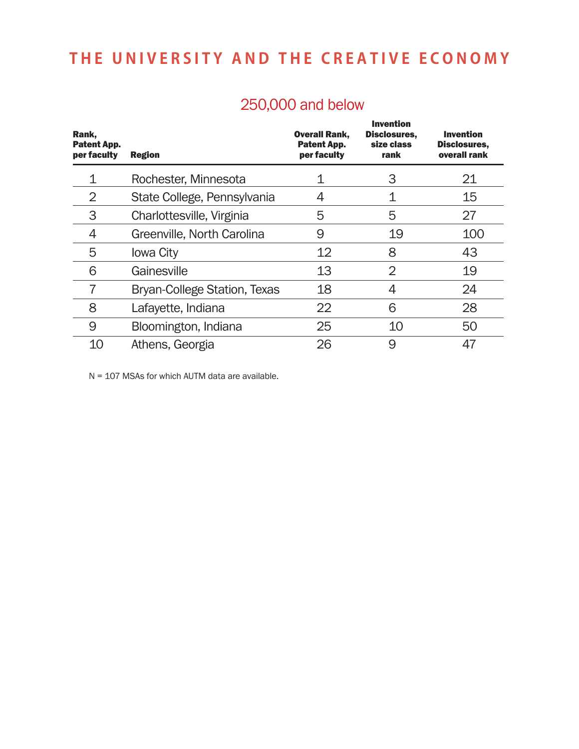## 250,000 and below

| Rank, Patent App. per faculty | Region | Overall Rank, Patent App. per faculty | Invention Disclosures, size class rank | Invention Disclosures, overall rank |
|---|---|---|---|---|
| 1 | Rochester, Minnesota | 1 | 3 | 21 |
| 2 | State College, Pennsylvania | 4 | 1 | 15 |
| 3 | Charlottesville, Virginia | 5 | 5 | 27 |
| 4 | Greenville, North Carolina | 9 | 19 | 100 |
| 5 | Iowa City | 12 | 8 | 43 |
| 6 | Gainesville | 13 | 2 | 19 |
| 7 | Bryan-College Station, Texas | 18 | 4 | 24 |
| 8 | Lafayette, Indiana | 22 | 6 | 28 |
| 9 | Bloomington, Indiana | 25 | 10 | 50 |
| 10 | Athens, Georgia | 26 | 9 | 47 |

N = 107 MSAs for which AUTM data are available.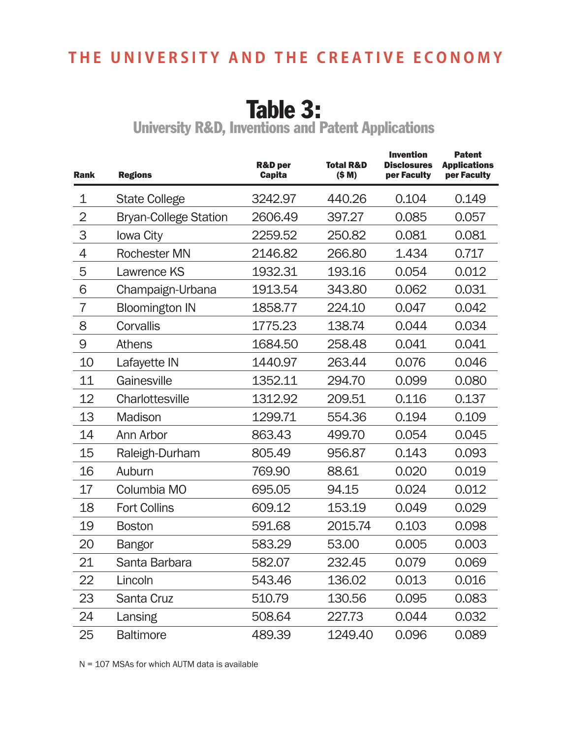# Table 3:

## University R&D, Inventions and Patent Applications

| Rank | Regions | R&D per Capita | Total R&D ($ M) | Invention Disclosures per Faculty | Patent Applications per Faculty |
|---|---|---|---|---|---|
| 1 | State College | 3242.97 | 440.26 | 0.104 | 0.149 |
| 2 | Bryan-College Station | 2606.49 | 397.27 | 0.085 | 0.057 |
| 3 | Iowa City | 2259.52 | 250.82 | 0.081 | 0.081 |
| 4 | Rochester MN | 2146.82 | 266.80 | 1.434 | 0.717 |
| 5 | Lawrence KS | 1932.31 | 193.16 | 0.054 | 0.012 |
| 6 | Champaign-Urbana | 1913.54 | 343.80 | 0.062 | 0.031 |
| 7 | Bloomington IN | 1858.77 | 224.10 | 0.047 | 0.042 |
| 8 | Corvallis | 1775.23 | 138.74 | 0.044 | 0.034 |
| 9 | Athens | 1684.50 | 258.48 | 0.041 | 0.041 |
| 10 | Lafayette IN | 1440.97 | 263.44 | 0.076 | 0.046 |
| 11 | Gainesville | 1352.11 | 294.70 | 0.099 | 0.080 |
| 12 | Charlottesville | 1312.92 | 209.51 | 0.116 | 0.137 |
| 13 | Madison | 1299.71 | 554.36 | 0.194 | 0.109 |
| 14 | Ann Arbor | 863.43 | 499.70 | 0.054 | 0.045 |
| 15 | Raleigh-Durham | 805.49 | 956.87 | 0.143 | 0.093 |
| 16 | Auburn | 769.90 | 88.61 | 0.020 | 0.019 |
| 17 | Columbia MO | 695.05 | 94.15 | 0.024 | 0.012 |
| 18 | Fort Collins | 609.12 | 153.19 | 0.049 | 0.029 |
| 19 | Boston | 591.68 | 2015.74 | 0.103 | 0.098 |
| 20 | Bangor | 583.29 | 53.00 | 0.005 | 0.003 |
| 21 | Santa Barbara | 582.07 | 232.45 | 0.079 | 0.069 |
| 22 | Lincoln | 543.46 | 136.02 | 0.013 | 0.016 |
| 23 | Santa Cruz | 510.79 | 130.56 | 0.095 | 0.083 |
| 24 | Lansing | 508.64 | 227.73 | 0.044 | 0.032 |
| 25 | Baltimore | 489.39 | 1249.40 | 0.096 | 0.089 |

N = 107 MSAs for which AUTM data is available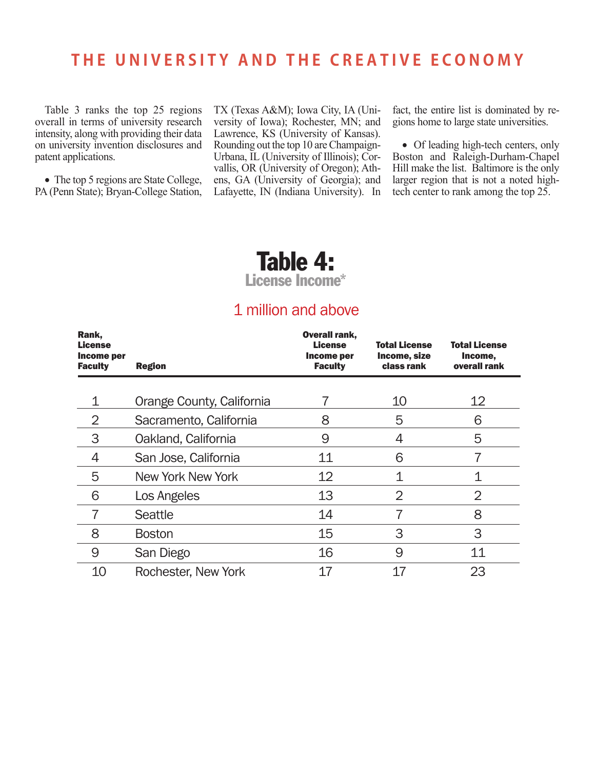Table 3 ranks the top 25 regions overall in terms of university research intensity, along with providing their data on university invention disclosures and patent applications.

- The top 5 regions are State College, PA (Penn State); Bryan-College Station, TX (Texas A&M); Iowa City, IA (University of Iowa); Rochester, MN; and Lawrence, KS (University of Kansas). Rounding out the top 10 are Champaign-Urbana, IL (University of Illinois); Corvallis, OR (University of Oregon); Athens, GA (University of Georgia); and Lafayette, IN (Indiana University). In fact, the entire list is dominated by regions home to large state universities.

- Of leading high-tech centers, only Boston and Raleigh-Durham-Chapel Hill make the list. Baltimore is the only larger region that is not a noted high-tech center to rank among the top 25.

# Table 4:

## License Income*

### 1 million and above

| Rank, License Income per Faculty | Region | Overall rank, License Income per Faculty | Total License Income, size class rank | Total License Income, overall rank |
|---|---|---|---|---|
| 1 | Orange County, California | 7 | 10 | 12 |
| 2 | Sacramento, California | 8 | 5 | 6 |
| 3 | Oakland, California | 9 | 4 | 5 |
| 4 | San Jose, California | 11 | 6 | 7 |
| 5 | New York New York | 12 | 1 | 1 |
| 6 | Los Angeles | 13 | 2 | 2 |
| 7 | Seattle | 14 | 7 | 8 |
| 8 | Boston | 15 | 3 | 3 |
| 9 | San Diego | 16 | 9 | 11 |
| 10 | Rochester, New York | 17 | 17 | 23 |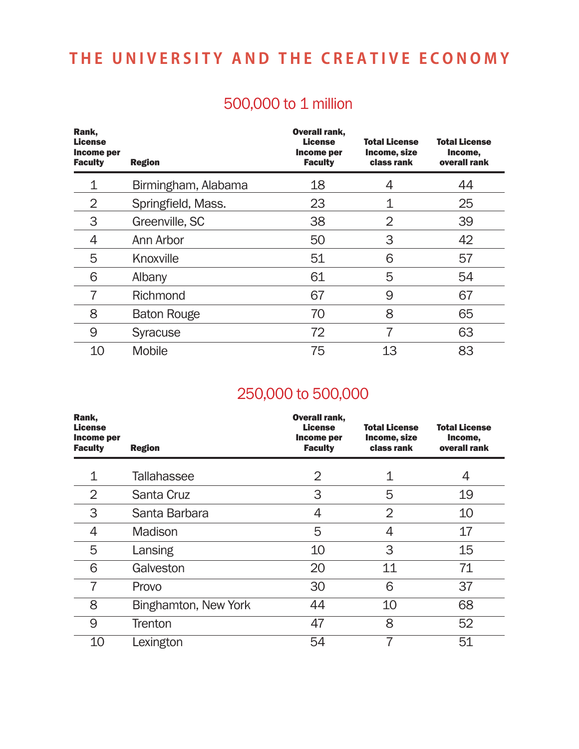## 500,000 to 1 million

| Rank, License Income per Faculty | Region | Overall rank, License Income per Faculty | Total License Income, size class rank | Total License Income, overall rank |
|---|---|---|---|---|
| 1 | Birmingham, Alabama | 18 | 4 | 44 |
| 2 | Springfield, Mass. | 23 | 1 | 25 |
| 3 | Greenville, SC | 38 | 2 | 39 |
| 4 | Ann Arbor | 50 | 3 | 42 |
| 5 | Knoxville | 51 | 6 | 57 |
| 6 | Albany | 61 | 5 | 54 |
| 7 | Richmond | 67 | 9 | 67 |
| 8 | Baton Rouge | 70 | 8 | 65 |
| 9 | Syracuse | 72 | 7 | 63 |
| 10 | Mobile | 75 | 13 | 83 |

## 250,000 to 500,000

| Rank, License Income per Faculty | Region | Overall rank, License Income per Faculty | Total License Income, size class rank | Total License Income, overall rank |
|---|---|---|---|---|
| 1 | Tallahassee | 2 | 1 | 4 |
| 2 | Santa Cruz | 3 | 5 | 19 |
| 3 | Santa Barbara | 4 | 2 | 10 |
| 4 | Madison | 5 | 4 | 17 |
| 5 | Lansing | 10 | 3 | 15 |
| 6 | Galveston | 20 | 11 | 71 |
| 7 | Provo | 30 | 6 | 37 |
| 8 | Binghamton, New York | 44 | 10 | 68 |
| 9 | Trenton | 47 | 8 | 52 |
| 10 | Lexington | 54 | 7 | 51 |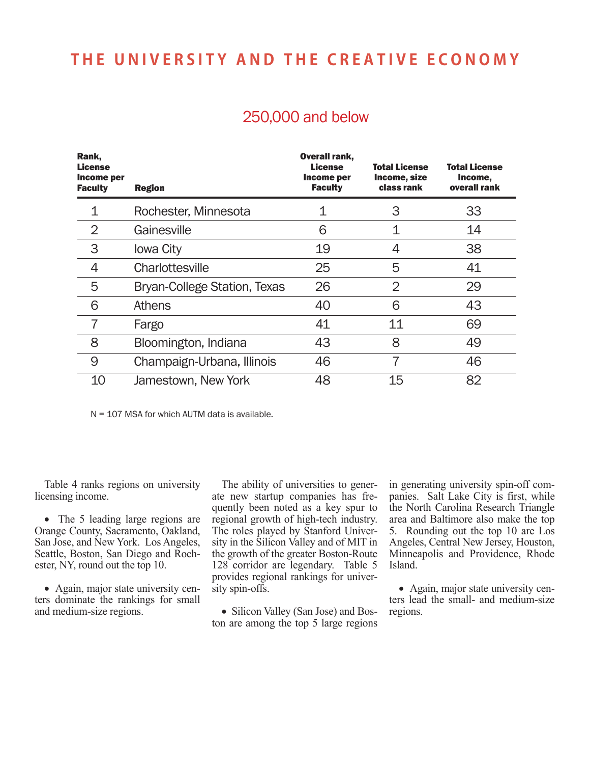## 250,000 and below

| Rank, License Income per Faculty | Region | Overall rank, License Income per Faculty | Total License Income, size class rank | Total License Income, overall rank |
|---|---|---|---|---|
| 1 | Rochester, Minnesota | 1 | 3 | 33 |
| 2 | Gainesville | 6 | 1 | 14 |
| 3 | Iowa City | 19 | 4 | 38 |
| 4 | Charlottesville | 25 | 5 | 41 |
| 5 | Bryan-College Station, Texas | 26 | 2 | 29 |
| 6 | Athens | 40 | 6 | 43 |
| 7 | Fargo | 41 | 11 | 69 |
| 8 | Bloomington, Indiana | 43 | 8 | 49 |
| 9 | Champaign-Urbana, Illinois | 46 | 7 | 46 |
| 10 | Jamestown, New York | 48 | 15 | 82 |

N = 107 MSA for which AUTM data is available.

Table 4 ranks regions on university licensing income.

- The 5 leading large regions are Orange County, Sacramento, Oakland, San Jose, and New York. Los Angeles, Seattle, Boston, San Diego and Rochester, NY, round out the top 10.

- Again, major state university centers dominate the rankings for small and medium-size regions.

The ability of universities to generate new startup companies has frequently been noted as a key spur to regional growth of high-tech industry. The roles played by Stanford University in the Silicon Valley and of MIT in the growth of the greater Boston-Route 128 corridor are legendary. Table 5 provides regional rankings for university spin-offs.

- Silicon Valley (San Jose) and Boston are among the top 5 large regions in generating university spin-off companies. Salt Lake City is first, while the North Carolina Research Triangle area and Baltimore also make the top 5. Rounding out the top 10 are Los Angeles, Central New Jersey, Houston, Minneapolis and Providence, Rhode Island.

- Again, major state university centers lead the small- and medium-size regions.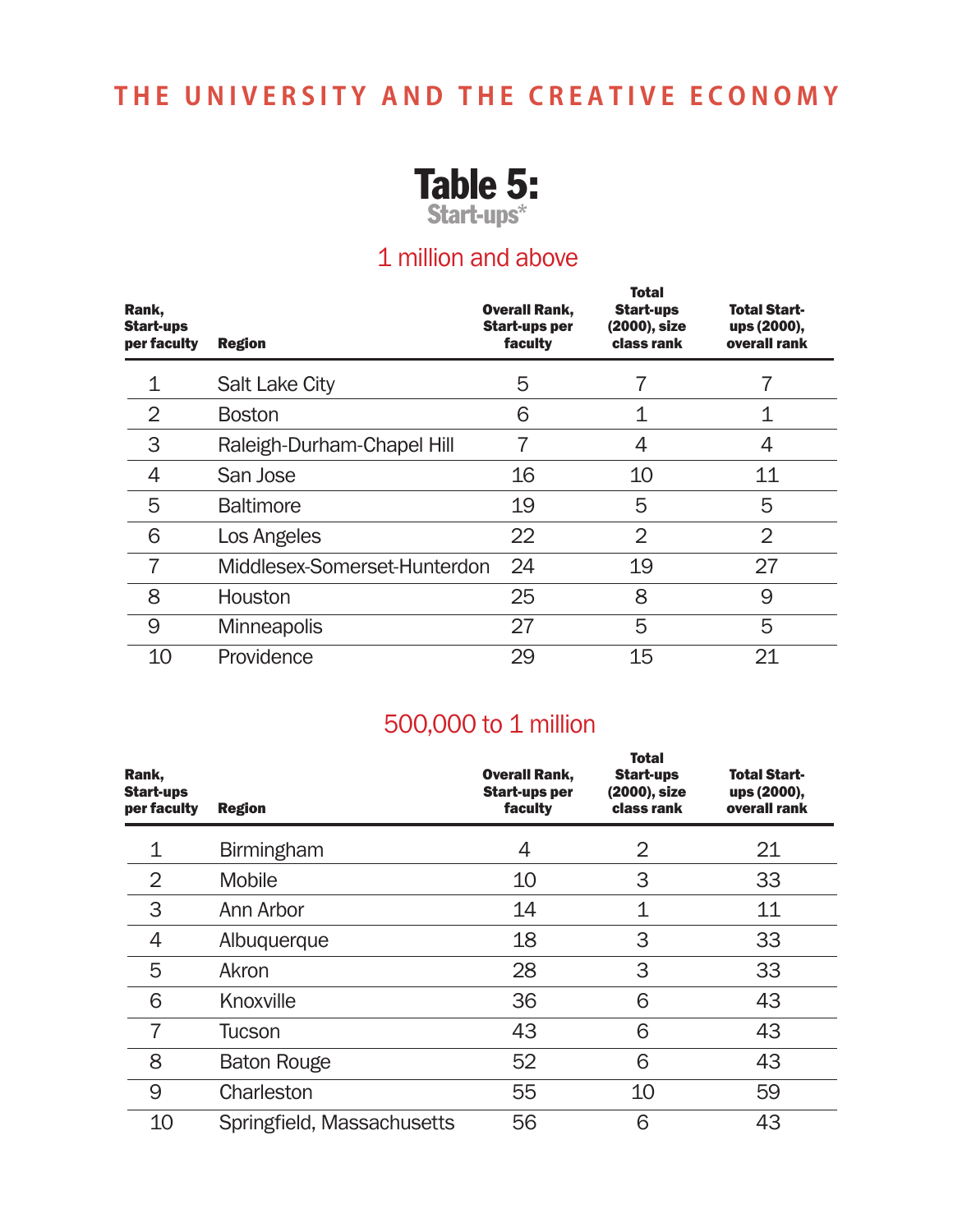# Table 5:

## Start-ups*

### 1 million and above

| Rank, Start-ups per faculty | Region | Overall Rank, Start-ups per faculty | Total Start-ups (2000), size class rank | Total Start-ups (2000), overall rank |
|---|---|---|---|---|
| 1 | Salt Lake City | 5 | 7 | 7 |
| 2 | Boston | 6 | 1 | 1 |
| 3 | Raleigh-Durham-Chapel Hill | 7 | 4 | 4 |
| 4 | San Jose | 16 | 10 | 11 |
| 5 | Baltimore | 19 | 5 | 5 |
| 6 | Los Angeles | 22 | 2 | 2 |
| 7 | Middlesex-Somerset-Hunterdon | 24 | 19 | 27 |
| 8 | Houston | 25 | 8 | 9 |
| 9 | Minneapolis | 27 | 5 | 5 |
| 10 | Providence | 29 | 15 | 21 |

### 500,000 to 1 million

| Rank, Start-ups per faculty | Region | Overall Rank, Start-ups per faculty | Total Start-ups (2000), size class rank | Total Start-ups (2000), overall rank |
|---|---|---|---|---|
| 1 | Birmingham | 4 | 2 | 21 |
| 2 | Mobile | 10 | 3 | 33 |
| 3 | Ann Arbor | 14 | 1 | 11 |
| 4 | Albuquerque | 18 | 3 | 33 |
| 5 | Akron | 28 | 3 | 33 |
| 6 | Knoxville | 36 | 6 | 43 |
| 7 | Tucson | 43 | 6 | 43 |
| 8 | Baton Rouge | 52 | 6 | 43 |
| 9 | Charleston | 55 | 10 | 59 |
| 10 | Springfield, Massachusetts | 56 | 6 | 43 |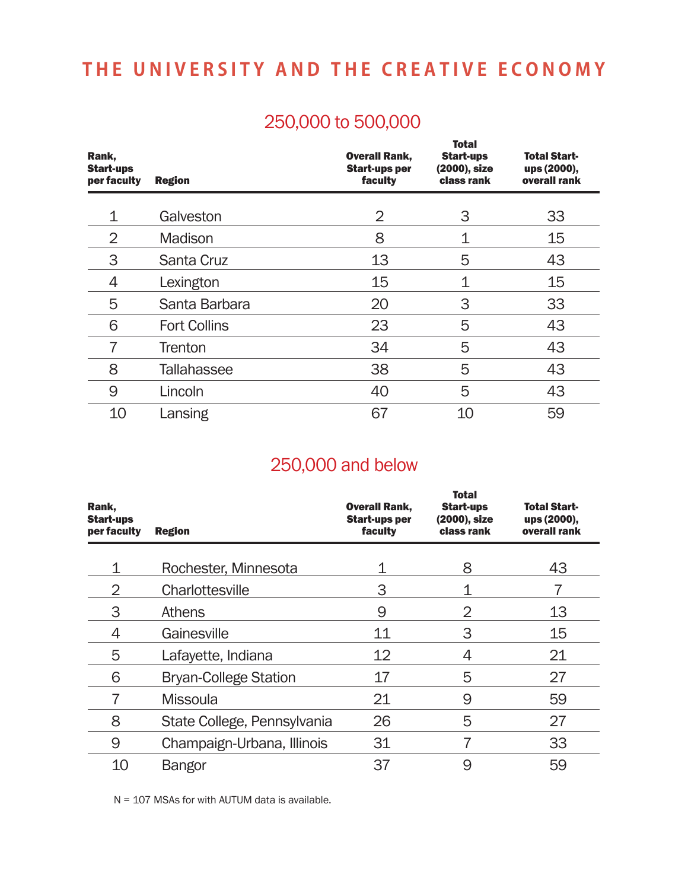## 250,000 to 500,000

| Rank, Start-ups per faculty | Region | Overall Rank, Start-ups per faculty | Total Start-ups (2000), size class rank | Total Start-ups (2000), overall rank |
|---|---|---|---|---|
| 1 | Galveston | 2 | 3 | 33 |
| 2 | Madison | 8 | 1 | 15 |
| 3 | Santa Cruz | 13 | 5 | 43 |
| 4 | Lexington | 15 | 1 | 15 |
| 5 | Santa Barbara | 20 | 3 | 33 |
| 6 | Fort Collins | 23 | 5 | 43 |
| 7 | Trenton | 34 | 5 | 43 |
| 8 | Tallahassee | 38 | 5 | 43 |
| 9 | Lincoln | 40 | 5 | 43 |
| 10 | Lansing | 67 | 10 | 59 |

## 250,000 and below

| Rank, Start-ups per faculty | Region | Overall Rank, Start-ups per faculty | Total Start-ups (2000), size class rank | Total Start-ups (2000), overall rank |
|---|---|---|---|---|
| 1 | Rochester, Minnesota | 1 | 8 | 43 |
| 2 | Charlottesville | 3 | 1 | 7 |
| 3 | Athens | 9 | 2 | 13 |
| 4 | Gainesville | 11 | 3 | 15 |
| 5 | Lafayette, Indiana | 12 | 4 | 21 |
| 6 | Bryan-College Station | 17 | 5 | 27 |
| 7 | Missoula | 21 | 9 | 59 |
| 8 | State College, Pennsylvania | 26 | 5 | 27 |
| 9 | Champaign-Urbana, Illinois | 31 | 7 | 33 |
| 10 | Bangor | 37 | 9 | 59 |

N = 107 MSAs for with AUTUM data is available.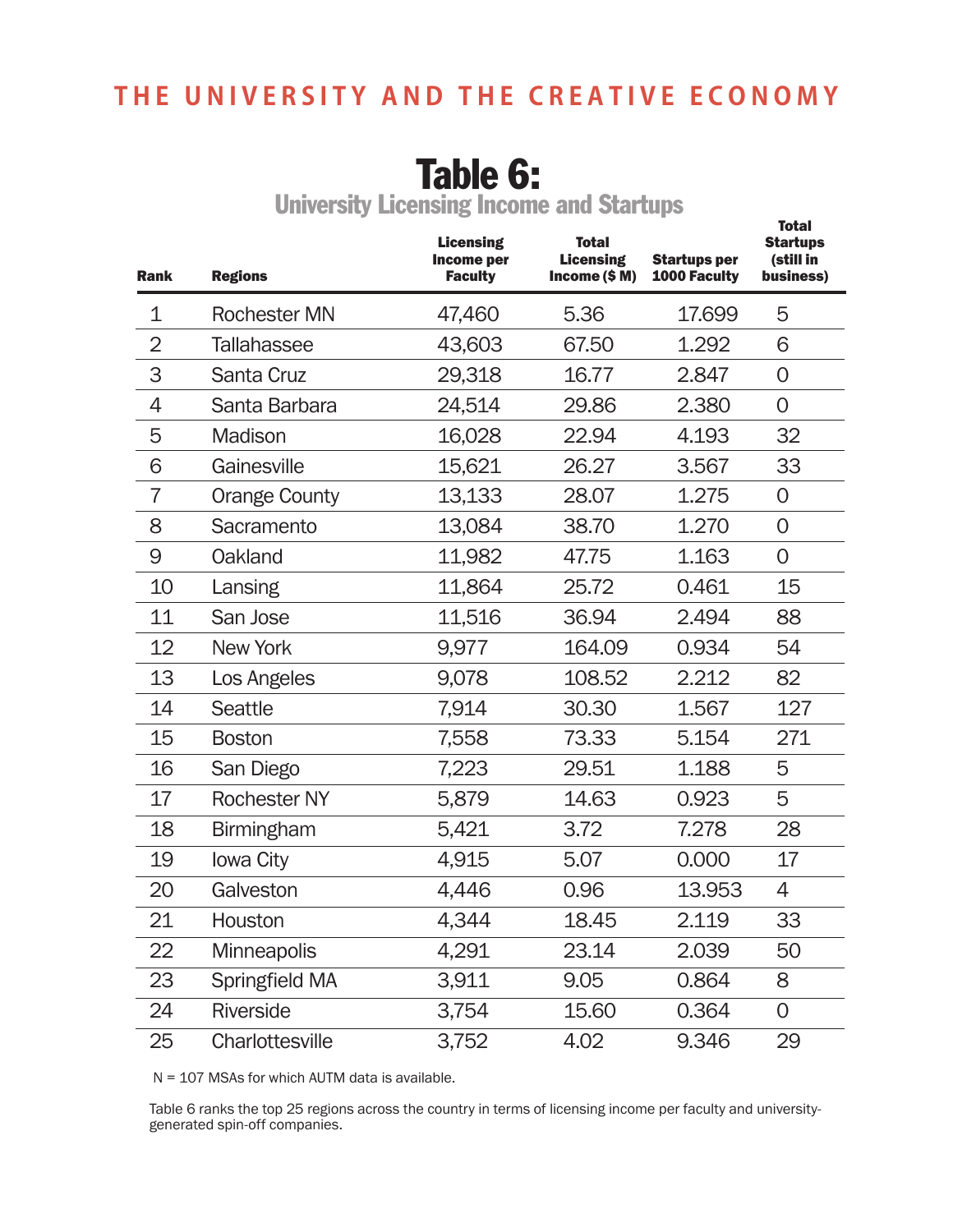# Table 6:

## University Licensing Income and Startups

| Rank | Regions | Licensing Income per Faculty | Total Licensing Income ($ M) | Startups per 1000 Faculty | Total Startups (still in business) |
|---|---|---|---|---|---|
| 1 | Rochester MN | 47,460 | 5.36 | 17.699 | 5 |
| 2 | Tallahassee | 43,603 | 67.50 | 1.292 | 6 |
| 3 | Santa Cruz | 29,318 | 16.77 | 2.847 | 0 |
| 4 | Santa Barbara | 24,514 | 29.86 | 2.380 | 0 |
| 5 | Madison | 16,028 | 22.94 | 4.193 | 32 |
| 6 | Gainesville | 15,621 | 26.27 | 3.567 | 33 |
| 7 | Orange County | 13,133 | 28.07 | 1.275 | 0 |
| 8 | Sacramento | 13,084 | 38.70 | 1.270 | 0 |
| 9 | Oakland | 11,982 | 47.75 | 1.163 | 0 |
| 10 | Lansing | 11,864 | 25.72 | 0.461 | 15 |
| 11 | San Jose | 11,516 | 36.94 | 2.494 | 88 |
| 12 | New York | 9,977 | 164.09 | 0.934 | 54 |
| 13 | Los Angeles | 9,078 | 108.52 | 2.212 | 82 |
| 14 | Seattle | 7,914 | 30.30 | 1.567 | 127 |
| 15 | Boston | 7,558 | 73.33 | 5.154 | 271 |
| 16 | San Diego | 7,223 | 29.51 | 1.188 | 5 |
| 17 | Rochester NY | 5,879 | 14.63 | 0.923 | 5 |
| 18 | Birmingham | 5,421 | 3.72 | 7.278 | 28 |
| 19 | Iowa City | 4,915 | 5.07 | 0.000 | 17 |
| 20 | Galveston | 4,446 | 0.96 | 13.953 | 4 |
| 21 | Houston | 4,344 | 18.45 | 2.119 | 33 |
| 22 | Minneapolis | 4,291 | 23.14 | 2.039 | 50 |
| 23 | Springfield MA | 3,911 | 9.05 | 0.864 | 8 |
| 24 | Riverside | 3,754 | 15.60 | 0.364 | 0 |
| 25 | Charlottesville | 3,752 | 4.02 | 9.346 | 29 |

N = 107 MSAs for which AUTM data is available.

Table 6 ranks the top 25 regions across the country in terms of licensing income per faculty and university-generated spin-off companies.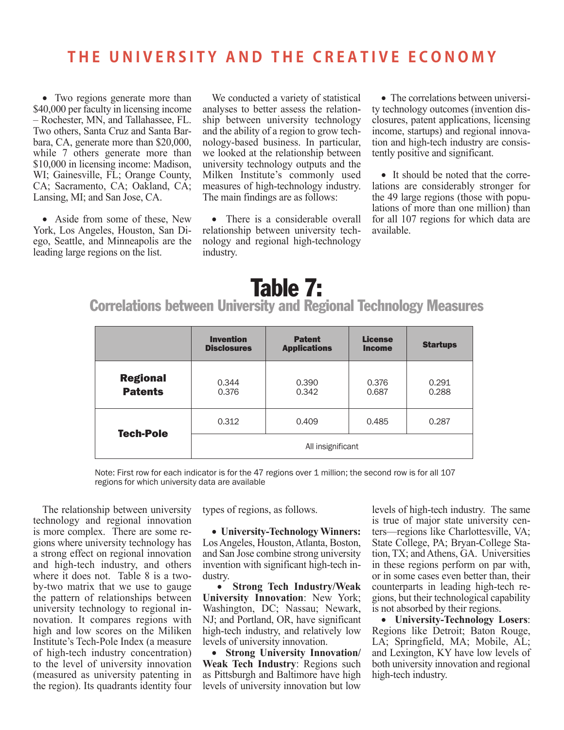# THE UNIVERSITY AND THE CREATIVE ECONOMY

- Two regions generate more than $40,000 per faculty in licensing income – Rochester, MN, and Tallahassee, FL. Two others, Santa Cruz and Santa Barbara, CA, generate more than $20,000, while 7 others generate more than $10,000 in licensing income: Madison, WI; Gainesville, FL; Orange County, CA; Sacramento, CA; Oakland, CA; Lansing, MI; and San Jose, CA.

- Aside from some of these, New York, Los Angeles, Houston, San Diego, Seattle, and Minneapolis are the leading large regions on the list.

We conducted a variety of statistical analyses to better assess the relationship between university technology and the ability of a region to grow technology-based business. In particular, we looked at the relationship between university technology outputs and the Milken Institute's commonly used measures of high-technology industry. The main findings are as follows:

- There is a considerable overall relationship between university technology and regional high-technology industry.

- The correlations between university technology outcomes (invention disclosures, patent applications, licensing income, startups) and regional innovation and high-tech industry are consistently positive and significant.

- It should be noted that the correlations are considerably stronger for the 49 large regions (those with populations of more than one million) than for all 107 regions for which data are available.

## Table 7:
### Correlations between University and Regional Technology Measures

| | Invention Disclosures | Patent Applications | License Income | Startups |
|---|---|---|---|---|
| **Regional Patents** | 0.344<br>0.376 | 0.390<br>0.342 | 0.376<br>0.687 | 0.291<br>0.288 |
| **Tech-Pole** | 0.312 | 0.409 | 0.485 | 0.287 |
| | All insignificant | | | |

Note: First row for each indicator is for the 47 regions over 1 million; the second row is for all 107 regions for which university data are available

The relationship between university technology and regional innovation is more complex. There are some regions where university technology has a strong effect on regional innovation and high-tech industry, and others where it does not. Table 8 is a two-by-two matrix that we use to gauge the pattern of relationships between university technology to regional innovation. It compares regions with high and low scores on the Miliken Institute's Tech-Pole Index (a measure of high-tech industry concentration) to the level of university innovation (measured as university patenting in the region). Its quadrants identity four types of regions, as follows.

- **University-Technology Winners:** Los Angeles, Houston, Atlanta, Boston, and San Jose combine strong university invention with significant high-tech industry.
- **Strong Tech Industry/Weak University Innovation**: New York; Washington, DC; Nassau; Newark, NJ; and Portland, OR, have significant high-tech industry, and relatively low levels of university innovation.
- **Strong University Innovation/ Weak Tech Industry**: Regions such as Pittsburgh and Baltimore have high levels of university innovation but low levels of high-tech industry. The same is true of major state university centers—regions like Charlottesville, VA; State College, PA; Bryan-College Station, TX; and Athens, GA. Universities in these regions perform on par with, or in some cases even better than, their counterparts in leading high-tech regions, but their technological capability is not absorbed by their regions.
- **University-Technology Losers**: Regions like Detroit; Baton Rouge, LA; Springfield, MA; Mobile, AL; and Lexington, KY have low levels of both university innovation and regional high-tech industry.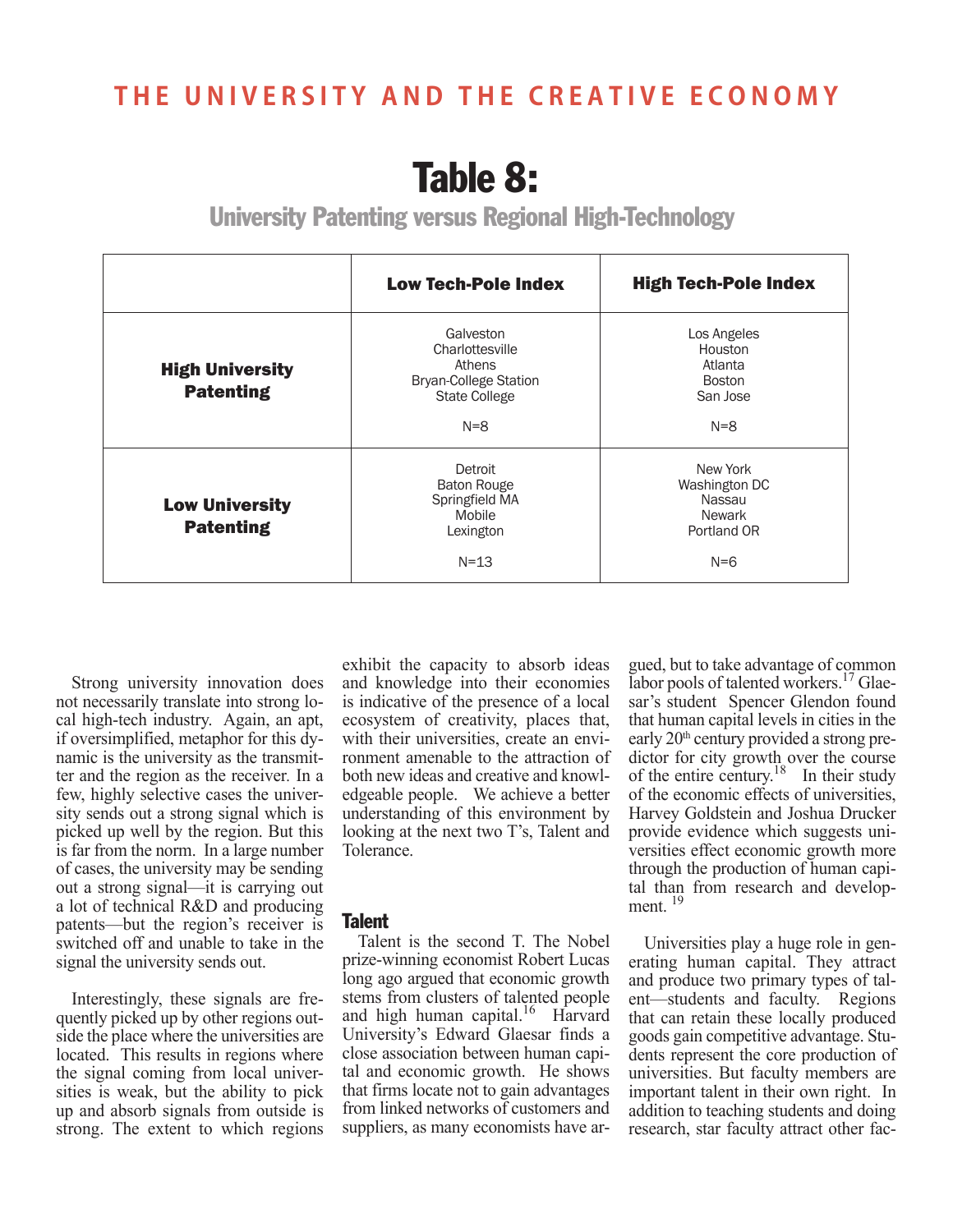# Table 8:

## University Patenting versus Regional High-Technology

| | Low Tech-Pole Index | High Tech-Pole Index |
|---|---|---|
| **High University Patenting** | Galveston<br>Charlottesville<br>Athens<br>Bryan-College Station<br>State College<br><br>N=8 | Los Angeles<br>Houston<br>Atlanta<br>Boston<br>San Jose<br><br>N=8 |
| **Low University Patenting** | Detroit<br>Baton Rouge<br>Springfield MA<br>Mobile<br>Lexington<br><br>N=13 | New York<br>Washington DC<br>Nassau<br>Newark<br>Portland OR<br><br>N=6 |

Strong university innovation does not necessarily translate into strong local high-tech industry. Again, an apt, if oversimplified, metaphor for this dynamic is the university as the transmitter and the region as the receiver. In a few, highly selective cases the university sends out a strong signal which is picked up well by the region. But this is far from the norm. In a large number of cases, the university may be sending out a strong signal—it is carrying out a lot of technical R&D and producing patents—but the region's receiver is switched off and unable to take in the signal the university sends out.

Interestingly, these signals are frequently picked up by other regions outside the place where the universities are located. This results in regions where the signal coming from local universities is weak, but the ability to pick up and absorb signals from outside is strong. The extent to which regions exhibit the capacity to absorb ideas and knowledge into their economies is indicative of the presence of a local ecosystem of creativity, places that, with their universities, create an environment amenable to the attraction of both new ideas and creative and knowledgeable people. We achieve a better understanding of this environment by looking at the next two T's, Talent and Tolerance.

### Talent

Talent is the second T. The Nobel prize-winning economist Robert Lucas long ago argued that economic growth stems from clusters of talented people and high human capital.[16] Harvard University's Edward Glaesar finds a close association between human capital and economic growth. He shows that firms locate not to gain advantages from linked networks of customers and suppliers, as many economists have argued, but to take advantage of common labor pools of talented workers.[17] Glaesar's student Spencer Glendon found that human capital levels in cities in the early 20th century provided a strong predictor for city growth over the course of the entire century.[18] In their study of the economic effects of universities, Harvey Goldstein and Joshua Drucker provide evidence which suggests universities effect economic growth more through the production of human capital than from research and development.[19]

Universities play a huge role in generating human capital. They attract and produce two primary types of talent—students and faculty. Regions that can retain these locally produced goods gain competitive advantage. Students represent the core production of universities. But faculty members are important talent in their own right. In addition to teaching students and doing research, star faculty attract other fac-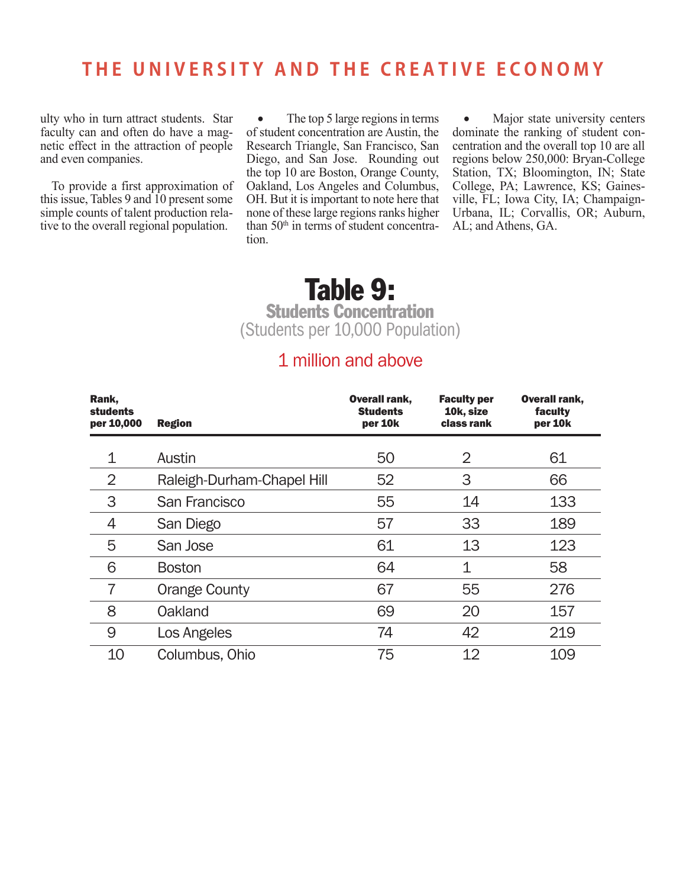ulty who in turn attract students. Star faculty can and often do have a magnetic effect in the attraction of people and even companies.

To provide a first approximation of this issue, Tables 9 and 10 present some simple counts of talent production relative to the overall regional population.

- The top 5 large regions in terms of student concentration are Austin, the Research Triangle, San Francisco, San Diego, and San Jose. Rounding out the top 10 are Boston, Orange County, Oakland, Los Angeles and Columbus, OH. But it is important to note here that none of these large regions ranks higher than 50th in terms of student concentration.

- Major state university centers dominate the ranking of student concentration and the overall top 10 are all regions below 250,000: Bryan-College Station, TX; Bloomington, IN; State College, PA; Lawrence, KS; Gainesville, FL; Iowa City, IA; Champaign-Urbana, IL; Corvallis, OR; Auburn, AL; and Athens, GA.

# Table 9:

## Students Concentration

(Students per 10,000 Population)

### 1 million and above

| Rank, students per 10,000 | Region | Overall rank, Students per 10k | Faculty per 10k, size class rank | Overall rank, faculty per 10k |
|---|---|---|---|---|
| 1 | Austin | 50 | 2 | 61 |
| 2 | Raleigh-Durham-Chapel Hill | 52 | 3 | 66 |
| 3 | San Francisco | 55 | 14 | 133 |
| 4 | San Diego | 57 | 33 | 189 |
| 5 | San Jose | 61 | 13 | 123 |
| 6 | Boston | 64 | 1 | 58 |
| 7 | Orange County | 67 | 55 | 276 |
| 8 | Oakland | 69 | 20 | 157 |
| 9 | Los Angeles | 74 | 42 | 219 |
| 10 | Columbus, Ohio | 75 | 12 | 109 |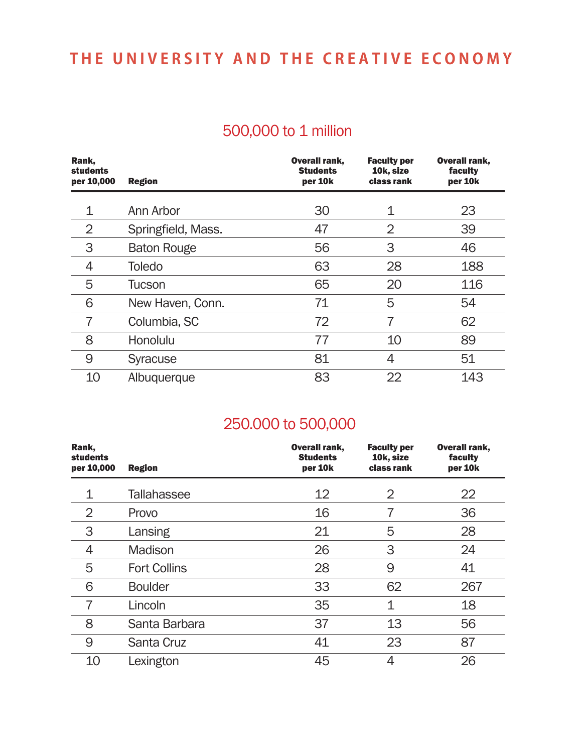## 500,000 to 1 million

| Rank, students per 10,000 | Region | Overall rank, Students per 10k | Faculty per 10k, size class rank | Overall rank, faculty per 10k |
|---|---|---|---|---|
| 1 | Ann Arbor | 30 | 1 | 23 |
| 2 | Springfield, Mass. | 47 | 2 | 39 |
| 3 | Baton Rouge | 56 | 3 | 46 |
| 4 | Toledo | 63 | 28 | 188 |
| 5 | Tucson | 65 | 20 | 116 |
| 6 | New Haven, Conn. | 71 | 5 | 54 |
| 7 | Columbia, SC | 72 | 7 | 62 |
| 8 | Honolulu | 77 | 10 | 89 |
| 9 | Syracuse | 81 | 4 | 51 |
| 10 | Albuquerque | 83 | 22 | 143 |

## 250.000 to 500,000

| Rank, students per 10,000 | Region | Overall rank, Students per 10k | Faculty per 10k, size class rank | Overall rank, faculty per 10k |
|---|---|---|---|---|
| 1 | Tallahassee | 12 | 2 | 22 |
| 2 | Provo | 16 | 7 | 36 |
| 3 | Lansing | 21 | 5 | 28 |
| 4 | Madison | 26 | 3 | 24 |
| 5 | Fort Collins | 28 | 9 | 41 |
| 6 | Boulder | 33 | 62 | 267 |
| 7 | Lincoln | 35 | 1 | 18 |
| 8 | Santa Barbara | 37 | 13 | 56 |
| 9 | Santa Cruz | 41 | 23 | 87 |
| 10 | Lexington | 45 | 4 | 26 |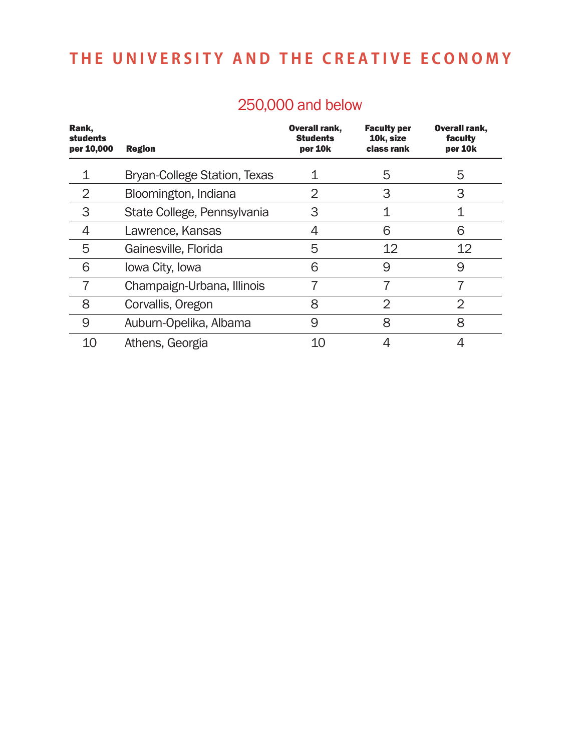# THE UNIVERSITY AND THE CREATIVE ECONOMY

## 250,000 and below

| Rank, students per 10,000 | Region | Overall rank, Students per 10k | Faculty per 10k, size class rank | Overall rank, faculty per 10k |
|---|---|---|---|---|
| 1 | Bryan-College Station, Texas | 1 | 5 | 5 |
| 2 | Bloomington, Indiana | 2 | 3 | 3 |
| 3 | State College, Pennsylvania | 3 | 1 | 1 |
| 4 | Lawrence, Kansas | 4 | 6 | 6 |
| 5 | Gainesville, Florida | 5 | 12 | 12 |
| 6 | Iowa City, Iowa | 6 | 9 | 9 |
| 7 | Champaign-Urbana, Illinois | 7 | 7 | 7 |
| 8 | Corvallis, Oregon | 8 | 2 | 2 |
| 9 | Auburn-Opelika, Albama | 9 | 8 | 8 |
| 10 | Athens, Georgia | 10 | 4 | 4 |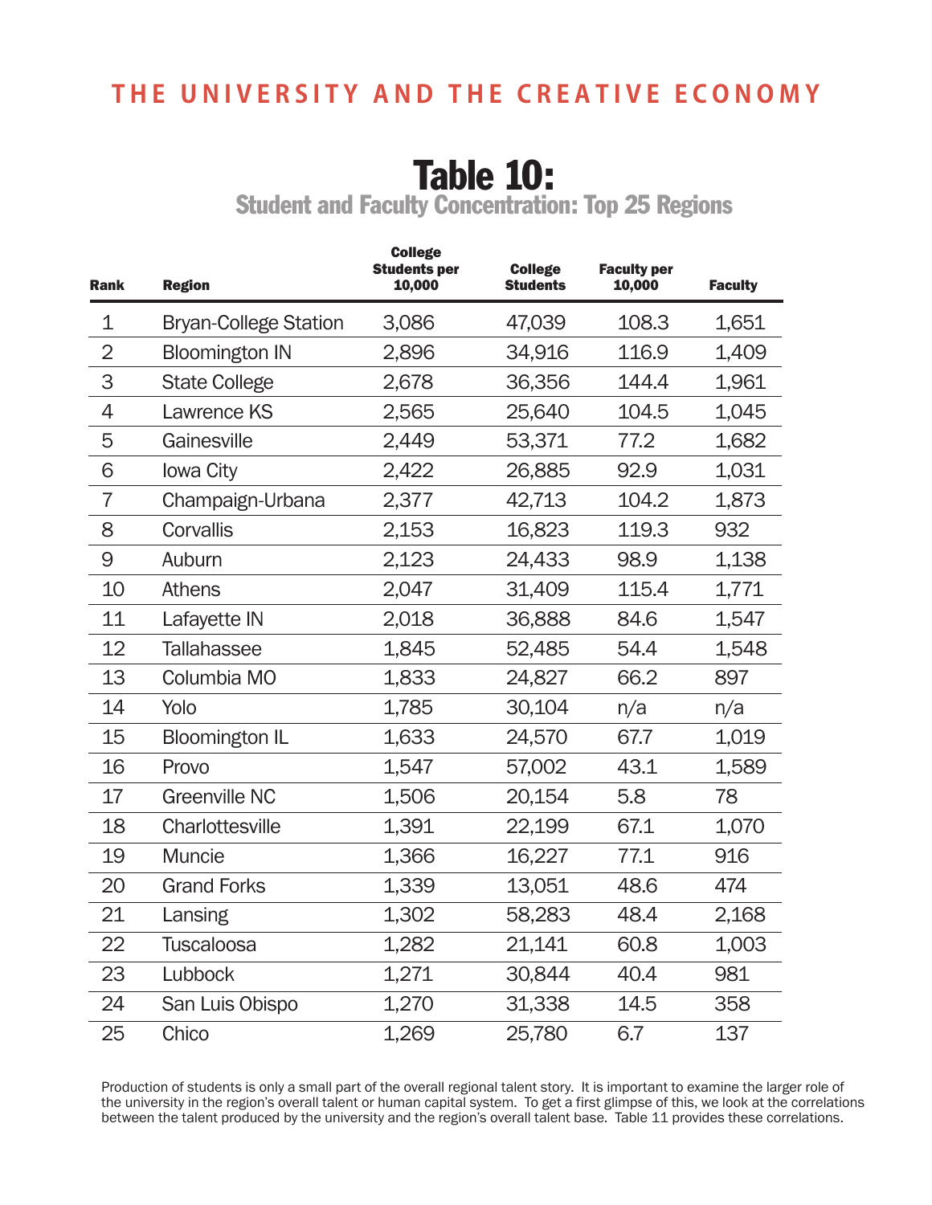# Table 10:

## Student and Faculty Concentration: Top 25 Regions

| Rank | Region | College Students per 10,000 | College Students | Faculty per 10,000 | Faculty |
|---|---|---|---|---|---|
| 1 | Bryan-College Station | 3,086 | 47,039 | 108.3 | 1,651 |
| 2 | Bloomington IN | 2,896 | 34,916 | 116.9 | 1,409 |
| 3 | State College | 2,678 | 36,356 | 144.4 | 1,961 |
| 4 | Lawrence KS | 2,565 | 25,640 | 104.5 | 1,045 |
| 5 | Gainesville | 2,449 | 53,371 | 77.2 | 1,682 |
| 6 | Iowa City | 2,422 | 26,885 | 92.9 | 1,031 |
| 7 | Champaign-Urbana | 2,377 | 42,713 | 104.2 | 1,873 |
| 8 | Corvallis | 2,153 | 16,823 | 119.3 | 932 |
| 9 | Auburn | 2,123 | 24,433 | 98.9 | 1,138 |
| 10 | Athens | 2,047 | 31,409 | 115.4 | 1,771 |
| 11 | Lafayette IN | 2,018 | 36,888 | 84.6 | 1,547 |
| 12 | Tallahassee | 1,845 | 52,485 | 54.4 | 1,548 |
| 13 | Columbia MO | 1,833 | 24,827 | 66.2 | 897 |
| 14 | Yolo | 1,785 | 30,104 | n/a | n/a |
| 15 | Bloomington IL | 1,633 | 24,570 | 67.7 | 1,019 |
| 16 | Provo | 1,547 | 57,002 | 43.1 | 1,589 |
| 17 | Greenville NC | 1,506 | 20,154 | 5.8 | 78 |
| 18 | Charlottesville | 1,391 | 22,199 | 67.1 | 1,070 |
| 19 | Muncie | 1,366 | 16,227 | 77.1 | 916 |
| 20 | Grand Forks | 1,339 | 13,051 | 48.6 | 474 |
| 21 | Lansing | 1,302 | 58,283 | 48.4 | 2,168 |
| 22 | Tuscaloosa | 1,282 | 21,141 | 60.8 | 1,003 |
| 23 | Lubbock | 1,271 | 30,844 | 40.4 | 981 |
| 24 | San Luis Obispo | 1,270 | 31,338 | 14.5 | 358 |
| 25 | Chico | 1,269 | 25,780 | 6.7 | 137 |

Production of students is only a small part of the overall regional talent story. It is important to examine the larger role of the university in the region's overall talent or human capital system. To get a first glimpse of this, we look at the correlations between the talent produced by the university and the region's overall talent base. Table 11 provides these correlations.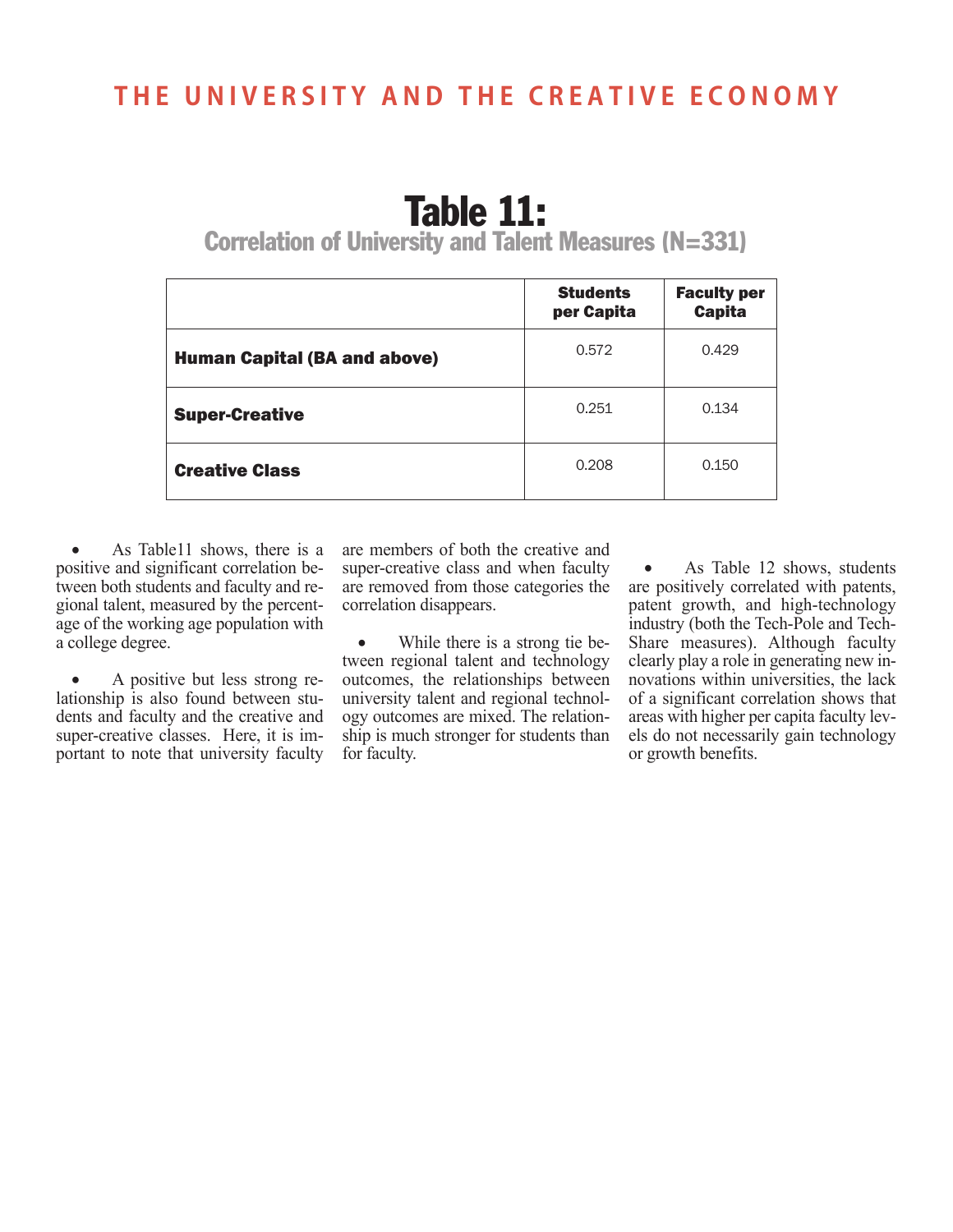# Table 11:

## Correlation of University and Talent Measures (N=331)

| | Students per Capita | Faculty per Capita |
|---|---|---|
| **Human Capital (BA and above)** | 0.572 | 0.429 |
| **Super-Creative** | 0.251 | 0.134 |
| **Creative Class** | 0.208 | 0.150 |

- As Table11 shows, there is a positive and significant correlation between both students and faculty and regional talent, measured by the percentage of the working age population with a college degree.

- A positive but less strong relationship is also found between students and faculty and the creative and super-creative classes. Here, it is important to note that university faculty are members of both the creative and super-creative class and when faculty are removed from those categories the correlation disappears.

- While there is a strong tie between regional talent and technology outcomes, the relationships between university talent and regional technology outcomes are mixed. The relationship is much stronger for students than for faculty.

- As Table 12 shows, students are positively correlated with patents, patent growth, and high-technology industry (both the Tech-Pole and Tech-Share measures). Although faculty clearly play a role in generating new innovations within universities, the lack of a significant correlation shows that areas with higher per capita faculty levels do not necessarily gain technology or growth benefits.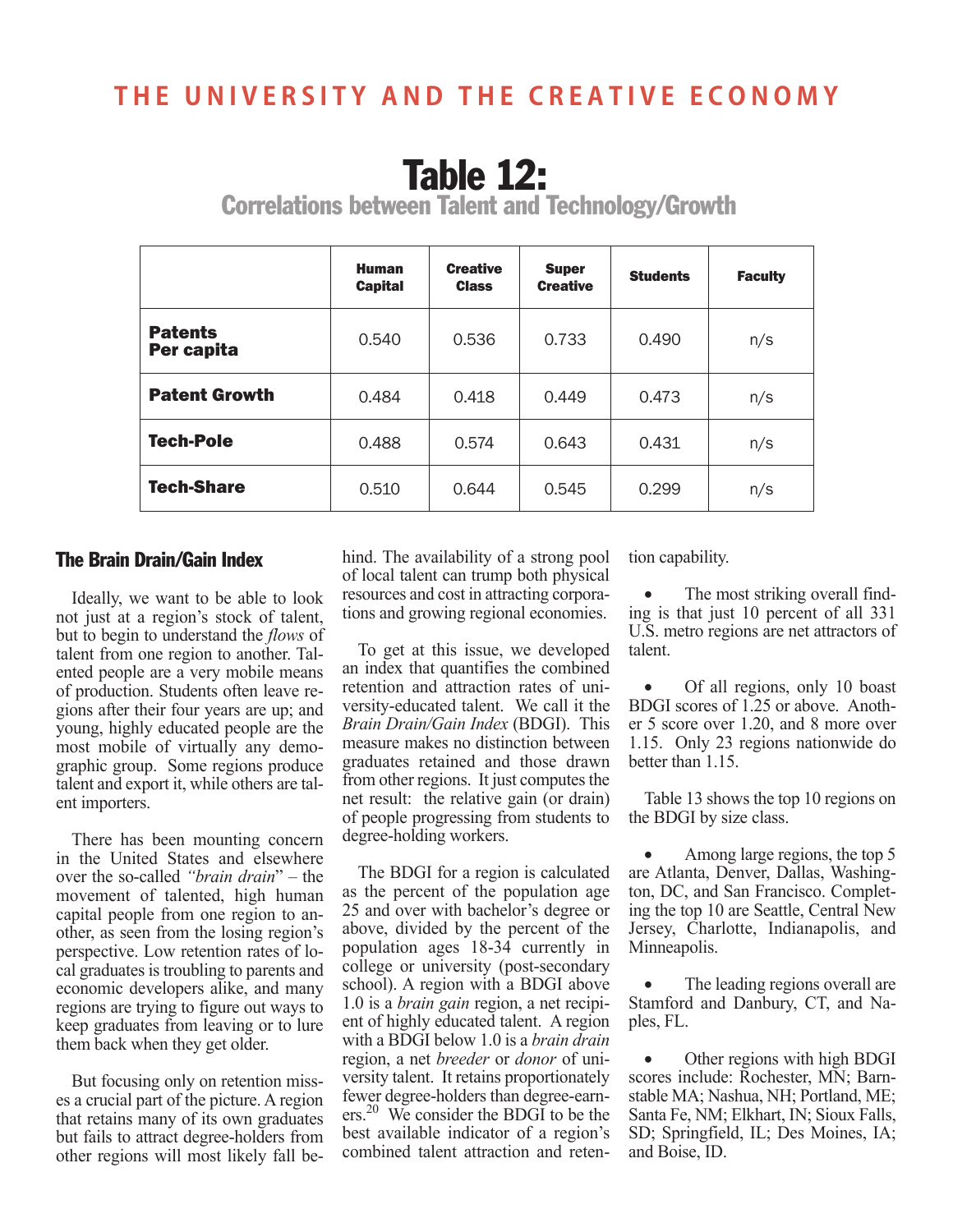# Table 12:
## Correlations between Talent and Technology/Growth

| | Human Capital | Creative Class | Super Creative | Students | Faculty |
|---|---|---|---|---|---|
| **Patents Per capita** | 0.540 | 0.536 | 0.733 | 0.490 | n/s |
| **Patent Growth** | 0.484 | 0.418 | 0.449 | 0.473 | n/s |
| **Tech-Pole** | 0.488 | 0.574 | 0.643 | 0.431 | n/s |
| **Tech-Share** | 0.510 | 0.644 | 0.545 | 0.299 | n/s |

### The Brain Drain/Gain Index

Ideally, we want to be able to look not just at a region's stock of talent, but to begin to understand the *flows* of talent from one region to another. Talented people are a very mobile means of production. Students often leave regions after their four years are up; and young, highly educated people are the most mobile of virtually any demographic group. Some regions produce talent and export it, while others are talent importers.

There has been mounting concern in the United States and elsewhere over the so-called *"brain drain"* – the movement of talented, high human capital people from one region to another, as seen from the losing region's perspective. Low retention rates of local graduates is troubling to parents and economic developers alike, and many regions are trying to figure out ways to keep graduates from leaving or to lure them back when they get older.

But focusing only on retention misses a crucial part of the picture. A region that retains many of its own graduates but fails to attract degree-holders from other regions will most likely fall behind. The availability of a strong pool of local talent can trump both physical resources and cost in attracting corporations and growing regional economies.

To get at this issue, we developed an index that quantifies the combined retention and attraction rates of university-educated talent. We call it the *Brain Drain/Gain Index* (BDGI). This measure makes no distinction between graduates retained and those drawn from other regions. It just computes the net result: the relative gain (or drain) of people progressing from students to degree-holding workers.

The BDGI for a region is calculated as the percent of the population age 25 and over with bachelor's degree or above, divided by the percent of the population ages 18-34 currently in college or university (post-secondary school). A region with a BDGI above 1.0 is a *brain gain* region, a net recipient of highly educated talent. A region with a BDGI below 1.0 is a *brain drain* region, a net *breeder* or *donor* of university talent. It retains proportionately fewer degree-holders than degree-earners.[20] We consider the BDGI to be the best available indicator of a region's combined talent attraction and retention capability.

- The most striking overall finding is that just 10 percent of all 331 U.S. metro regions are net attractors of talent.

- Of all regions, only 10 boast BDGI scores of 1.25 or above. Another 5 score over 1.20, and 8 more over 1.15. Only 23 regions nationwide do better than 1.15.

Table 13 shows the top 10 regions on the BDGI by size class.

- Among large regions, the top 5 are Atlanta, Denver, Dallas, Washington, DC, and San Francisco. Completing the top 10 are Seattle, Central New Jersey, Charlotte, Indianapolis, and Minneapolis.

- The leading regions overall are Stamford and Danbury, CT, and Naples, FL.

- Other regions with high BDGI scores include: Rochester, MN; Barnstable MA; Nashua, NH; Portland, ME; Santa Fe, NM; Elkhart, IN; Sioux Falls, SD; Springfield, IL; Des Moines, IA; and Boise, ID.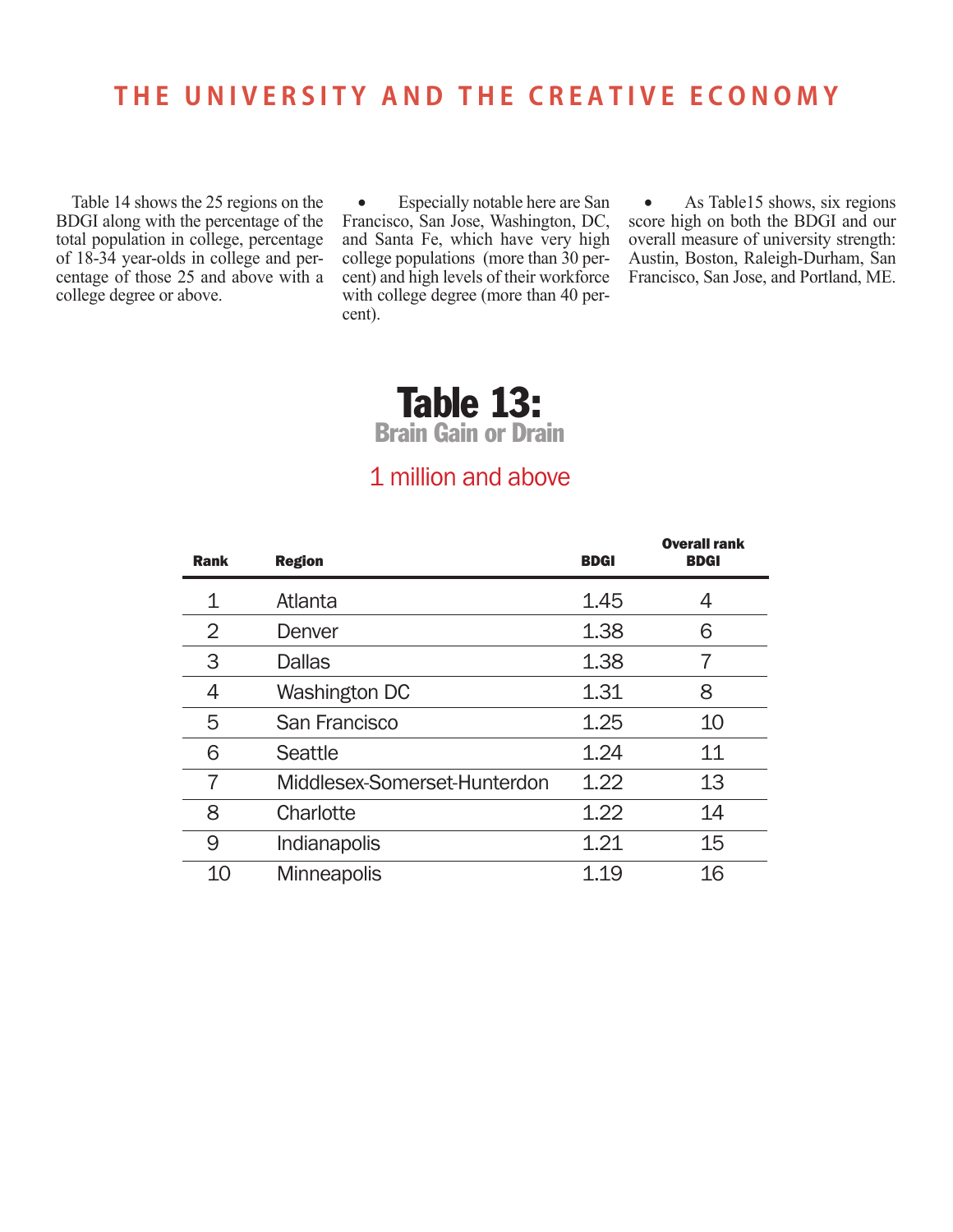Table 14 shows the 25 regions on the BDGI along with the percentage of the total population in college, percentage of 18-34 year-olds in college and percentage of those 25 and above with a college degree or above.

- Especially notable here are San Francisco, San Jose, Washington, DC, and Santa Fe, which have very high college populations (more than 30 percent) and high levels of their workforce with college degree (more than 40 percent).

- As Table15 shows, six regions score high on both the BDGI and our overall measure of university strength: Austin, Boston, Raleigh-Durham, San Francisco, San Jose, and Portland, ME.

# Table 13:

## Brain Gain or Drain

### 1 million and above

| Rank | Region | BDGI | Overall rank BDGI |
|---|---|---|---|
| 1 | Atlanta | 1.45 | 4 |
| 2 | Denver | 1.38 | 6 |
| 3 | Dallas | 1.38 | 7 |
| 4 | Washington DC | 1.31 | 8 |
| 5 | San Francisco | 1.25 | 10 |
| 6 | Seattle | 1.24 | 11 |
| 7 | Middlesex-Somerset-Hunterdon | 1.22 | 13 |
| 8 | Charlotte | 1.22 | 14 |
| 9 | Indianapolis | 1.21 | 15 |
| 10 | Minneapolis | 1.19 | 16 |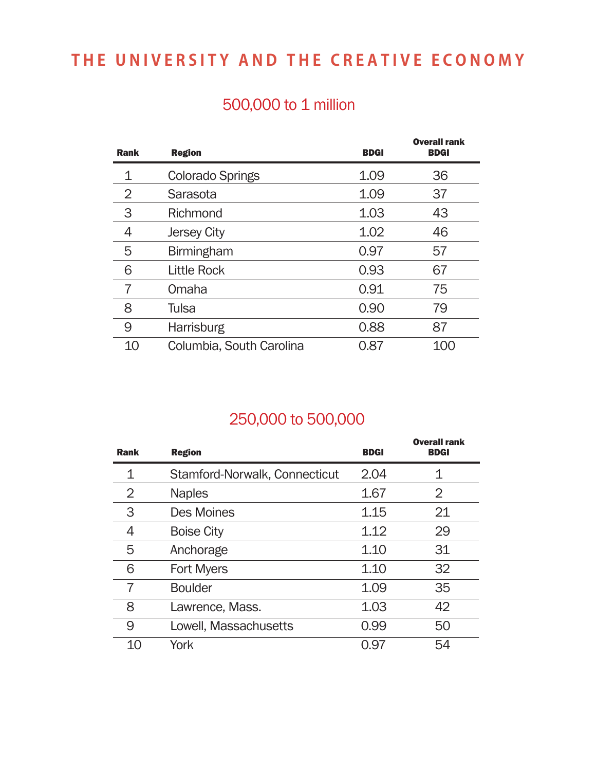## 500,000 to 1 million

| Rank | Region | BDGI | Overall rank BDGI |
|---|---|---|---|
| 1 | Colorado Springs | 1.09 | 36 |
| 2 | Sarasota | 1.09 | 37 |
| 3 | Richmond | 1.03 | 43 |
| 4 | Jersey City | 1.02 | 46 |
| 5 | Birmingham | 0.97 | 57 |
| 6 | Little Rock | 0.93 | 67 |
| 7 | Omaha | 0.91 | 75 |
| 8 | Tulsa | 0.90 | 79 |
| 9 | Harrisburg | 0.88 | 87 |
| 10 | Columbia, South Carolina | 0.87 | 100 |

## 250,000 to 500,000

| Rank | Region | BDGI | Overall rank BDGI |
|---|---|---|---|
| 1 | Stamford-Norwalk, Connecticut | 2.04 | 1 |
| 2 | Naples | 1.67 | 2 |
| 3 | Des Moines | 1.15 | 21 |
| 4 | Boise City | 1.12 | 29 |
| 5 | Anchorage | 1.10 | 31 |
| 6 | Fort Myers | 1.10 | 32 |
| 7 | Boulder | 1.09 | 35 |
| 8 | Lawrence, Mass. | 1.03 | 42 |
| 9 | Lowell, Massachusetts | 0.99 | 50 |
| 10 | York | 0.97 | 54 |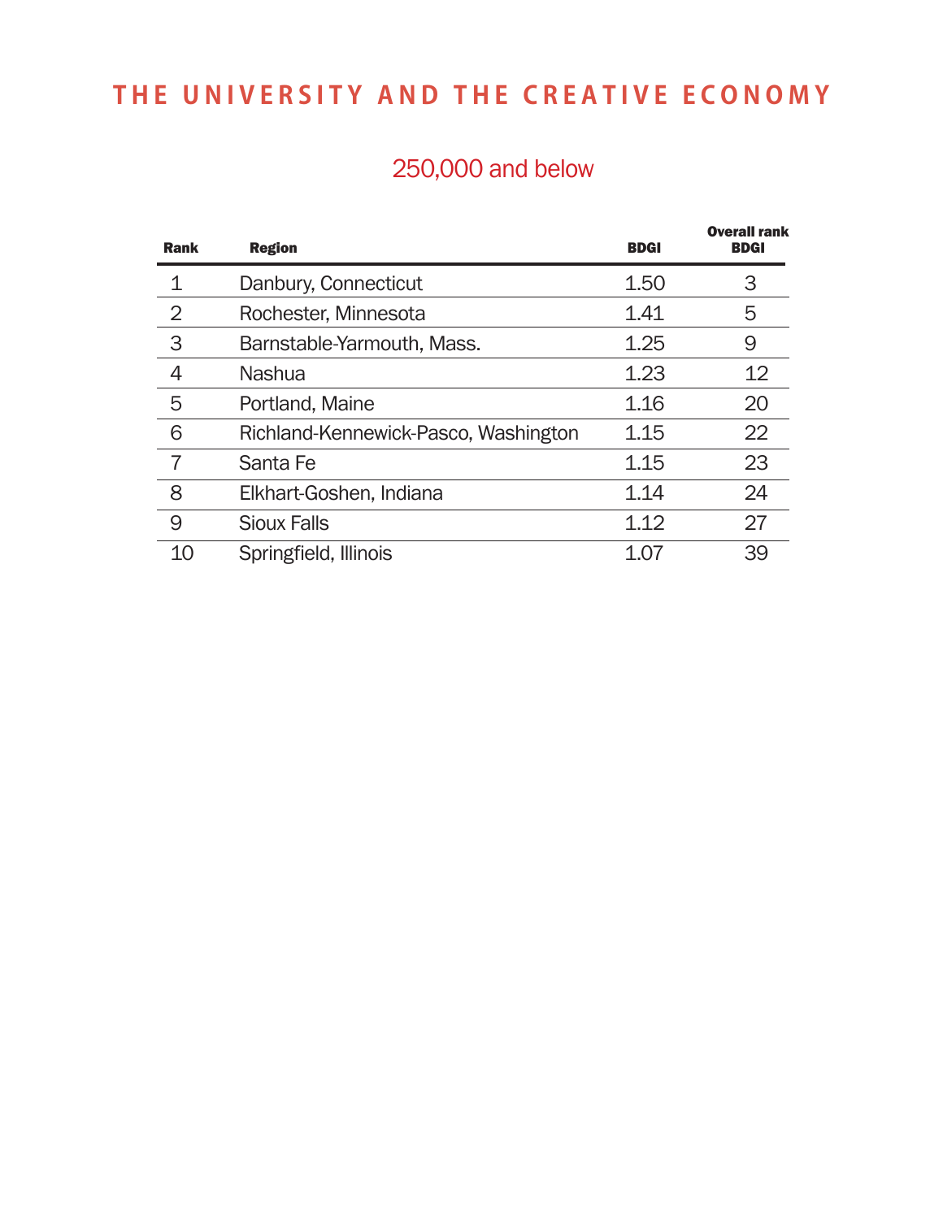## 250,000 and below

| Rank | Region | BDGI | Overall rank BDGI |
|---|---|---|---|
| 1 | Danbury, Connecticut | 1.50 | 3 |
| 2 | Rochester, Minnesota | 1.41 | 5 |
| 3 | Barnstable-Yarmouth, Mass. | 1.25 | 9 |
| 4 | Nashua | 1.23 | 12 |
| 5 | Portland, Maine | 1.16 | 20 |
| 6 | Richland-Kennewick-Pasco, Washington | 1.15 | 22 |
| 7 | Santa Fe | 1.15 | 23 |
| 8 | Elkhart-Goshen, Indiana | 1.14 | 24 |
| 9 | Sioux Falls | 1.12 | 27 |
| 10 | Springfield, Illinois | 1.07 | 39 |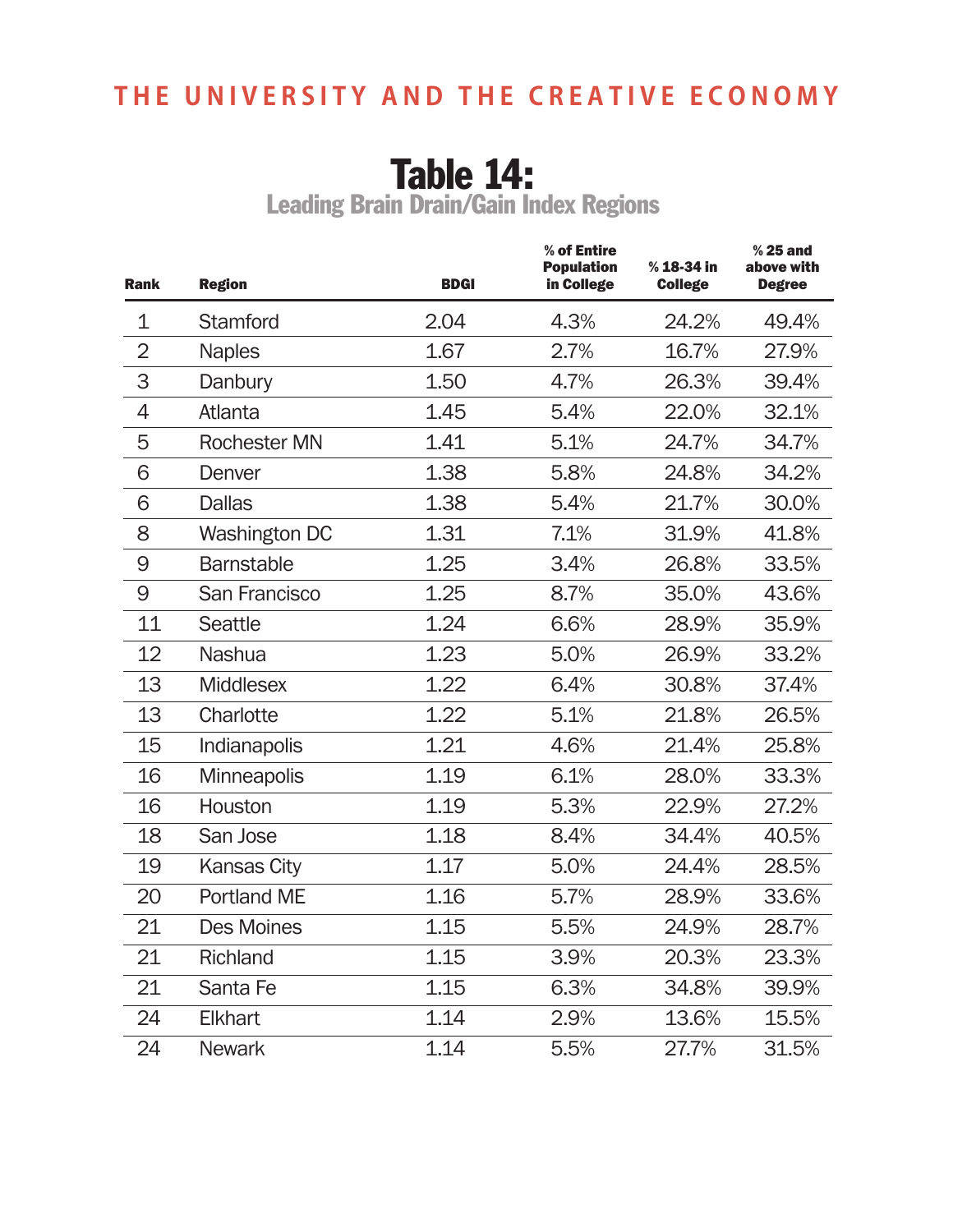# Table 14:

## Leading Brain Drain/Gain Index Regions

| Rank | Region | BDGI | % of Entire Population in College | % 18-34 in College | % 25 and above with Degree |
|---|---|---|---|---|---|
| 1 | Stamford | 2.04 | 4.3% | 24.2% | 49.4% |
| 2 | Naples | 1.67 | 2.7% | 16.7% | 27.9% |
| 3 | Danbury | 1.50 | 4.7% | 26.3% | 39.4% |
| 4 | Atlanta | 1.45 | 5.4% | 22.0% | 32.1% |
| 5 | Rochester MN | 1.41 | 5.1% | 24.7% | 34.7% |
| 6 | Denver | 1.38 | 5.8% | 24.8% | 34.2% |
| 6 | Dallas | 1.38 | 5.4% | 21.7% | 30.0% |
| 8 | Washington DC | 1.31 | 7.1% | 31.9% | 41.8% |
| 9 | Barnstable | 1.25 | 3.4% | 26.8% | 33.5% |
| 9 | San Francisco | 1.25 | 8.7% | 35.0% | 43.6% |
| 11 | Seattle | 1.24 | 6.6% | 28.9% | 35.9% |
| 12 | Nashua | 1.23 | 5.0% | 26.9% | 33.2% |
| 13 | Middlesex | 1.22 | 6.4% | 30.8% | 37.4% |
| 13 | Charlotte | 1.22 | 5.1% | 21.8% | 26.5% |
| 15 | Indianapolis | 1.21 | 4.6% | 21.4% | 25.8% |
| 16 | Minneapolis | 1.19 | 6.1% | 28.0% | 33.3% |
| 16 | Houston | 1.19 | 5.3% | 22.9% | 27.2% |
| 18 | San Jose | 1.18 | 8.4% | 34.4% | 40.5% |
| 19 | Kansas City | 1.17 | 5.0% | 24.4% | 28.5% |
| 20 | Portland ME | 1.16 | 5.7% | 28.9% | 33.6% |
| 21 | Des Moines | 1.15 | 5.5% | 24.9% | 28.7% |
| 21 | Richland | 1.15 | 3.9% | 20.3% | 23.3% |
| 21 | Santa Fe | 1.15 | 6.3% | 34.8% | 39.9% |
| 24 | Elkhart | 1.14 | 2.9% | 13.6% | 15.5% |
| 24 | Newark | 1.14 | 5.5% | 27.7% | 31.5% |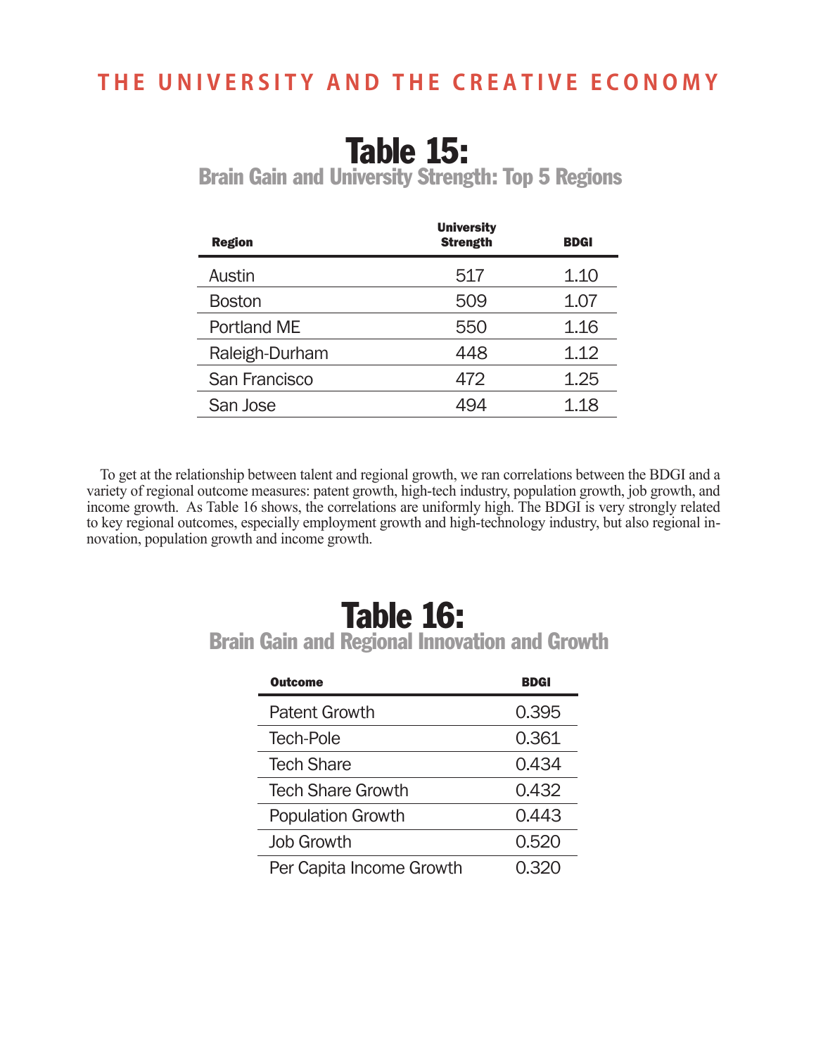## Table 15:
### Brain Gain and University Strength: Top 5 Regions

| Region | University Strength | BDGI |
|---|---|---|
| Austin | 517 | 1.10 |
| Boston | 509 | 1.07 |
| Portland ME | 550 | 1.16 |
| Raleigh-Durham | 448 | 1.12 |
| San Francisco | 472 | 1.25 |
| San Jose | 494 | 1.18 |

To get at the relationship between talent and regional growth, we ran correlations between the BDGI and a variety of regional outcome measures: patent growth, high-tech industry, population growth, job growth, and income growth. As Table 16 shows, the correlations are uniformly high. The BDGI is very strongly related to key regional outcomes, especially employment growth and high-technology industry, but also regional innovation, population growth and income growth.

## Table 16:
### Brain Gain and Regional Innovation and Growth

| Outcome | BDGI |
|---|---|
| Patent Growth | 0.395 |
| Tech-Pole | 0.361 |
| Tech Share | 0.434 |
| Tech Share Growth | 0.432 |
| Population Growth | 0.443 |
| Job Growth | 0.520 |
| Per Capita Income Growth | 0.320 |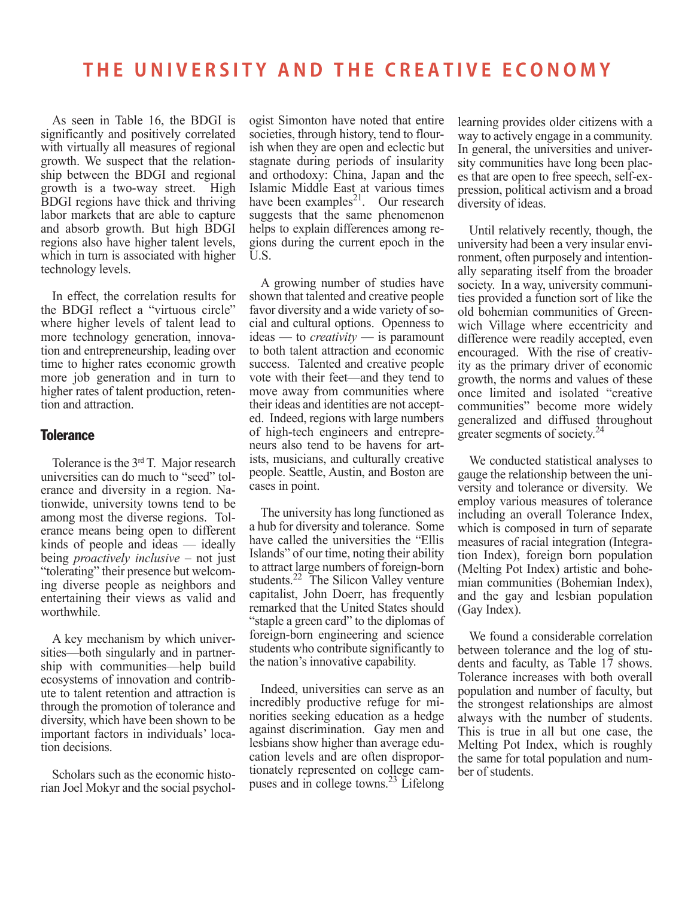As seen in Table 16, the BDGI is significantly and positively correlated with virtually all measures of regional growth. We suspect that the relationship between the BDGI and regional growth is a two-way street. High BDGI regions have thick and thriving labor markets that are able to capture and absorb growth. But high BDGI regions also have higher talent levels, which in turn is associated with higher technology levels.

In effect, the correlation results for the BDGI reflect a "virtuous circle" where higher levels of talent lead to more technology generation, innovation and entrepreneurship, leading over time to higher rates economic growth more job generation and in turn to higher rates of talent production, retention and attraction.

## Tolerance

Tolerance is the 3rd T. Major research universities can do much to "seed" tolerance and diversity in a region. Nationwide, university towns tend to be among most the diverse regions. Tolerance means being open to different kinds of people and ideas — ideally being *proactively inclusive* – not just "tolerating" their presence but welcoming diverse people as neighbors and entertaining their views as valid and worthwhile.

A key mechanism by which universities—both singularly and in partnership with communities—help build ecosystems of innovation and contribute to talent retention and attraction is through the promotion of tolerance and diversity, which have been shown to be important factors in individuals' location decisions.

Scholars such as the economic historian Joel Mokyr and the social psychologist Simonton have noted that entire societies, through history, tend to flourish when they are open and eclectic but stagnate during periods of insularity and orthodoxy: China, Japan and the Islamic Middle East at various times have been examples[21]. Our research suggests that the same phenomenon helps to explain differences among regions during the current epoch in the U.S.

A growing number of studies have shown that talented and creative people favor diversity and a wide variety of social and cultural options. Openness to ideas — to *creativity* — is paramount to both talent attraction and economic success. Talented and creative people vote with their feet—and they tend to move away from communities where their ideas and identities are not accepted. Indeed, regions with large numbers of high-tech engineers and entrepreneurs also tend to be havens for artists, musicians, and culturally creative people. Seattle, Austin, and Boston are cases in point.

The university has long functioned as a hub for diversity and tolerance. Some have called the universities the "Ellis Islands" of our time, noting their ability to attract large numbers of foreign-born students.[22] The Silicon Valley venture capitalist, John Doerr, has frequently remarked that the United States should "staple a green card" to the diplomas of foreign-born engineering and science students who contribute significantly to the nation's innovative capability.

Indeed, universities can serve as an incredibly productive refuge for minorities seeking education as a hedge against discrimination. Gay men and lesbians show higher than average education levels and are often disproportionately represented on college campuses and in college towns.[23] Lifelong learning provides older citizens with a way to actively engage in a community. In general, the universities and university communities have long been places that are open to free speech, self-expression, political activism and a broad diversity of ideas.

Until relatively recently, though, the university had been a very insular environment, often purposely and intentionally separating itself from the broader society. In a way, university communities provided a function sort of like the old bohemian communities of Greenwich Village where eccentricity and difference were readily accepted, even encouraged. With the rise of creativity as the primary driver of economic growth, the norms and values of these once limited and isolated "creative communities" become more widely generalized and diffused throughout greater segments of society.[24]

We conducted statistical analyses to gauge the relationship between the university and tolerance or diversity. We employ various measures of tolerance including an overall Tolerance Index, which is composed in turn of separate measures of racial integration (Integration Index), foreign born population (Melting Pot Index) artistic and bohemian communities (Bohemian Index), and the gay and lesbian population (Gay Index).

We found a considerable correlation between tolerance and the log of students and faculty, as Table 17 shows. Tolerance increases with both overall population and number of faculty, but the strongest relationships are almost always with the number of students. This is true in all but one case, the Melting Pot Index, which is roughly the same for total population and number of students.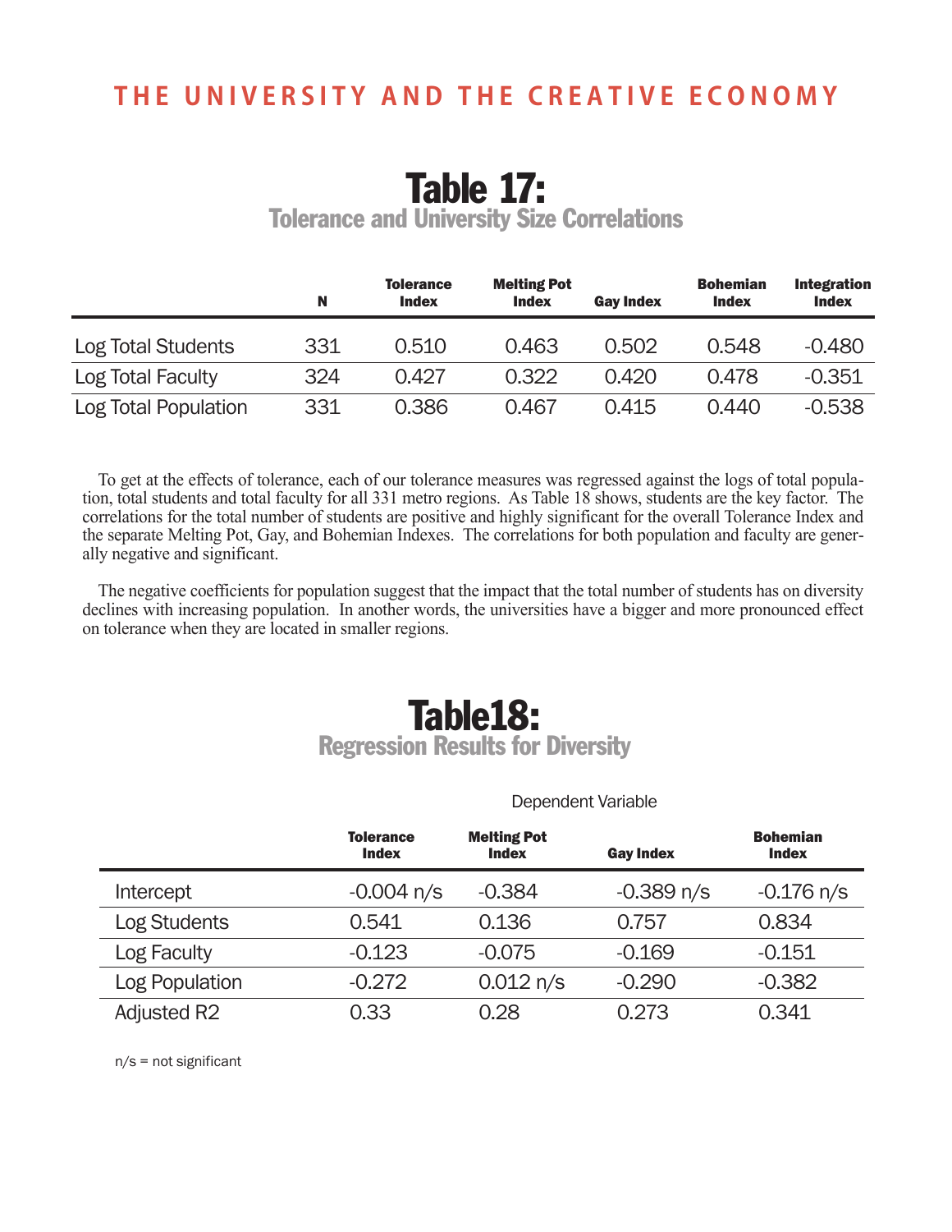## Table 17:
### Tolerance and University Size Correlations

| | N | Tolerance Index | Melting Pot Index | Gay Index | Bohemian Index | Integration Index |
|---|---|---|---|---|---|---|
| Log Total Students | 331 | 0.510 | 0.463 | 0.502 | 0.548 | -0.480 |
| Log Total Faculty | 324 | 0.427 | 0.322 | 0.420 | 0.478 | -0.351 |
| Log Total Population | 331 | 0.386 | 0.467 | 0.415 | 0.440 | -0.538 |

To get at the effects of tolerance, each of our tolerance measures was regressed against the logs of total population, total students and total faculty for all 331 metro regions. As Table 18 shows, students are the key factor. The correlations for the total number of students are positive and highly significant for the overall Tolerance Index and the separate Melting Pot, Gay, and Bohemian Indexes. The correlations for both population and faculty are generally negative and significant.

The negative coefficients for population suggest that the impact that the total number of students has on diversity declines with increasing population. In another words, the universities have a bigger and more pronounced effect on tolerance when they are located in smaller regions.

## Table18:
### Regression Results for Diversity

| | Dependent Variable | | | |
|---|---|---|---|---|
| | Tolerance Index | Melting Pot Index | Gay Index | Bohemian Index |
| Intercept | -0.004 n/s | -0.384 | -0.389 n/s | -0.176 n/s |
| Log Students | 0.541 | 0.136 | 0.757 | 0.834 |
| Log Faculty | -0.123 | -0.075 | -0.169 | -0.151 |
| Log Population | -0.272 | 0.012 n/s | -0.290 | -0.382 |
| Adjusted R2 | 0.33 | 0.28 | 0.273 | 0.341 |

n/s = not significant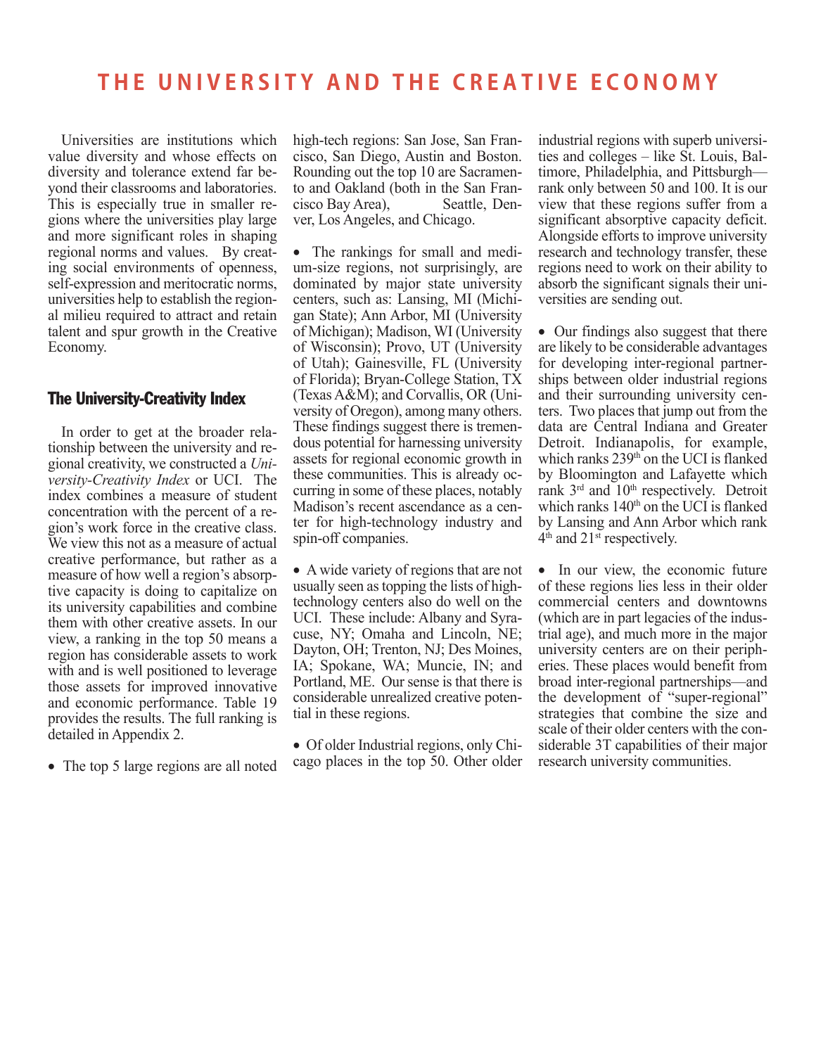# THE UNIVERSITY AND THE CREATIVE ECONOMY

Universities are institutions which value diversity and whose effects on diversity and tolerance extend far beyond their classrooms and laboratories. This is especially true in smaller regions where the universities play large and more significant roles in shaping regional norms and values. By creating social environments of openness, self-expression and meritocratic norms, universities help to establish the regional milieu required to attract and retain talent and spur growth in the Creative Economy.

## The University-Creativity Index

In order to get at the broader relationship between the university and regional creativity, we constructed a *University-Creativity Index* or UCI. The index combines a measure of student concentration with the percent of a region's work force in the creative class. We view this not as a measure of actual creative performance, but rather as a measure of how well a region's absorptive capacity is doing to capitalize on its university capabilities and combine them with other creative assets. In our view, a ranking in the top 50 means a region has considerable assets to work with and is well positioned to leverage those assets for improved innovative and economic performance. Table 19 provides the results. The full ranking is detailed in Appendix 2.

- The top 5 large regions are all noted high-tech regions: San Jose, San Francisco, San Diego, Austin and Boston. Rounding out the top 10 are Sacramento and Oakland (both in the San Francisco Bay Area), Seattle, Denver, Los Angeles, and Chicago.

- The rankings for small and medium-size regions, not surprisingly, are dominated by major state university centers, such as: Lansing, MI (Michigan State); Ann Arbor, MI (University of Michigan); Madison, WI (University of Wisconsin); Provo, UT (University of Utah); Gainesville, FL (University of Florida); Bryan-College Station, TX (Texas A&M); and Corvallis, OR (University of Oregon), among many others. These findings suggest there is tremendous potential for harnessing university assets for regional economic growth in these communities. This is already occurring in some of these places, notably Madison's recent ascendance as a center for high-technology industry and spin-off companies.

- A wide variety of regions that are not usually seen as topping the lists of high-technology centers also do well on the UCI. These include: Albany and Syracuse, NY; Omaha and Lincoln, NE; Dayton, OH; Trenton, NJ; Des Moines, IA; Spokane, WA; Muncie, IN; and Portland, ME. Our sense is that there is considerable unrealized creative potential in these regions.

- Of older Industrial regions, only Chicago places in the top 50. Other older industrial regions with superb universities and colleges – like St. Louis, Baltimore, Philadelphia, and Pittsburgh—rank only between 50 and 100. It is our view that these regions suffer from a significant absorptive capacity deficit. Alongside efforts to improve university research and technology transfer, these regions need to work on their ability to absorb the significant signals their universities are sending out.

- Our findings also suggest that there are likely to be considerable advantages for developing inter-regional partnerships between older industrial regions and their surrounding university centers. Two places that jump out from the data are Central Indiana and Greater Detroit. Indianapolis, for example, which ranks 239th on the UCI is flanked by Bloomington and Lafayette which rank 3rd and 10th respectively. Detroit which ranks 140th on the UCI is flanked by Lansing and Ann Arbor which rank 4th and 21st respectively.

- In our view, the economic future of these regions lies less in their older commercial centers and downtowns (which are in part legacies of the industrial age), and much more in the major university centers are on their peripheries. These places would benefit from broad inter-regional partnerships—and the development of "super-regional" strategies that combine the size and scale of their older centers with the considerable 3T capabilities of their major research university communities.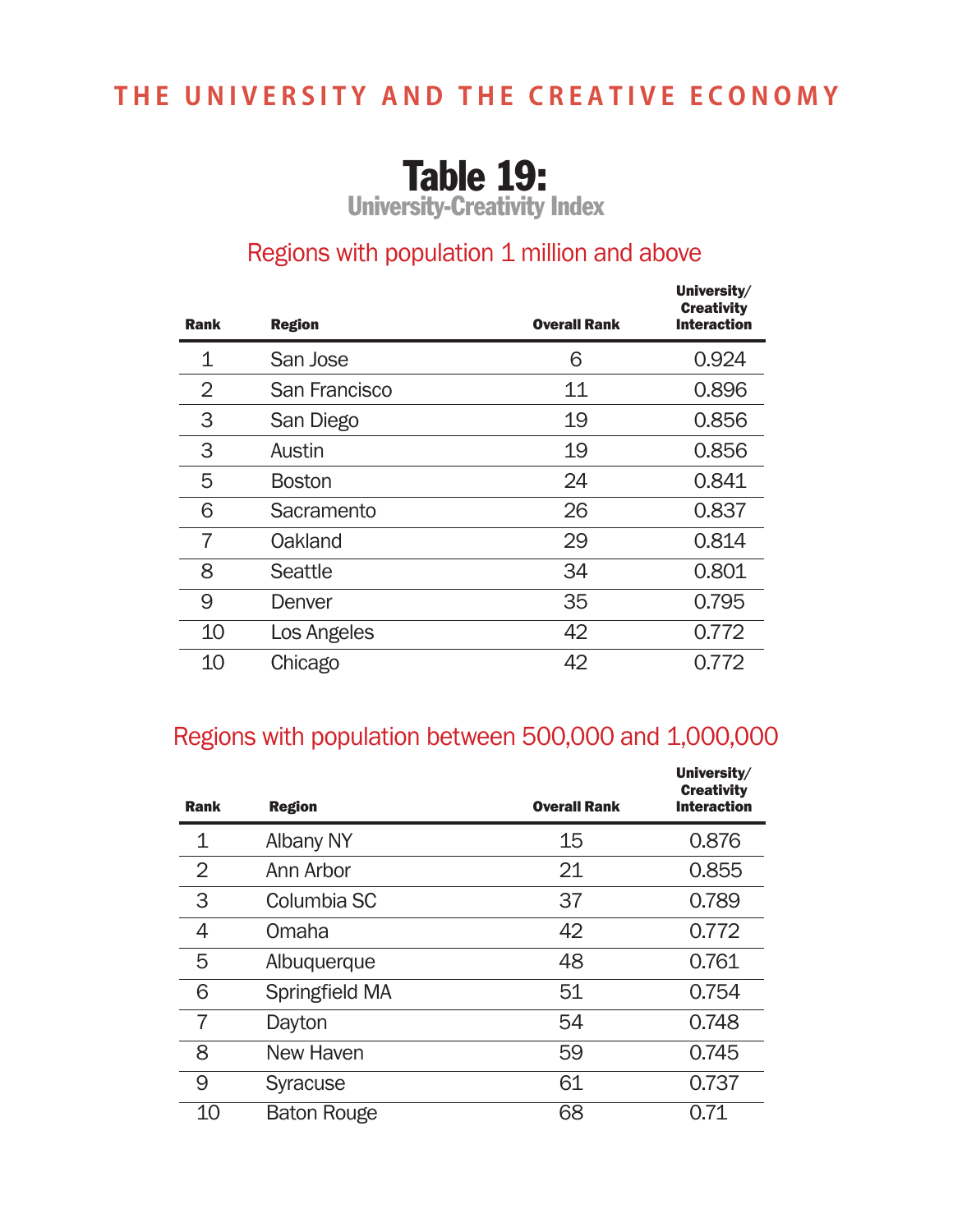# Table 19:

## University-Creativity Index

### Regions with population 1 million and above

| Rank | Region | Overall Rank | University/ Creativity Interaction |
|---|---|---|---|
| 1 | San Jose | 6 | 0.924 |
| 2 | San Francisco | 11 | 0.896 |
| 3 | San Diego | 19 | 0.856 |
| 3 | Austin | 19 | 0.856 |
| 5 | Boston | 24 | 0.841 |
| 6 | Sacramento | 26 | 0.837 |
| 7 | Oakland | 29 | 0.814 |
| 8 | Seattle | 34 | 0.801 |
| 9 | Denver | 35 | 0.795 |
| 10 | Los Angeles | 42 | 0.772 |
| 10 | Chicago | 42 | 0.772 |

### Regions with population between 500,000 and 1,000,000

| Rank | Region | Overall Rank | University/ Creativity Interaction |
|---|---|---|---|
| 1 | Albany NY | 15 | 0.876 |
| 2 | Ann Arbor | 21 | 0.855 |
| 3 | Columbia SC | 37 | 0.789 |
| 4 | Omaha | 42 | 0.772 |
| 5 | Albuquerque | 48 | 0.761 |
| 6 | Springfield MA | 51 | 0.754 |
| 7 | Dayton | 54 | 0.748 |
| 8 | New Haven | 59 | 0.745 |
| 9 | Syracuse | 61 | 0.737 |
| 10 | Baton Rouge | 68 | 0.71 |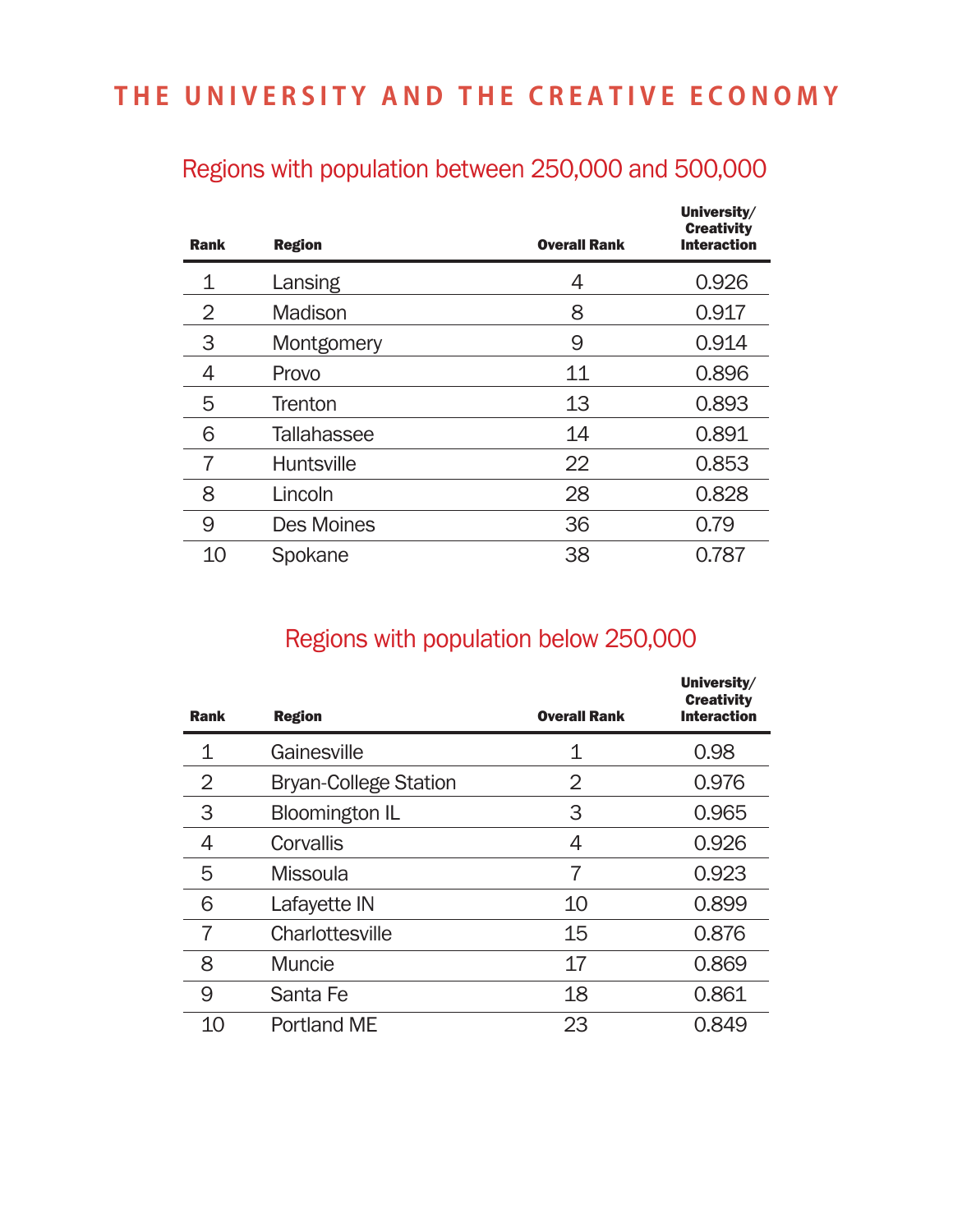# THE UNIVERSITY AND THE CREATIVE ECONOMY

## Regions with population between 250,000 and 500,000

| Rank | Region | Overall Rank | University/ Creativity Interaction |
|---|---|---|---|
| 1 | Lansing | 4 | 0.926 |
| 2 | Madison | 8 | 0.917 |
| 3 | Montgomery | 9 | 0.914 |
| 4 | Provo | 11 | 0.896 |
| 5 | Trenton | 13 | 0.893 |
| 6 | Tallahassee | 14 | 0.891 |
| 7 | Huntsville | 22 | 0.853 |
| 8 | Lincoln | 28 | 0.828 |
| 9 | Des Moines | 36 | 0.79 |
| 10 | Spokane | 38 | 0.787 |

## Regions with population below 250,000

| Rank | Region | Overall Rank | University/ Creativity Interaction |
|---|---|---|---|
| 1 | Gainesville | 1 | 0.98 |
| 2 | Bryan-College Station | 2 | 0.976 |
| 3 | Bloomington IL | 3 | 0.965 |
| 4 | Corvallis | 4 | 0.926 |
| 5 | Missoula | 7 | 0.923 |
| 6 | Lafayette IN | 10 | 0.899 |
| 7 | Charlottesville | 15 | 0.876 |
| 8 | Muncie | 17 | 0.869 |
| 9 | Santa Fe | 18 | 0.861 |
| 10 | Portland ME | 23 | 0.849 |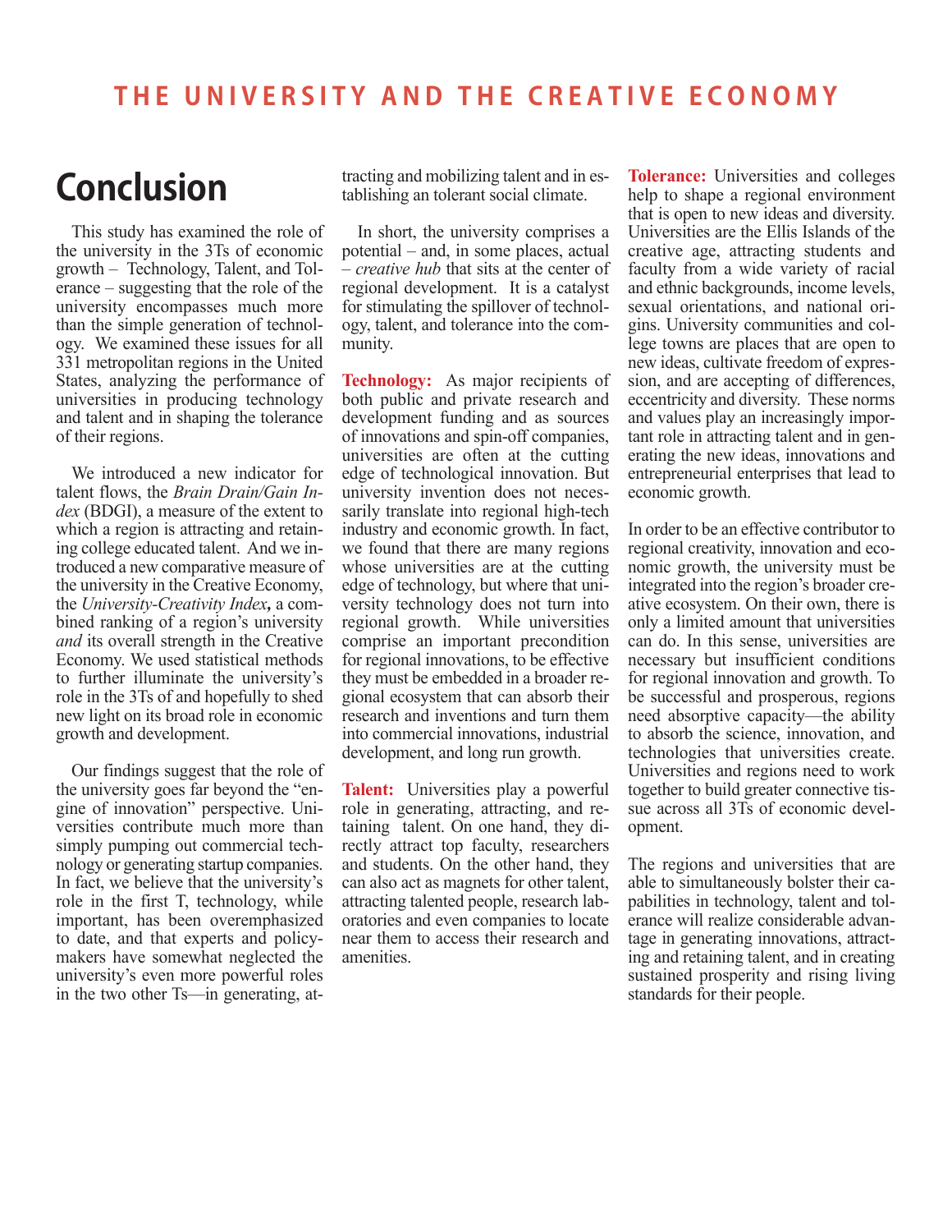# Conclusion

This study has examined the role of the university in the 3Ts of economic growth – Technology, Talent, and Tolerance – suggesting that the role of the university encompasses much more than the simple generation of technology. We examined these issues for all 331 metropolitan regions in the United States, analyzing the performance of universities in producing technology and talent and in shaping the tolerance of their regions.

We introduced a new indicator for talent flows, the *Brain Drain/Gain Index* (BDGI), a measure of the extent to which a region is attracting and retaining college educated talent. And we introduced a new comparative measure of the university in the Creative Economy, the ***University-Creativity Index***, a combined ranking of a region's university *and* its overall strength in the Creative Economy. We used statistical methods to further illuminate the university's role in the 3Ts of and hopefully to shed new light on its broad role in economic growth and development.

Our findings suggest that the role of the university goes far beyond the "engine of innovation" perspective. Universities contribute much more than simply pumping out commercial technology or generating startup companies. In fact, we believe that the university's role in the first T, technology, while important, has been overemphasized to date, and that experts and policymakers have somewhat neglected the university's even more powerful roles in the two other Ts—in generating, attracting and mobilizing talent and in establishing an tolerant social climate.

In short, the university comprises a potential – and, in some places, actual – *creative hub* that sits at the center of regional development. It is a catalyst for stimulating the spillover of technology, talent, and tolerance into the community.

**Technology:** As major recipients of both public and private research and development funding and as sources of innovations and spin-off companies, universities are often at the cutting edge of technological innovation. But university invention does not necessarily translate into regional high-tech industry and economic growth. In fact, we found that there are many regions whose universities are at the cutting edge of technology, but where that university technology does not turn into regional growth. While universities comprise an important precondition for regional innovations, to be effective they must be embedded in a broader regional ecosystem that can absorb their research and inventions and turn them into commercial innovations, industrial development, and long run growth.

**Talent:** Universities play a powerful role in generating, attracting, and retaining talent. On one hand, they directly attract top faculty, researchers and students. On the other hand, they can also act as magnets for other talent, attracting talented people, research laboratories and even companies to locate near them to access their research and amenities.

**Tolerance:** Universities and colleges help to shape a regional environment that is open to new ideas and diversity. Universities are the Ellis Islands of the creative age, attracting students and faculty from a wide variety of racial and ethnic backgrounds, income levels, sexual orientations, and national origins. University communities and college towns are places that are open to new ideas, cultivate freedom of expression, and are accepting of differences, eccentricity and diversity. These norms and values play an increasingly important role in attracting talent and in generating the new ideas, innovations and entrepreneurial enterprises that lead to economic growth.

In order to be an effective contributor to regional creativity, innovation and economic growth, the university must be integrated into the region's broader creative ecosystem. On their own, there is only a limited amount that universities can do. In this sense, universities are necessary but insufficient conditions for regional innovation and growth. To be successful and prosperous, regions need absorptive capacity—the ability to absorb the science, innovation, and technologies that universities create. Universities and regions need to work together to build greater connective tissue across all 3Ts of economic development.

The regions and universities that are able to simultaneously bolster their capabilities in technology, talent and tolerance will realize considerable advantage in generating innovations, attracting and retaining talent, and in creating sustained prosperity and rising living standards for their people.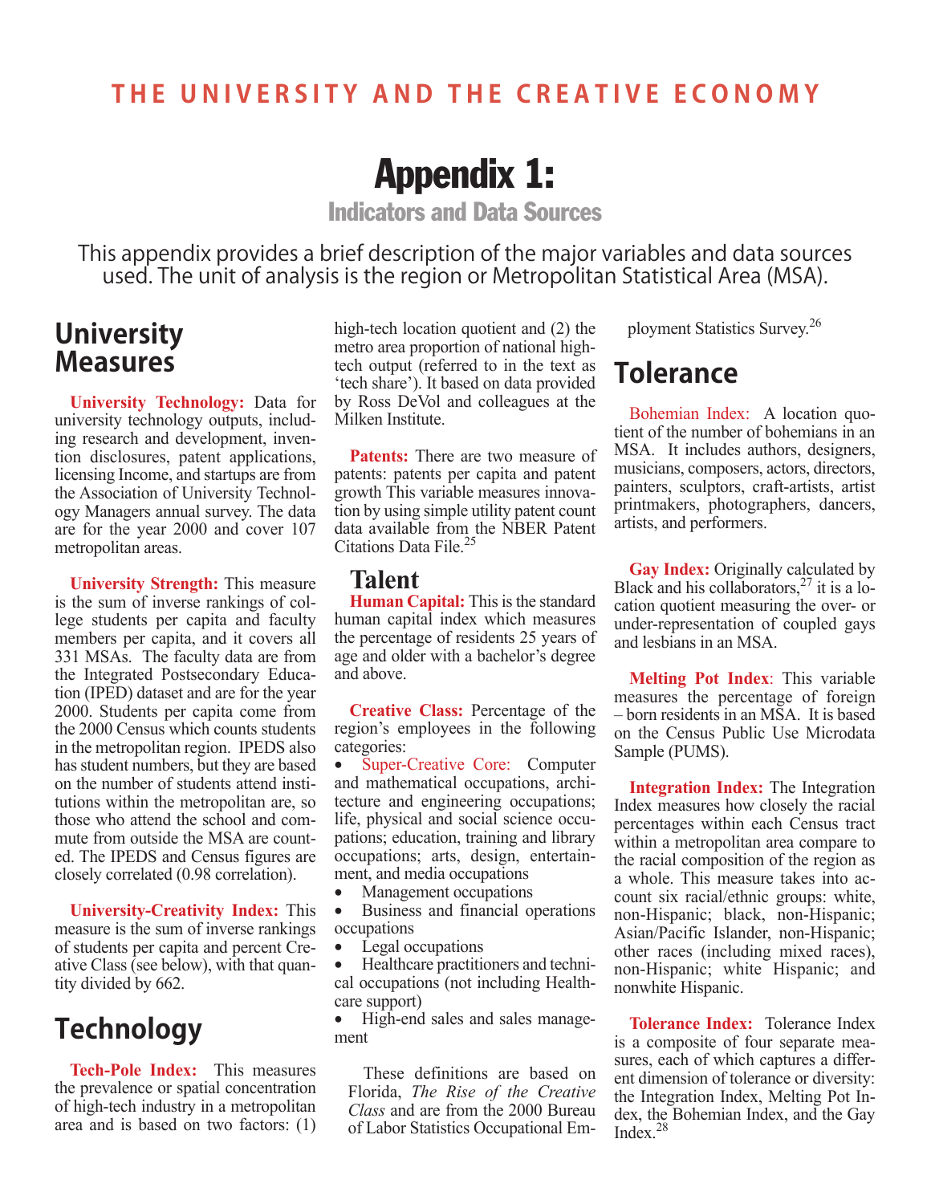# Appendix 1:

## Indicators and Data Sources

This appendix provides a brief description of the major variables and data sources used. The unit of analysis is the region or Metropolitan Statistical Area (MSA).

## University Measures

**University Technology:** Data for university technology outputs, including research and development, invention disclosures, patent applications, licensing Income, and startups are from the Association of University Technology Managers annual survey. The data are for the year 2000 and cover 107 metropolitan areas.

**University Strength:** This measure is the sum of inverse rankings of college students per capita and faculty members per capita, and it covers all 331 MSAs. The faculty data are from the Integrated Postsecondary Education (IPED) dataset and are for the year 2000. Students per capita come from the 2000 Census which counts students in the metropolitan region. IPEDS also has student numbers, but they are based on the number of students attend institutions within the metropolitan are, so those who attend the school and commute from outside the MSA are counted. The IPEDS and Census figures are closely correlated (0.98 correlation).

**University-Creativity Index:** This measure is the sum of inverse rankings of students per capita and percent Creative Class (see below), with that quantity divided by 662.

## Technology

**Tech-Pole Index:** This measures the prevalence or spatial concentration of high-tech industry in a metropolitan area and is based on two factors: (1) high-tech location quotient and (2) the metro area proportion of national high-tech output (referred to in the text as 'tech share'). It based on data provided by Ross DeVol and colleagues at the Milken Institute.

**Patents:** There are two measure of patents: patents per capita and patent growth This variable measures innovation by using simple utility patent count data available from the NBER Patent Citations Data File.[25]

## Talent

**Human Capital:** This is the standard human capital index which measures the percentage of residents 25 years of age and older with a bachelor's degree and above.

**Creative Class:** Percentage of the region's employees in the following categories:

- Super-Creative Core: Computer and mathematical occupations, architecture and engineering occupations; life, physical and social science occupations; education, training and library occupations; arts, design, entertainment, and media occupations
- Management occupations
- Business and financial operations occupations
- Legal occupations
- Healthcare practitioners and technical occupations (not including Healthcare support)
- High-end sales and sales management

These definitions are based on Florida, *The Rise of the Creative Class* and are from the 2000 Bureau of Labor Statistics Occupational Employment Statistics Survey.[26]

## Tolerance

Bohemian Index: A location quotient of the number of bohemians in an MSA. It includes authors, designers, musicians, composers, actors, directors, painters, sculptors, craft-artists, artist printmakers, photographers, dancers, artists, and performers.

**Gay Index:** Originally calculated by Black and his collaborators,[27] it is a location quotient measuring the over- or under-representation of coupled gays and lesbians in an MSA.

**Melting Pot Index**: This variable measures the percentage of foreign – born residents in an MSA. It is based on the Census Public Use Microdata Sample (PUMS).

**Integration Index:** The Integration Index measures how closely the racial percentages within each Census tract within a metropolitan area compare to the racial composition of the region as a whole. This measure takes into account six racial/ethnic groups: white, non-Hispanic; black, non-Hispanic; Asian/Pacific Islander, non-Hispanic; other races (including mixed races), non-Hispanic; white Hispanic; and nonwhite Hispanic.

**Tolerance Index:** Tolerance Index is a composite of four separate measures, each of which captures a different dimension of tolerance or diversity: the Integration Index, Melting Pot Index, the Bohemian Index, and the Gay Index.[28]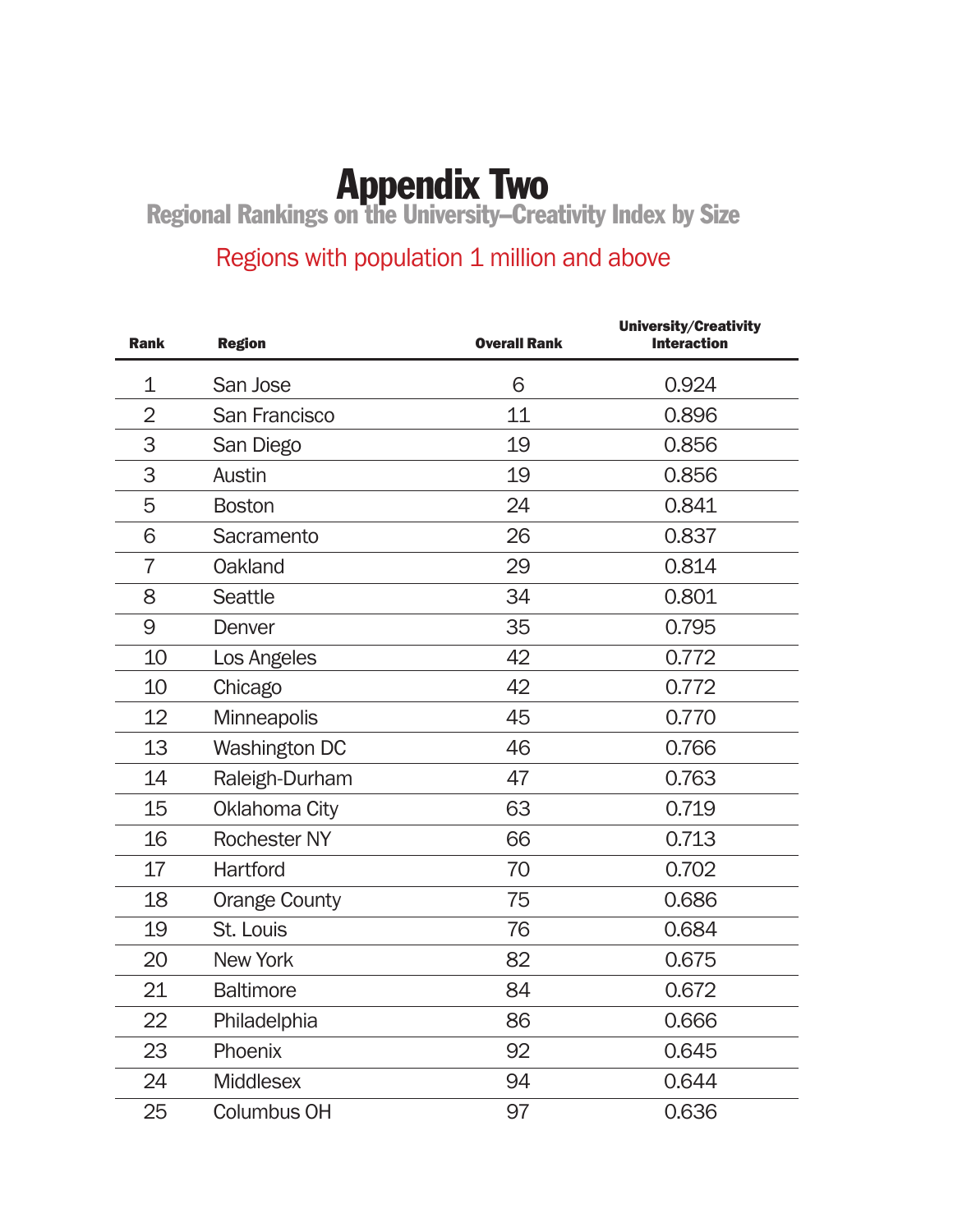# Appendix Two

## Regional Rankings on the University–Creativity Index by Size

### Regions with population 1 million and above

| Rank | Region | Overall Rank | University/Creativity Interaction |
|---|---|---|---|
| 1 | San Jose | 6 | 0.924 |
| 2 | San Francisco | 11 | 0.896 |
| 3 | San Diego | 19 | 0.856 |
| 3 | Austin | 19 | 0.856 |
| 5 | Boston | 24 | 0.841 |
| 6 | Sacramento | 26 | 0.837 |
| 7 | Oakland | 29 | 0.814 |
| 8 | Seattle | 34 | 0.801 |
| 9 | Denver | 35 | 0.795 |
| 10 | Los Angeles | 42 | 0.772 |
| 10 | Chicago | 42 | 0.772 |
| 12 | Minneapolis | 45 | 0.770 |
| 13 | Washington DC | 46 | 0.766 |
| 14 | Raleigh-Durham | 47 | 0.763 |
| 15 | Oklahoma City | 63 | 0.719 |
| 16 | Rochester NY | 66 | 0.713 |
| 17 | Hartford | 70 | 0.702 |
| 18 | Orange County | 75 | 0.686 |
| 19 | St. Louis | 76 | 0.684 |
| 20 | New York | 82 | 0.675 |
| 21 | Baltimore | 84 | 0.672 |
| 22 | Philadelphia | 86 | 0.666 |
| 23 | Phoenix | 92 | 0.645 |
| 24 | Middlesex | 94 | 0.644 |
| 25 | Columbus OH | 97 | 0.636 |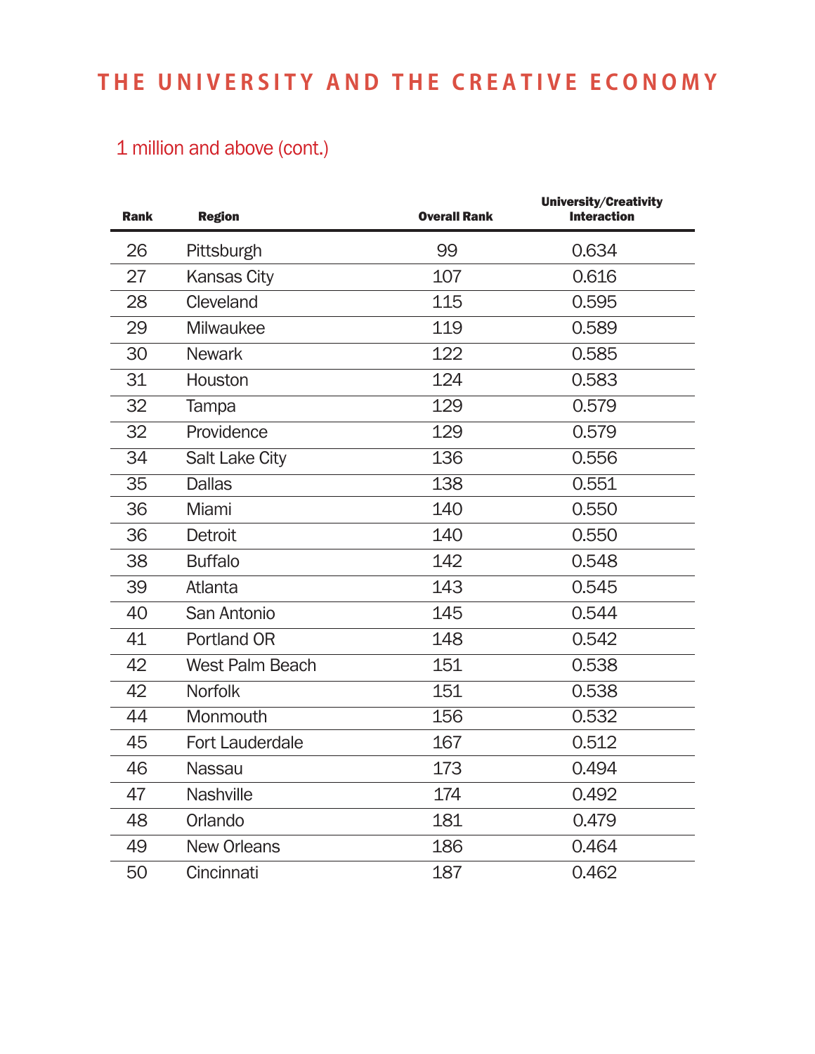# THE UNIVERSITY AND THE CREATIVE ECONOMY

## 1 million and above (cont.)

| Rank | Region | Overall Rank | University/Creativity Interaction |
|---|---|---|---|
| 26 | Pittsburgh | 99 | 0.634 |
| 27 | Kansas City | 107 | 0.616 |
| 28 | Cleveland | 115 | 0.595 |
| 29 | Milwaukee | 119 | 0.589 |
| 30 | Newark | 122 | 0.585 |
| 31 | Houston | 124 | 0.583 |
| 32 | Tampa | 129 | 0.579 |
| 32 | Providence | 129 | 0.579 |
| 34 | Salt Lake City | 136 | 0.556 |
| 35 | Dallas | 138 | 0.551 |
| 36 | Miami | 140 | 0.550 |
| 36 | Detroit | 140 | 0.550 |
| 38 | Buffalo | 142 | 0.548 |
| 39 | Atlanta | 143 | 0.545 |
| 40 | San Antonio | 145 | 0.544 |
| 41 | Portland OR | 148 | 0.542 |
| 42 | West Palm Beach | 151 | 0.538 |
| 42 | Norfolk | 151 | 0.538 |
| 44 | Monmouth | 156 | 0.532 |
| 45 | Fort Lauderdale | 167 | 0.512 |
| 46 | Nassau | 173 | 0.494 |
| 47 | Nashville | 174 | 0.492 |
| 48 | Orlando | 181 | 0.479 |
| 49 | New Orleans | 186 | 0.464 |
| 50 | Cincinnati | 187 | 0.462 |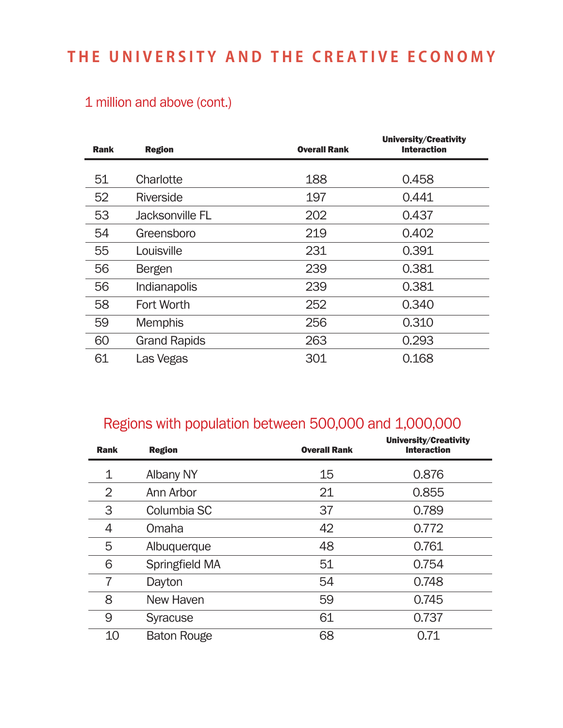# THE UNIVERSITY AND THE CREATIVE ECONOMY

## 1 million and above (cont.)

| Rank | Region | Overall Rank | University/Creativity Interaction |
|---|---|---|---|
| 51 | Charlotte | 188 | 0.458 |
| 52 | Riverside | 197 | 0.441 |
| 53 | Jacksonville FL | 202 | 0.437 |
| 54 | Greensboro | 219 | 0.402 |
| 55 | Louisville | 231 | 0.391 |
| 56 | Bergen | 239 | 0.381 |
| 56 | Indianapolis | 239 | 0.381 |
| 58 | Fort Worth | 252 | 0.340 |
| 59 | Memphis | 256 | 0.310 |
| 60 | Grand Rapids | 263 | 0.293 |
| 61 | Las Vegas | 301 | 0.168 |

## Regions with population between 500,000 and 1,000,000

| Rank | Region | Overall Rank | University/Creativity Interaction |
|---|---|---|---|
| 1 | Albany NY | 15 | 0.876 |
| 2 | Ann Arbor | 21 | 0.855 |
| 3 | Columbia SC | 37 | 0.789 |
| 4 | Omaha | 42 | 0.772 |
| 5 | Albuquerque | 48 | 0.761 |
| 6 | Springfield MA | 51 | 0.754 |
| 7 | Dayton | 54 | 0.748 |
| 8 | New Haven | 59 | 0.745 |
| 9 | Syracuse | 61 | 0.737 |
| 10 | Baton Rouge | 68 | 0.71 |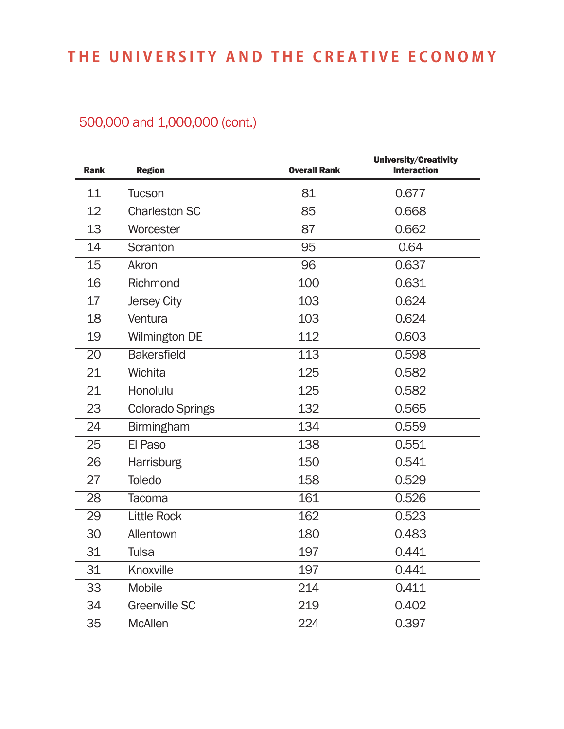500,000 and 1,000,000 (cont.)

| Rank | Region | Overall Rank | University/Creativity Interaction |
|---|---|---|---|
| 11 | Tucson | 81 | 0.677 |
| 12 | Charleston SC | 85 | 0.668 |
| 13 | Worcester | 87 | 0.662 |
| 14 | Scranton | 95 | 0.64 |
| 15 | Akron | 96 | 0.637 |
| 16 | Richmond | 100 | 0.631 |
| 17 | Jersey City | 103 | 0.624 |
| 18 | Ventura | 103 | 0.624 |
| 19 | Wilmington DE | 112 | 0.603 |
| 20 | Bakersfield | 113 | 0.598 |
| 21 | Wichita | 125 | 0.582 |
| 21 | Honolulu | 125 | 0.582 |
| 23 | Colorado Springs | 132 | 0.565 |
| 24 | Birmingham | 134 | 0.559 |
| 25 | El Paso | 138 | 0.551 |
| 26 | Harrisburg | 150 | 0.541 |
| 27 | Toledo | 158 | 0.529 |
| 28 | Tacoma | 161 | 0.526 |
| 29 | Little Rock | 162 | 0.523 |
| 30 | Allentown | 180 | 0.483 |
| 31 | Tulsa | 197 | 0.441 |
| 31 | Knoxville | 197 | 0.441 |
| 33 | Mobile | 214 | 0.411 |
| 34 | Greenville SC | 219 | 0.402 |
| 35 | McAllen | 224 | 0.397 |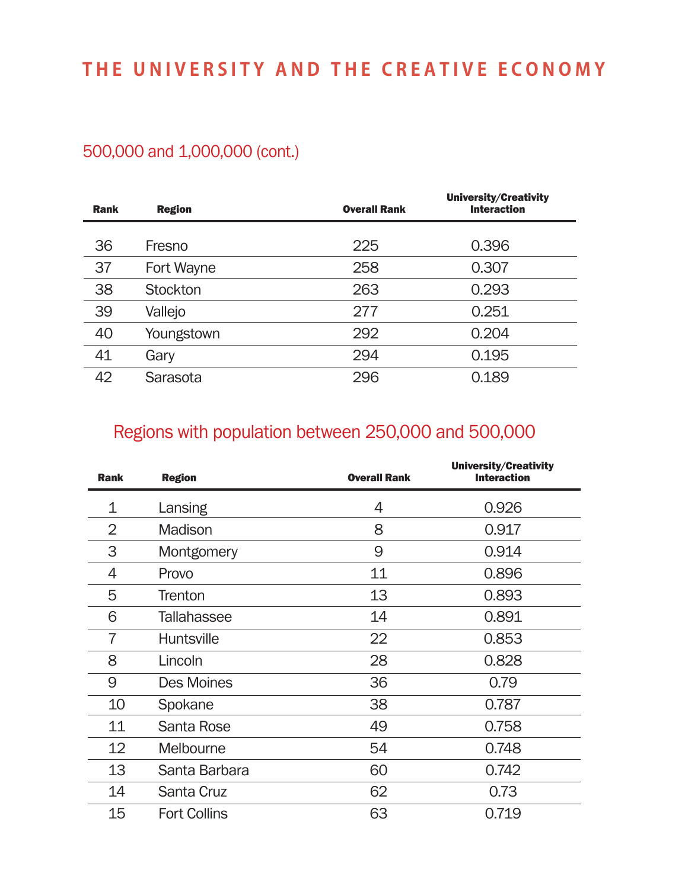## 500,000 and 1,000,000 (cont.)

| Rank | Region | Overall Rank | University/Creativity Interaction |
|---|---|---|---|
| 36 | Fresno | 225 | 0.396 |
| 37 | Fort Wayne | 258 | 0.307 |
| 38 | Stockton | 263 | 0.293 |
| 39 | Vallejo | 277 | 0.251 |
| 40 | Youngstown | 292 | 0.204 |
| 41 | Gary | 294 | 0.195 |
| 42 | Sarasota | 296 | 0.189 |

## Regions with population between 250,000 and 500,000

| Rank | Region | Overall Rank | University/Creativity Interaction |
|---|---|---|---|
| 1 | Lansing | 4 | 0.926 |
| 2 | Madison | 8 | 0.917 |
| 3 | Montgomery | 9 | 0.914 |
| 4 | Provo | 11 | 0.896 |
| 5 | Trenton | 13 | 0.893 |
| 6 | Tallahassee | 14 | 0.891 |
| 7 | Huntsville | 22 | 0.853 |
| 8 | Lincoln | 28 | 0.828 |
| 9 | Des Moines | 36 | 0.79 |
| 10 | Spokane | 38 | 0.787 |
| 11 | Santa Rose | 49 | 0.758 |
| 12 | Melbourne | 54 | 0.748 |
| 13 | Santa Barbara | 60 | 0.742 |
| 14 | Santa Cruz | 62 | 0.73 |
| 15 | Fort Collins | 63 | 0.719 |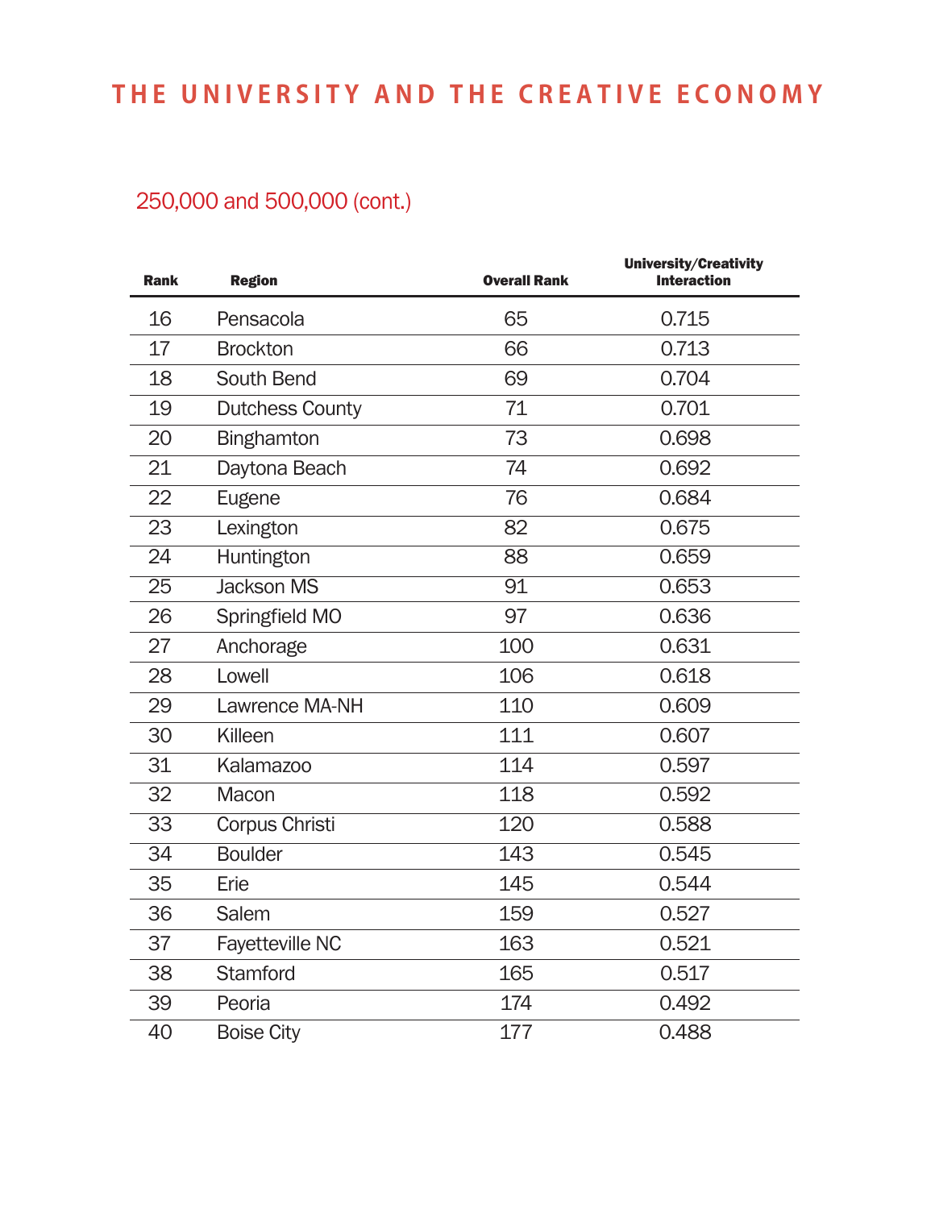## 250,000 and 500,000 (cont.)

| Rank | Region | Overall Rank | University/Creativity Interaction |
|---|---|---|---|
| 16 | Pensacola | 65 | 0.715 |
| 17 | Brockton | 66 | 0.713 |
| 18 | South Bend | 69 | 0.704 |
| 19 | Dutchess County | 71 | 0.701 |
| 20 | Binghamton | 73 | 0.698 |
| 21 | Daytona Beach | 74 | 0.692 |
| 22 | Eugene | 76 | 0.684 |
| 23 | Lexington | 82 | 0.675 |
| 24 | Huntington | 88 | 0.659 |
| 25 | Jackson MS | 91 | 0.653 |
| 26 | Springfield MO | 97 | 0.636 |
| 27 | Anchorage | 100 | 0.631 |
| 28 | Lowell | 106 | 0.618 |
| 29 | Lawrence MA-NH | 110 | 0.609 |
| 30 | Killeen | 111 | 0.607 |
| 31 | Kalamazoo | 114 | 0.597 |
| 32 | Macon | 118 | 0.592 |
| 33 | Corpus Christi | 120 | 0.588 |
| 34 | Boulder | 143 | 0.545 |
| 35 | Erie | 145 | 0.544 |
| 36 | Salem | 159 | 0.527 |
| 37 | Fayetteville NC | 163 | 0.521 |
| 38 | Stamford | 165 | 0.517 |
| 39 | Peoria | 174 | 0.492 |
| 40 | Boise City | 177 | 0.488 |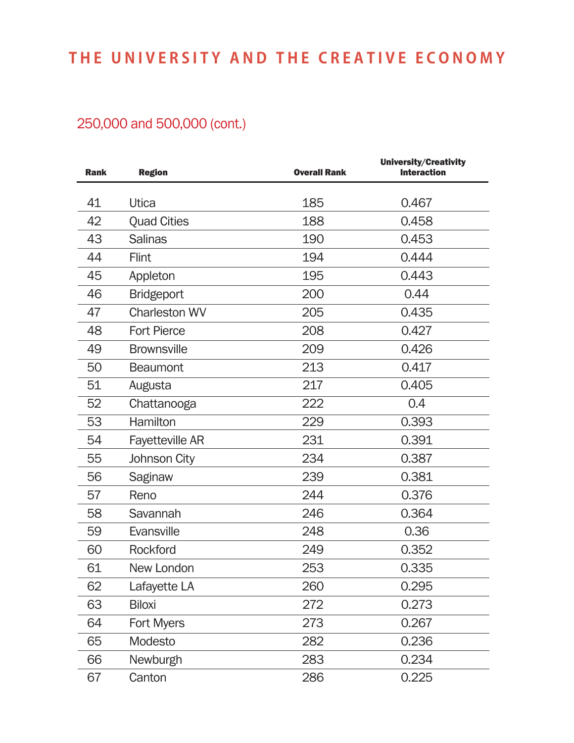## 250,000 and 500,000 (cont.)

| Rank | Region | Overall Rank | University/Creativity Interaction |
|---|---|---|---|
| 41 | Utica | 185 | 0.467 |
| 42 | Quad Cities | 188 | 0.458 |
| 43 | Salinas | 190 | 0.453 |
| 44 | Flint | 194 | 0.444 |
| 45 | Appleton | 195 | 0.443 |
| 46 | Bridgeport | 200 | 0.44 |
| 47 | Charleston WV | 205 | 0.435 |
| 48 | Fort Pierce | 208 | 0.427 |
| 49 | Brownsville | 209 | 0.426 |
| 50 | Beaumont | 213 | 0.417 |
| 51 | Augusta | 217 | 0.405 |
| 52 | Chattanooga | 222 | 0.4 |
| 53 | Hamilton | 229 | 0.393 |
| 54 | Fayetteville AR | 231 | 0.391 |
| 55 | Johnson City | 234 | 0.387 |
| 56 | Saginaw | 239 | 0.381 |
| 57 | Reno | 244 | 0.376 |
| 58 | Savannah | 246 | 0.364 |
| 59 | Evansville | 248 | 0.36 |
| 60 | Rockford | 249 | 0.352 |
| 61 | New London | 253 | 0.335 |
| 62 | Lafayette LA | 260 | 0.295 |
| 63 | Biloxi | 272 | 0.273 |
| 64 | Fort Myers | 273 | 0.267 |
| 65 | Modesto | 282 | 0.236 |
| 66 | Newburgh | 283 | 0.234 |
| 67 | Canton | 286 | 0.225 |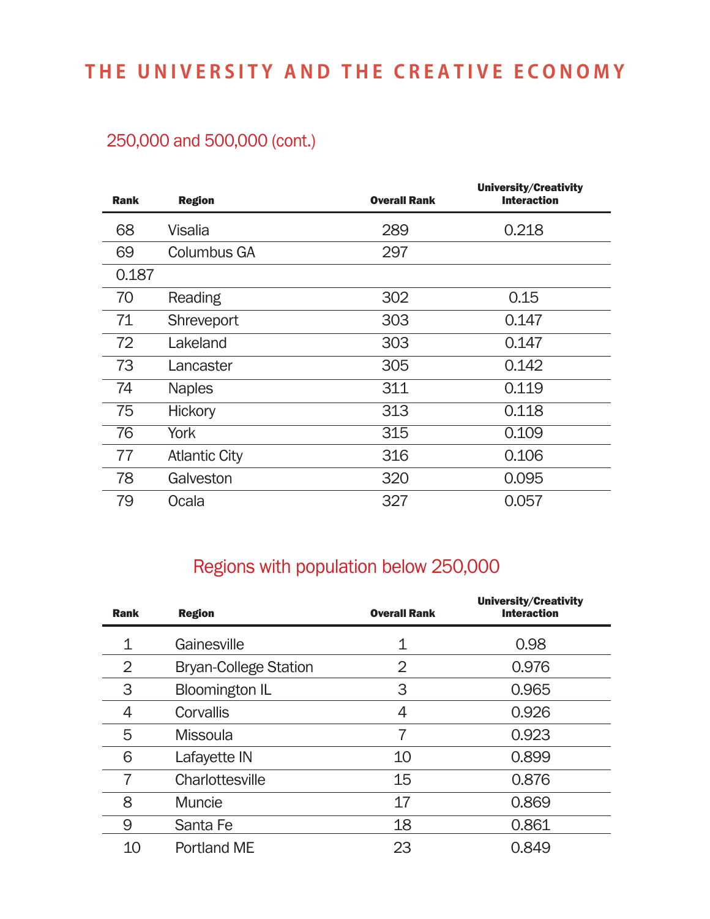# THE UNIVERSITY AND THE CREATIVE ECONOMY

## 250,000 and 500,000 (cont.)

| Rank | Region | Overall Rank | University/Creativity Interaction |
|---|---|---|---|
| 68 | Visalia | 289 | 0.218 |
| 69 | Columbus GA | 297 | |
| 0.187 | | | |
| 70 | Reading | 302 | 0.15 |
| 71 | Shreveport | 303 | 0.147 |
| 72 | Lakeland | 303 | 0.147 |
| 73 | Lancaster | 305 | 0.142 |
| 74 | Naples | 311 | 0.119 |
| 75 | Hickory | 313 | 0.118 |
| 76 | York | 315 | 0.109 |
| 77 | Atlantic City | 316 | 0.106 |
| 78 | Galveston | 320 | 0.095 |
| 79 | Ocala | 327 | 0.057 |

## Regions with population below 250,000

| Rank | Region | Overall Rank | University/Creativity Interaction |
|---|---|---|---|
| 1 | Gainesville | 1 | 0.98 |
| 2 | Bryan-College Station | 2 | 0.976 |
| 3 | Bloomington IL | 3 | 0.965 |
| 4 | Corvallis | 4 | 0.926 |
| 5 | Missoula | 7 | 0.923 |
| 6 | Lafayette IN | 10 | 0.899 |
| 7 | Charlottesville | 15 | 0.876 |
| 8 | Muncie | 17 | 0.869 |
| 9 | Santa Fe | 18 | 0.861 |
| 10 | Portland ME | 23 | 0.849 |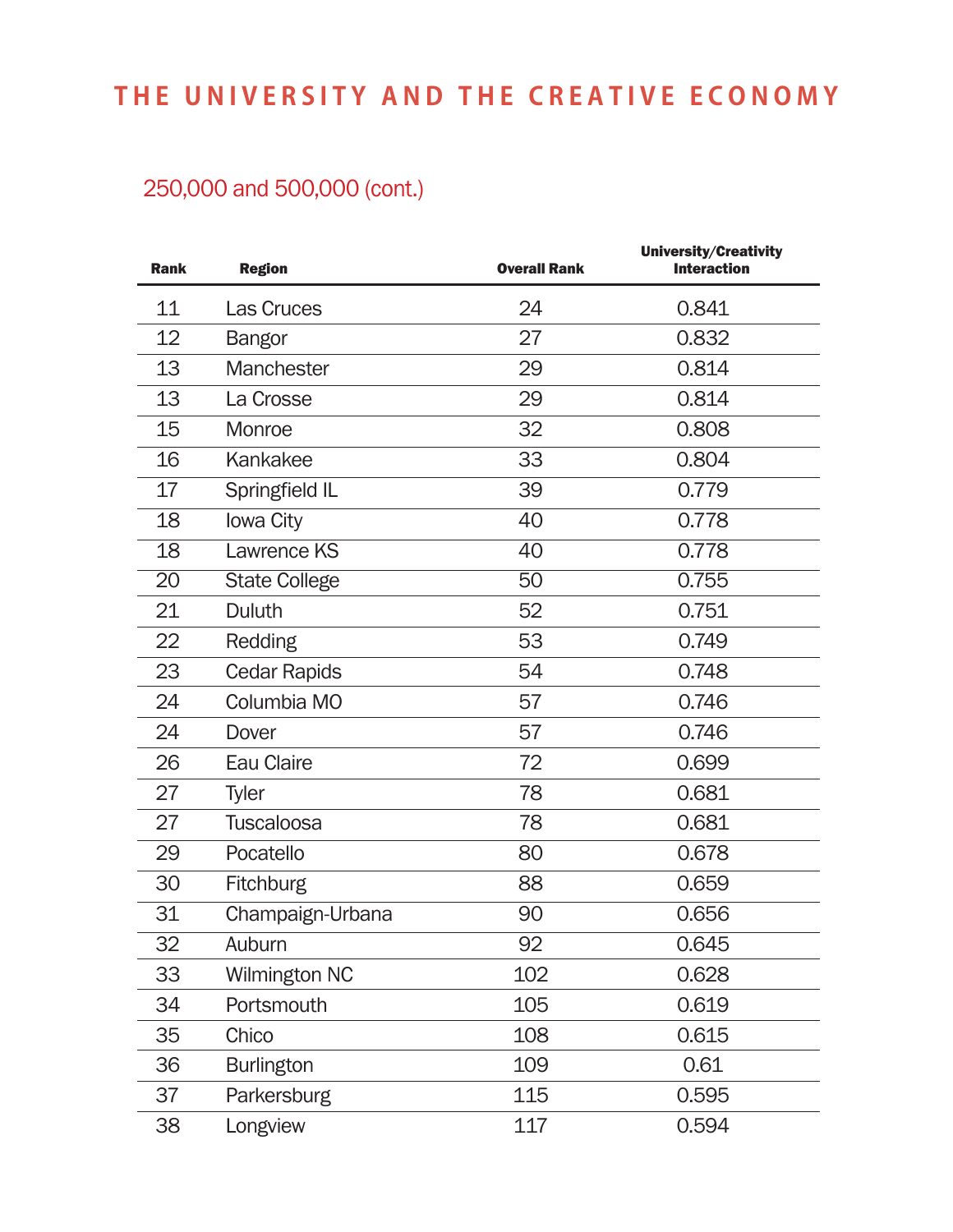250,000 and 500,000 (cont.)

| Rank | Region | Overall Rank | University/Creativity Interaction |
|---|---|---|---|
| 11 | Las Cruces | 24 | 0.841 |
| 12 | Bangor | 27 | 0.832 |
| 13 | Manchester | 29 | 0.814 |
| 13 | La Crosse | 29 | 0.814 |
| 15 | Monroe | 32 | 0.808 |
| 16 | Kankakee | 33 | 0.804 |
| 17 | Springfield IL | 39 | 0.779 |
| 18 | Iowa City | 40 | 0.778 |
| 18 | Lawrence KS | 40 | 0.778 |
| 20 | State College | 50 | 0.755 |
| 21 | Duluth | 52 | 0.751 |
| 22 | Redding | 53 | 0.749 |
| 23 | Cedar Rapids | 54 | 0.748 |
| 24 | Columbia MO | 57 | 0.746 |
| 24 | Dover | 57 | 0.746 |
| 26 | Eau Claire | 72 | 0.699 |
| 27 | Tyler | 78 | 0.681 |
| 27 | Tuscaloosa | 78 | 0.681 |
| 29 | Pocatello | 80 | 0.678 |
| 30 | Fitchburg | 88 | 0.659 |
| 31 | Champaign-Urbana | 90 | 0.656 |
| 32 | Auburn | 92 | 0.645 |
| 33 | Wilmington NC | 102 | 0.628 |
| 34 | Portsmouth | 105 | 0.619 |
| 35 | Chico | 108 | 0.615 |
| 36 | Burlington | 109 | 0.61 |
| 37 | Parkersburg | 115 | 0.595 |
| 38 | Longview | 117 | 0.594 |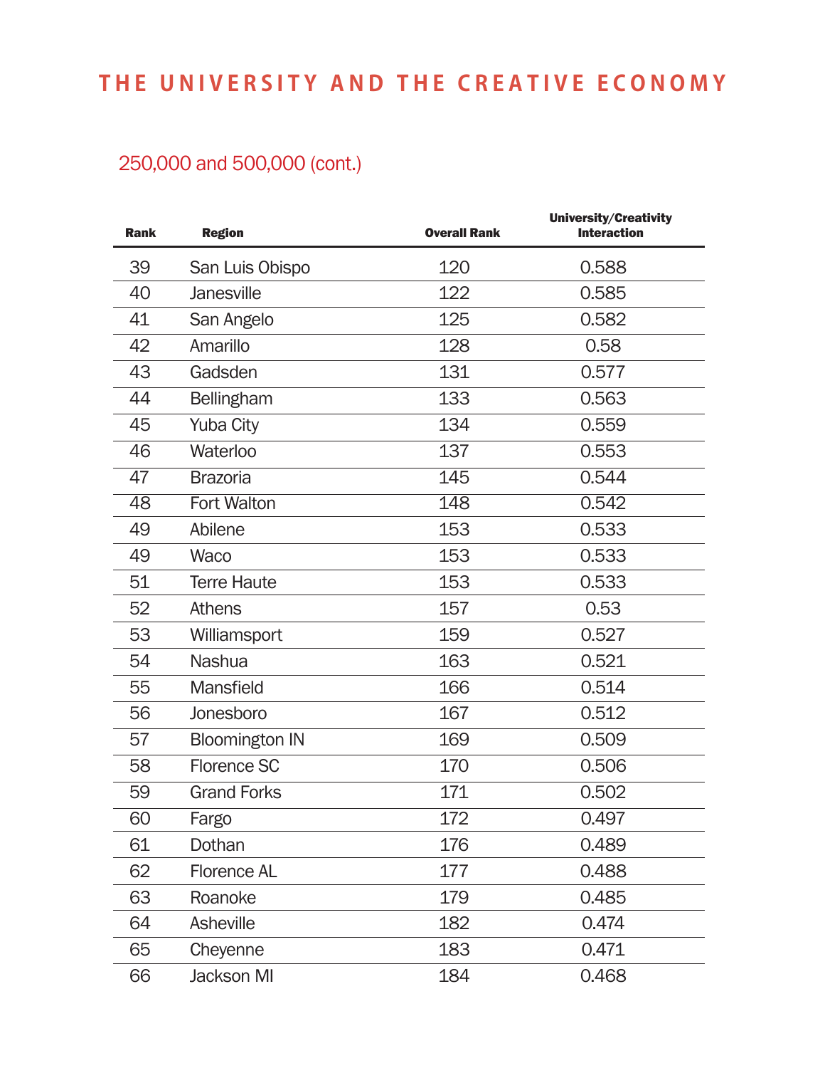# THE UNIVERSITY AND THE CREATIVE ECONOMY

## 250,000 and 500,000 (cont.)

| Rank | Region | Overall Rank | University/Creativity Interaction |
|---|---|---|---|
| 39 | San Luis Obispo | 120 | 0.588 |
| 40 | Janesville | 122 | 0.585 |
| 41 | San Angelo | 125 | 0.582 |
| 42 | Amarillo | 128 | 0.58 |
| 43 | Gadsden | 131 | 0.577 |
| 44 | Bellingham | 133 | 0.563 |
| 45 | Yuba City | 134 | 0.559 |
| 46 | Waterloo | 137 | 0.553 |
| 47 | Brazoria | 145 | 0.544 |
| 48 | Fort Walton | 148 | 0.542 |
| 49 | Abilene | 153 | 0.533 |
| 49 | Waco | 153 | 0.533 |
| 51 | Terre Haute | 153 | 0.533 |
| 52 | Athens | 157 | 0.53 |
| 53 | Williamsport | 159 | 0.527 |
| 54 | Nashua | 163 | 0.521 |
| 55 | Mansfield | 166 | 0.514 |
| 56 | Jonesboro | 167 | 0.512 |
| 57 | Bloomington IN | 169 | 0.509 |
| 58 | Florence SC | 170 | 0.506 |
| 59 | Grand Forks | 171 | 0.502 |
| 60 | Fargo | 172 | 0.497 |
| 61 | Dothan | 176 | 0.489 |
| 62 | Florence AL | 177 | 0.488 |
| 63 | Roanoke | 179 | 0.485 |
| 64 | Asheville | 182 | 0.474 |
| 65 | Cheyenne | 183 | 0.471 |
| 66 | Jackson MI | 184 | 0.468 |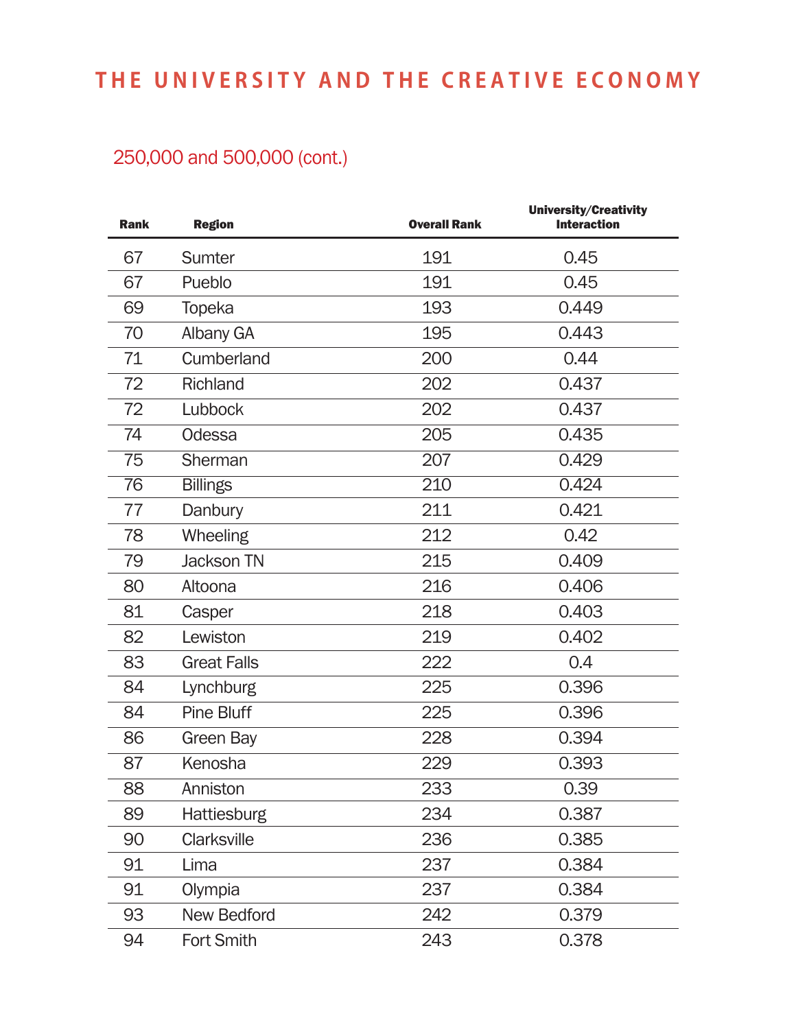## 250,000 and 500,000 (cont.)

| Rank | Region | Overall Rank | University/Creativity Interaction |
|---|---|---|---|
| 67 | Sumter | 191 | 0.45 |
| 67 | Pueblo | 191 | 0.45 |
| 69 | Topeka | 193 | 0.449 |
| 70 | Albany GA | 195 | 0.443 |
| 71 | Cumberland | 200 | 0.44 |
| 72 | Richland | 202 | 0.437 |
| 72 | Lubbock | 202 | 0.437 |
| 74 | Odessa | 205 | 0.435 |
| 75 | Sherman | 207 | 0.429 |
| 76 | Billings | 210 | 0.424 |
| 77 | Danbury | 211 | 0.421 |
| 78 | Wheeling | 212 | 0.42 |
| 79 | Jackson TN | 215 | 0.409 |
| 80 | Altoona | 216 | 0.406 |
| 81 | Casper | 218 | 0.403 |
| 82 | Lewiston | 219 | 0.402 |
| 83 | Great Falls | 222 | 0.4 |
| 84 | Lynchburg | 225 | 0.396 |
| 84 | Pine Bluff | 225 | 0.396 |
| 86 | Green Bay | 228 | 0.394 |
| 87 | Kenosha | 229 | 0.393 |
| 88 | Anniston | 233 | 0.39 |
| 89 | Hattiesburg | 234 | 0.387 |
| 90 | Clarksville | 236 | 0.385 |
| 91 | Lima | 237 | 0.384 |
| 91 | Olympia | 237 | 0.384 |
| 93 | New Bedford | 242 | 0.379 |
| 94 | Fort Smith | 243 | 0.378 |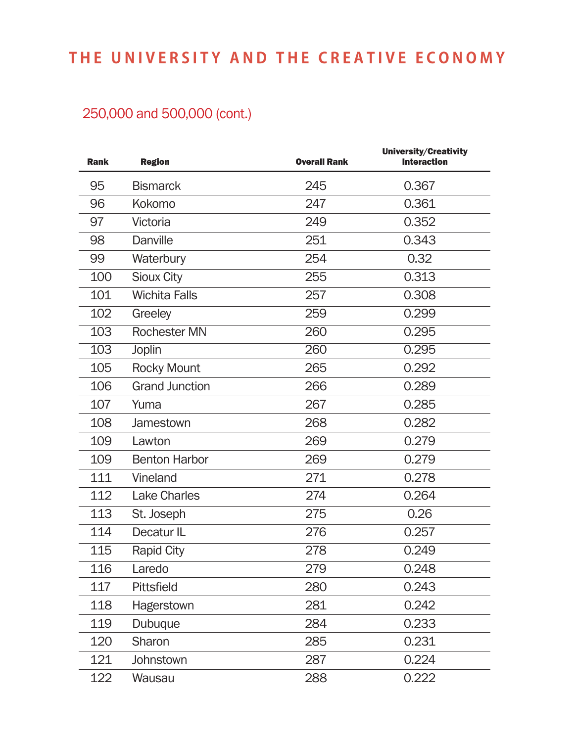250,000 and 500,000 (cont.)

| Rank | Region | Overall Rank | University/Creativity Interaction |
|---|---|---|---|
| 95 | Bismarck | 245 | 0.367 |
| 96 | Kokomo | 247 | 0.361 |
| 97 | Victoria | 249 | 0.352 |
| 98 | Danville | 251 | 0.343 |
| 99 | Waterbury | 254 | 0.32 |
| 100 | Sioux City | 255 | 0.313 |
| 101 | Wichita Falls | 257 | 0.308 |
| 102 | Greeley | 259 | 0.299 |
| 103 | Rochester MN | 260 | 0.295 |
| 103 | Joplin | 260 | 0.295 |
| 105 | Rocky Mount | 265 | 0.292 |
| 106 | Grand Junction | 266 | 0.289 |
| 107 | Yuma | 267 | 0.285 |
| 108 | Jamestown | 268 | 0.282 |
| 109 | Lawton | 269 | 0.279 |
| 109 | Benton Harbor | 269 | 0.279 |
| 111 | Vineland | 271 | 0.278 |
| 112 | Lake Charles | 274 | 0.264 |
| 113 | St. Joseph | 275 | 0.26 |
| 114 | Decatur IL | 276 | 0.257 |
| 115 | Rapid City | 278 | 0.249 |
| 116 | Laredo | 279 | 0.248 |
| 117 | Pittsfield | 280 | 0.243 |
| 118 | Hagerstown | 281 | 0.242 |
| 119 | Dubuque | 284 | 0.233 |
| 120 | Sharon | 285 | 0.231 |
| 121 | Johnstown | 287 | 0.224 |
| 122 | Wausau | 288 | 0.222 |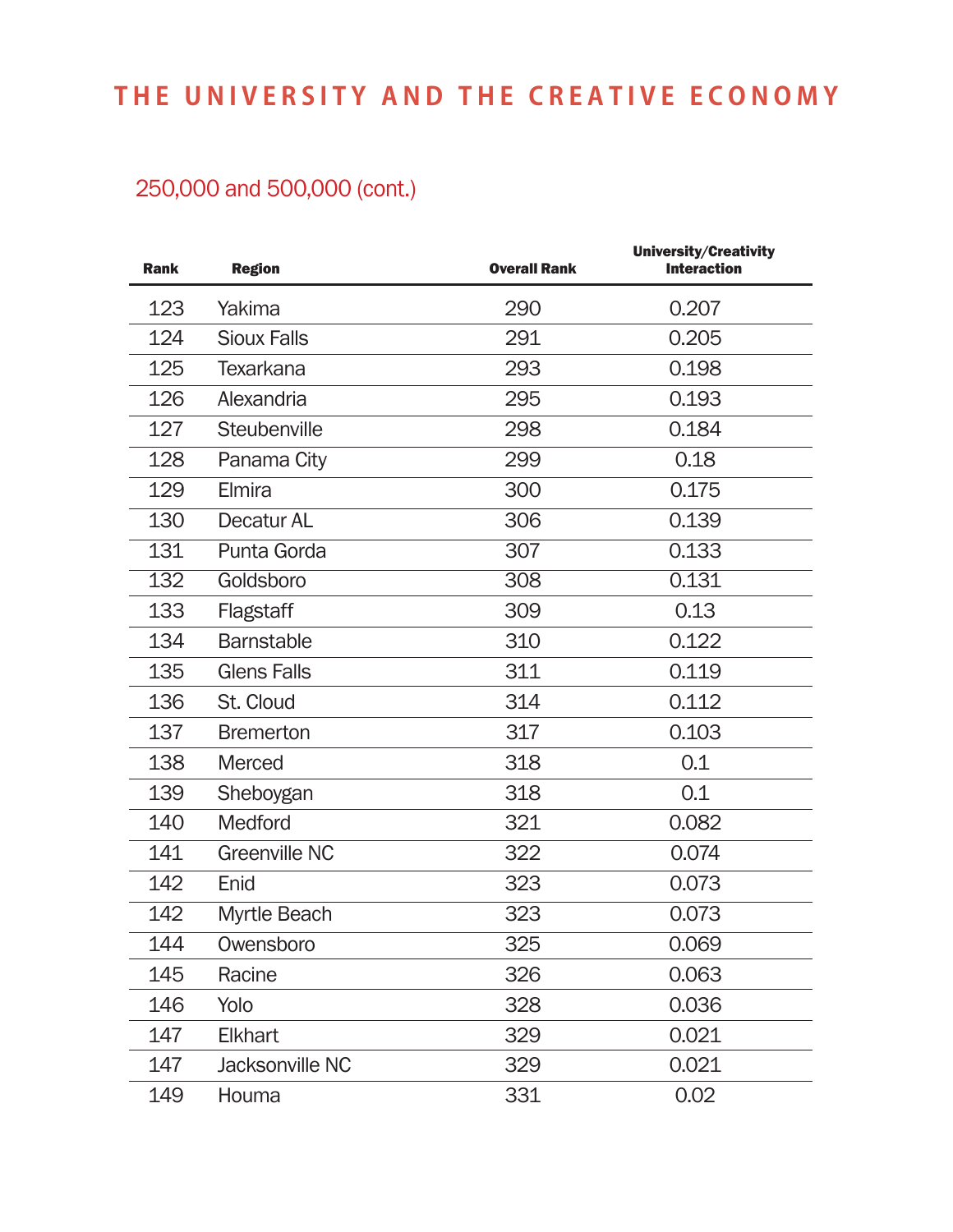250,000 and 500,000 (cont.)

| Rank | Region | Overall Rank | University/Creativity Interaction |
|---|---|---|---|
| 123 | Yakima | 290 | 0.207 |
| 124 | Sioux Falls | 291 | 0.205 |
| 125 | Texarkana | 293 | 0.198 |
| 126 | Alexandria | 295 | 0.193 |
| 127 | Steubenville | 298 | 0.184 |
| 128 | Panama City | 299 | 0.18 |
| 129 | Elmira | 300 | 0.175 |
| 130 | Decatur AL | 306 | 0.139 |
| 131 | Punta Gorda | 307 | 0.133 |
| 132 | Goldsboro | 308 | 0.131 |
| 133 | Flagstaff | 309 | 0.13 |
| 134 | Barnstable | 310 | 0.122 |
| 135 | Glens Falls | 311 | 0.119 |
| 136 | St. Cloud | 314 | 0.112 |
| 137 | Bremerton | 317 | 0.103 |
| 138 | Merced | 318 | 0.1 |
| 139 | Sheboygan | 318 | 0.1 |
| 140 | Medford | 321 | 0.082 |
| 141 | Greenville NC | 322 | 0.074 |
| 142 | Enid | 323 | 0.073 |
| 142 | Myrtle Beach | 323 | 0.073 |
| 144 | Owensboro | 325 | 0.069 |
| 145 | Racine | 326 | 0.063 |
| 146 | Yolo | 328 | 0.036 |
| 147 | Elkhart | 329 | 0.021 |
| 147 | Jacksonville NC | 329 | 0.021 |
| 149 | Houma | 331 | 0.02 |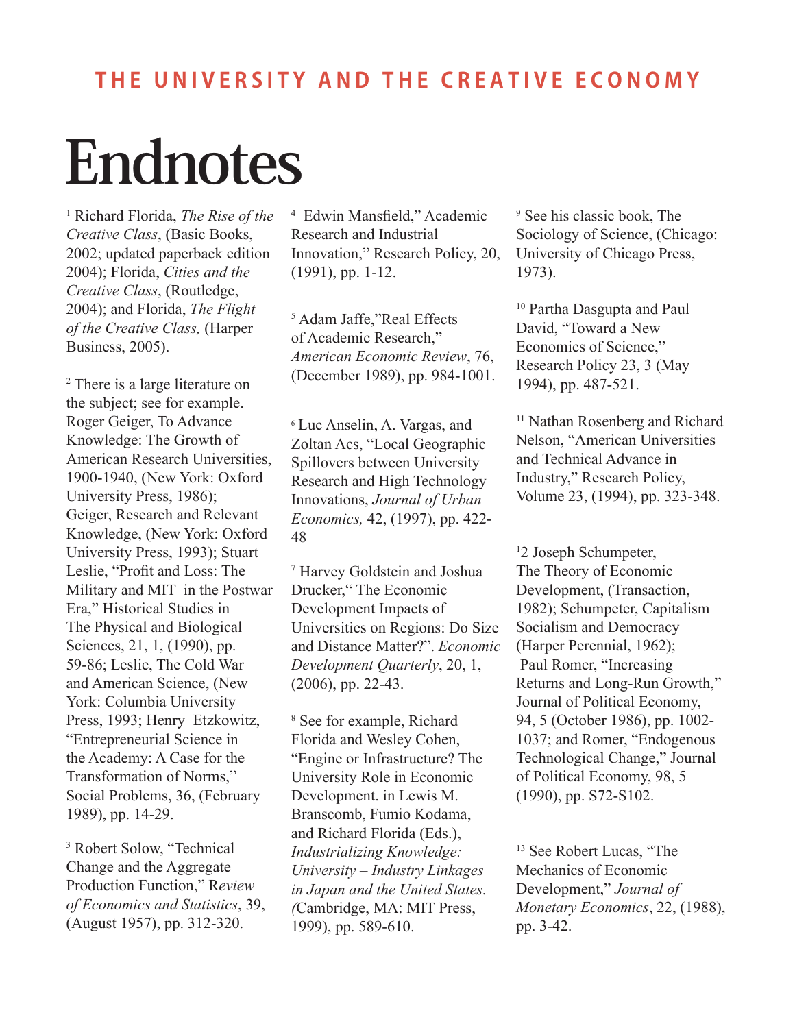# Endnotes

[1] Richard Florida, *The Rise of the Creative Class*, (Basic Books, 2002; updated paperback edition 2004); Florida, *Cities and the Creative Class*, (Routledge, 2004); and Florida, *The Flight of the Creative Class,* (Harper Business, 2005).

[2] There is a large literature on the subject; see for example. Roger Geiger, To Advance Knowledge: The Growth of American Research Universities, 1900-1940, (New York: Oxford University Press, 1986); Geiger, Research and Relevant Knowledge, (New York: Oxford University Press, 1993); Stuart Leslie, "Profit and Loss: The Military and MIT in the Postwar Era," Historical Studies in The Physical and Biological Sciences, 21, 1, (1990), pp. 59-86; Leslie, The Cold War and American Science, (New York: Columbia University Press, 1993; Henry Etzkowitz, "Entrepreneurial Science in the Academy: A Case for the Transformation of Norms," Social Problems, 36, (February 1989), pp. 14-29.

[3] Robert Solow, "Technical Change and the Aggregate Production Function," R*eview of Economics and Statistics*, 39, (August 1957), pp. 312-320.

[4] Edwin Mansfield," Academic Research and Industrial Innovation," Research Policy, 20, (1991), pp. 1-12.

[5] Adam Jaffe,"Real Effects of Academic Research," *American Economic Review*, 76, (December 1989), pp. 984-1001.

[6] Luc Anselin, A. Vargas, and Zoltan Acs, "Local Geographic Spillovers between University Research and High Technology Innovations, *Journal of Urban Economics,* 42, (1997), pp. 422-48

[7] Harvey Goldstein and Joshua Drucker," The Economic Development Impacts of Universities on Regions: Do Size and Distance Matter?". *Economic Development Quarterly*, 20, 1, (2006), pp. 22-43.

[8] See for example, Richard Florida and Wesley Cohen, "Engine or Infrastructure? The University Role in Economic Development. in Lewis M. Branscomb, Fumio Kodama, and Richard Florida (Eds.), *Industrializing Knowledge: University – Industry Linkages in Japan and the United States. (*Cambridge, MA: MIT Press, 1999), pp. 589-610.

[9] See his classic book, The Sociology of Science, (Chicago: University of Chicago Press, 1973).

[10] Partha Dasgupta and Paul David, "Toward a New Economics of Science," Research Policy 23, 3 (May 1994), pp. 487-521.

[11] Nathan Rosenberg and Richard Nelson, "American Universities and Technical Advance in Industry," Research Policy, Volume 23, (1994), pp. 323-348.

[12] Joseph Schumpeter, The Theory of Economic Development, (Transaction, 1982); Schumpeter, Capitalism Socialism and Democracy (Harper Perennial, 1962); Paul Romer, "Increasing Returns and Long-Run Growth," Journal of Political Economy, 94, 5 (October 1986), pp. 1002-1037; and Romer, "Endogenous Technological Change," Journal of Political Economy, 98, 5 (1990), pp. S72-S102.

[13] See Robert Lucas, "The Mechanics of Economic Development," *Journal of Monetary Economics*, 22, (1988), pp. 3-42.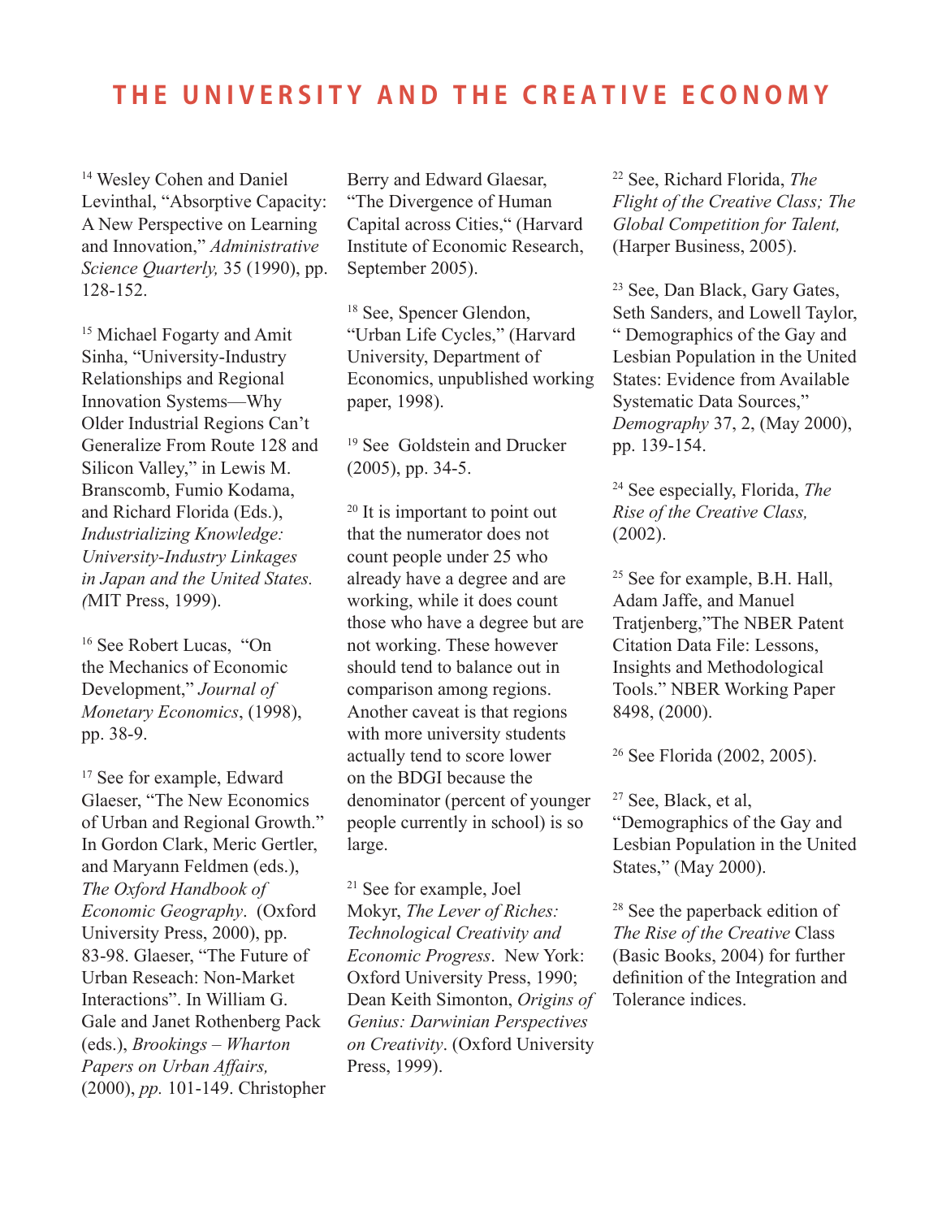[14] Wesley Cohen and Daniel Levinthal, "Absorptive Capacity: A New Perspective on Learning and Innovation," *Administrative Science Quarterly,* 35 (1990), pp. 128-152.

[15] Michael Fogarty and Amit Sinha, "University-Industry Relationships and Regional Innovation Systems—Why Older Industrial Regions Can't Generalize From Route 128 and Silicon Valley," in Lewis M. Branscomb, Fumio Kodama, and Richard Florida (Eds.), *Industrializing Knowledge: University-Industry Linkages in Japan and the United States. (*MIT Press, 1999).

[16] See Robert Lucas, "On the Mechanics of Economic Development," *Journal of Monetary Economics*, (1998), pp. 38-9.

[17] See for example, Edward Glaeser, "The New Economics of Urban and Regional Growth." In Gordon Clark, Meric Gertler, and Maryann Feldmen (eds.), *The Oxford Handbook of Economic Geography*. (Oxford University Press, 2000), pp. 83-98. Glaeser, "The Future of Urban Reseach: Non-Market Interactions". In William G. Gale and Janet Rothenberg Pack (eds.), *Brookings – Wharton Papers on Urban Affairs,* (2000), *pp.* 101-149. Christopher Berry and Edward Glaesar, "The Divergence of Human Capital across Cities," (Harvard Institute of Economic Research, September 2005).

[18] See, Spencer Glendon, "Urban Life Cycles," (Harvard University, Department of Economics, unpublished working paper, 1998).

[19] See Goldstein and Drucker (2005), pp. 34-5.

[20] It is important to point out that the numerator does not count people under 25 who already have a degree and are working, while it does count those who have a degree but are not working. These however should tend to balance out in comparison among regions. Another caveat is that regions with more university students actually tend to score lower on the BDGI because the denominator (percent of younger people currently in school) is so large.

[21] See for example, Joel Mokyr, *The Lever of Riches: Technological Creativity and Economic Progress*. New York: Oxford University Press, 1990; Dean Keith Simonton, *Origins of Genius: Darwinian Perspectives on Creativity*. (Oxford University Press, 1999).

[22] See, Richard Florida, *The Flight of the Creative Class; The Global Competition for Talent,* (Harper Business, 2005).

[23] See, Dan Black, Gary Gates, Seth Sanders, and Lowell Taylor, " Demographics of the Gay and Lesbian Population in the United States: Evidence from Available Systematic Data Sources," *Demography* 37, 2, (May 2000), pp. 139-154.

[24] See especially, Florida, *The Rise of the Creative Class,* (2002).

[25] See for example, B.H. Hall, Adam Jaffe, and Manuel Tratjenberg,"The NBER Patent Citation Data File: Lessons, Insights and Methodological Tools." NBER Working Paper 8498, (2000).

[26] See Florida (2002, 2005).

[27] See, Black, et al, "Demographics of the Gay and Lesbian Population in the United States," (May 2000).

[28] See the paperback edition of *The Rise of the Creative* Class (Basic Books, 2004) for further definition of the Integration and Tolerance indices.